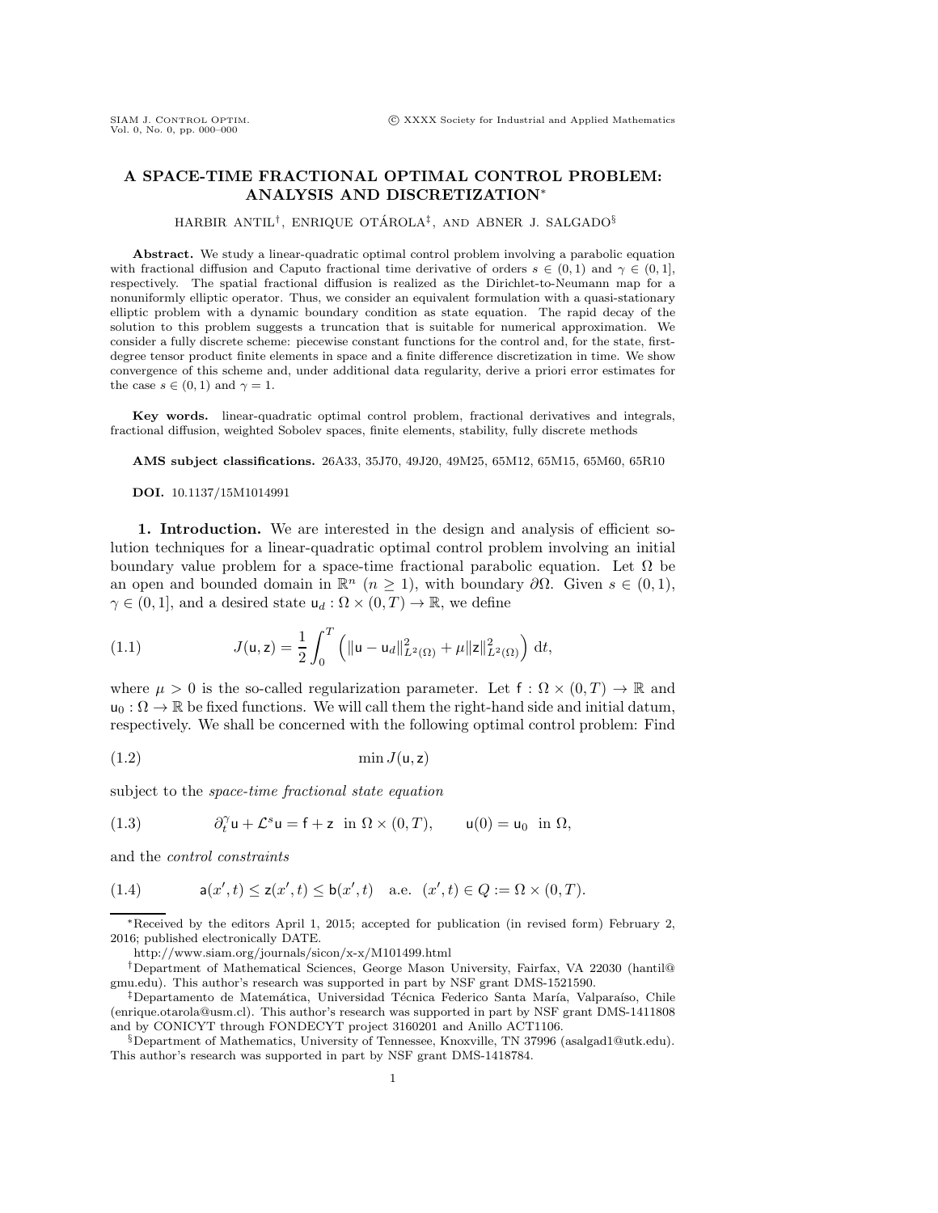# A SPACE-TIME FRACTIONAL OPTIMAL CONTROL PROBLEM: ANALYSIS AND DISCRETIZATION*

HARBIR ANTIL[†], ENRIQUE OTÁROLA[‡], AND ABNER J. SALGADO[§]

**Abstract.** We study a linear-quadratic optimal control problem involving a parabolic equation with fractional diffusion and Caputo fractional time derivative of orders $s \in (0,1)$ and $\gamma \in (0,1]$, respectively. The spatial fractional diffusion is realized as the Dirichlet-to-Neumann map for a nonuniformly elliptic operator. Thus, we consider an equivalent formulation with a quasi-stationary elliptic problem with a dynamic boundary condition as state equation. The rapid decay of the solution to this problem suggests a truncation that is suitable for numerical approximation. We consider a fully discrete scheme: piecewise constant functions for the control and, for the state, first-degree tensor product finite elements in space and a finite difference discretization in time. We show convergence of this scheme and, under additional data regularity, derive a priori error estimates for the case $s \in (0,1)$ and $\gamma = 1$.

**Key words.** linear-quadratic optimal control problem, fractional derivatives and integrals, fractional diffusion, weighted Sobolev spaces, finite elements, stability, fully discrete methods

**AMS subject classifications.** 26A33, 35J70, 49J20, 49M25, 65M12, 65M15, 65M60, 65R10

**DOI.** 10.1137/15M1014991

**1. Introduction.** We are interested in the design and analysis of efficient solution techniques for a linear-quadratic optimal control problem involving an initial boundary value problem for a space-time fractional parabolic equation. Let $\Omega$ be an open and bounded domain in $\mathbb{R}^n$ ($n \geq 1$), with boundary $\partial\Omega$. Given $s \in (0,1)$, $\gamma \in (0,1]$, and a desired state $\mathsf{u}_d : \Omega \times (0,T) \to \mathbb{R}$, we define

$$
J(\mathsf{u},\mathsf{z}) = \frac{1}{2}\int_0^T \left( \|\mathsf{u} - \mathsf{u}_d\|^2_{L^2(\Omega)} + \mu \|\mathsf{z}\|^2_{L^2(\Omega)} \right) \mathrm{d}t, \tag{1.1}
$$

where $\mu > 0$ is the so-called regularization parameter. Let $\mathsf{f} : \Omega \times (0,T) \to \mathbb{R}$ and $\mathsf{u}_0 : \Omega \to \mathbb{R}$ be fixed functions. We will call them the right-hand side and initial datum, respectively. We shall be concerned with the following optimal control problem: Find

$$
\min J(\mathsf{u},\mathsf{z}) \tag{1.2}
$$

subject to the *space-time fractional state equation*

$$
\partial_t^\gamma \mathsf{u} + \mathcal{L}^s \mathsf{u} = \mathsf{f} + \mathsf{z} \ \text{ in } \Omega \times (0,T), \qquad \mathsf{u}(0) = \mathsf{u}_0 \ \text{ in } \Omega, \tag{1.3}
$$

and the *control constraints*

$$
\mathsf{a}(x',t) \leq \mathsf{z}(x',t) \leq \mathsf{b}(x',t) \quad \text{a.e. } (x',t) \in Q := \Omega \times (0,T). \tag{1.4}
$$

---

*Received by the editors April 1, 2015; accepted for publication (in revised form) February 2, 2016; published electronically DATE.

http://www.siam.org/journals/sicon/x-x/M101499.html

[†]Department of Mathematical Sciences, George Mason University, Fairfax, VA 22030 (hantil@gmu.edu). This author's research was supported in part by NSF grant DMS-1521590.

[‡]Departamento de Matemática, Universidad Técnica Federico Santa María, Valparaíso, Chile (enrique.otarola@usm.cl). This author's research was supported in part by NSF grant DMS-1411808 and by CONICYT through FONDECYT project 3160201 and Anillo ACT1106.

[§]Department of Mathematics, University of Tennessee, Knoxville, TN 37996 (asalgad1@utk.edu). This author's research was supported in part by NSF grant DMS-1418784.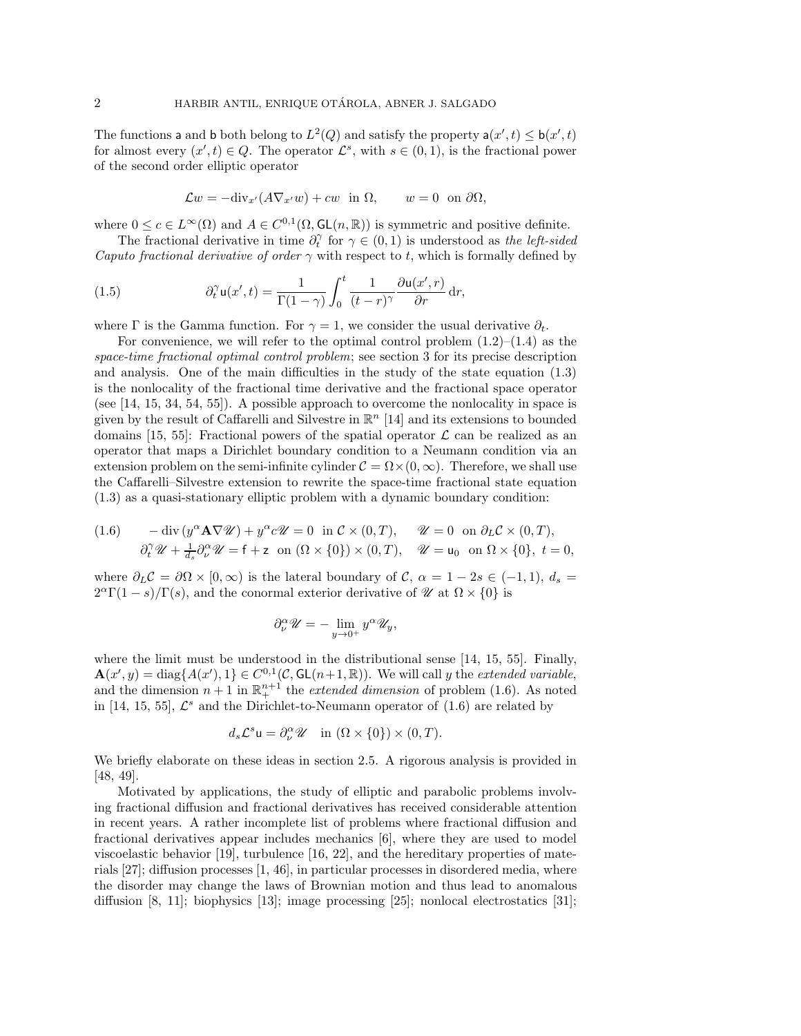The functions $\mathsf{a}$ and $\mathsf{b}$ both belong to $L^2(Q)$ and satisfy the property $\mathsf{a}(x',t) \leq \mathsf{b}(x',t)$ for almost every $(x',t) \in Q$. The operator $\mathcal{L}^s$, with $s \in (0,1)$, is the fractional power of the second order elliptic operator

$$\mathcal{L}w = -\mathrm{div}_{x'}(A\nabla_{x'}w) + cw \quad \text{in } \Omega, \qquad w = 0 \quad \text{on } \partial\Omega,$$

where $0 \leq c \in L^\infty(\Omega)$ and $A \in C^{0,1}(\Omega, \mathsf{GL}(n,\mathbb{R}))$ is symmetric and positive definite.

The fractional derivative in time $\partial_t^\gamma$ for $\gamma \in (0,1)$ is understood as *the left-sided Caputo fractional derivative of order* $\gamma$ with respect to $t$, which is formally defined by

$$\partial_t^\gamma \mathsf{u}(x',t) = \frac{1}{\Gamma(1-\gamma)} \int_0^t \frac{1}{(t-r)^\gamma} \frac{\partial \mathsf{u}(x',r)}{\partial r} \, \mathrm{d}r, \tag{1.5}$$

where $\Gamma$ is the Gamma function. For $\gamma = 1$, we consider the usual derivative $\partial_t$.

For convenience, we will refer to the optimal control problem (1.2)–(1.4) as the *space-time fractional optimal control problem*; see section 3 for its precise description and analysis. One of the main difficulties in the study of the state equation (1.3) is the nonlocality of the fractional time derivative and the fractional space operator (see [14, 15, 34, 54, 55]). A possible approach to overcome the nonlocality in space is given by the result of Caffarelli and Silvestre in $\mathbb{R}^n$ [14] and its extensions to bounded domains [15, 55]: Fractional powers of the spatial operator $\mathcal{L}$ can be realized as an operator that maps a Dirichlet boundary condition to a Neumann condition via an extension problem on the semi-infinite cylinder $\mathcal{C} = \Omega \times (0,\infty)$. Therefore, we shall use the Caffarelli–Silvestre extension to rewrite the space-time fractional state equation (1.3) as a quasi-stationary elliptic problem with a dynamic boundary condition:

$$\begin{aligned} &-\mathrm{div}\,(y^\alpha \mathbf{A} \nabla \mathscr{U}) + y^\alpha c \mathscr{U} = 0 \quad \text{in } \mathcal{C} \times (0,T), \qquad \mathscr{U} = 0 \quad \text{on } \partial_L \mathcal{C} \times (0,T), \\ &\partial_t^\gamma \mathscr{U} + \tfrac{1}{d_s} \partial_\nu^\alpha \mathscr{U} = \mathsf{f} + \mathsf{z} \quad \text{on } (\Omega \times \{0\}) \times (0,T), \qquad \mathscr{U} = \mathsf{u}_0 \quad \text{on } \Omega \times \{0\}, \ t = 0, \end{aligned} \tag{1.6}$$

where $\partial_L \mathcal{C} = \partial\Omega \times [0,\infty)$ is the lateral boundary of $\mathcal{C}$, $\alpha = 1 - 2s \in (-1,1)$, $d_s = 2^\alpha \Gamma(1-s)/\Gamma(s)$, and the conormal exterior derivative of $\mathscr{U}$ at $\Omega \times \{0\}$ is

$$\partial_\nu^\alpha \mathscr{U} = -\lim_{y \to 0^+} y^\alpha \mathscr{U}_y,$$

where the limit must be understood in the distributional sense [14, 15, 55]. Finally, $\mathbf{A}(x',y) = \mathrm{diag}\{A(x'),1\} \in C^{0,1}(\mathcal{C}, \mathsf{GL}(n+1,\mathbb{R}))$. We will call $y$ the *extended variable*, and the dimension $n+1$ in $\mathbb{R}_+^{n+1}$ the *extended dimension* of problem (1.6). As noted in [14, 15, 55], $\mathcal{L}^s$ and the Dirichlet-to-Neumann operator of (1.6) are related by

$$d_s \mathcal{L}^s \mathsf{u} = \partial_\nu^\alpha \mathscr{U} \quad \text{in } (\Omega \times \{0\}) \times (0,T).$$

We briefly elaborate on these ideas in section 2.5. A rigorous analysis is provided in [48, 49].

Motivated by applications, the study of elliptic and parabolic problems involving fractional diffusion and fractional derivatives has received considerable attention in recent years. A rather incomplete list of problems where fractional diffusion and fractional derivatives appear includes mechanics [6], where they are used to model viscoelastic behavior [19], turbulence [16, 22], and the hereditary properties of materials [27]; diffusion processes [1, 46], in particular processes in disordered media, where the disorder may change the laws of Brownian motion and thus lead to anomalous diffusion [8, 11]; biophysics [13]; image processing [25]; nonlocal electrostatics [31];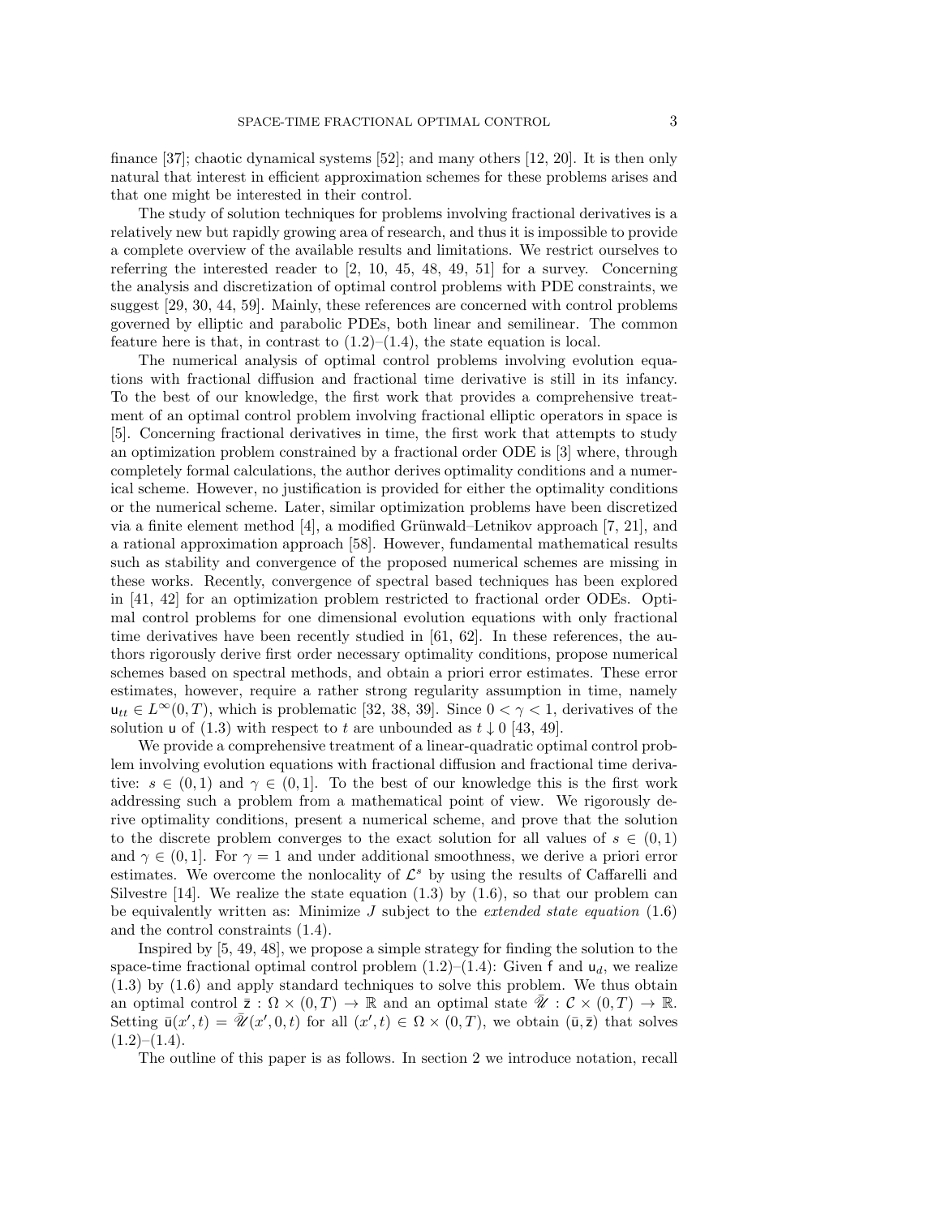finance [37]; chaotic dynamical systems [52]; and many others [12, 20]. It is then only natural that interest in efficient approximation schemes for these problems arises and that one might be interested in their control.

The study of solution techniques for problems involving fractional derivatives is a relatively new but rapidly growing area of research, and thus it is impossible to provide a complete overview of the available results and limitations. We restrict ourselves to referring the interested reader to [2, 10, 45, 48, 49, 51] for a survey. Concerning the analysis and discretization of optimal control problems with PDE constraints, we suggest [29, 30, 44, 59]. Mainly, these references are concerned with control problems governed by elliptic and parabolic PDEs, both linear and semilinear. The common feature here is that, in contrast to (1.2)–(1.4), the state equation is local.

The numerical analysis of optimal control problems involving evolution equations with fractional diffusion and fractional time derivative is still in its infancy. To the best of our knowledge, the first work that provides a comprehensive treatment of an optimal control problem involving fractional elliptic operators in space is [5]. Concerning fractional derivatives in time, the first work that attempts to study an optimization problem constrained by a fractional order ODE is [3] where, through completely formal calculations, the author derives optimality conditions and a numerical scheme. However, no justification is provided for either the optimality conditions or the numerical scheme. Later, similar optimization problems have been discretized via a finite element method [4], a modified Grünwald–Letnikov approach [7, 21], and a rational approximation approach [58]. However, fundamental mathematical results such as stability and convergence of the proposed numerical schemes are missing in these works. Recently, convergence of spectral based techniques has been explored in [41, 42] for an optimization problem restricted to fractional order ODEs. Optimal control problems for one dimensional evolution equations with only fractional time derivatives have been recently studied in [61, 62]. In these references, the authors rigorously derive first order necessary optimality conditions, propose numerical schemes based on spectral methods, and obtain a priori error estimates. These error estimates, however, require a rather strong regularity assumption in time, namely $\mathsf{u}_{tt} \in L^\infty(0,T)$, which is problematic [32, 38, 39]. Since $0 < \gamma < 1$, derivatives of the solution $\mathsf{u}$ of (1.3) with respect to $t$ are unbounded as $t \downarrow 0$ [43, 49].

We provide a comprehensive treatment of a linear-quadratic optimal control problem involving evolution equations with fractional diffusion and fractional time derivative: $s \in (0,1)$ and $\gamma \in (0,1]$. To the best of our knowledge this is the first work addressing such a problem from a mathematical point of view. We rigorously derive optimality conditions, present a numerical scheme, and prove that the solution to the discrete problem converges to the exact solution for all values of $s \in (0,1)$ and $\gamma \in (0,1]$. For $\gamma = 1$ and under additional smoothness, we derive a priori error estimates. We overcome the nonlocality of $\mathcal{L}^s$ by using the results of Caffarelli and Silvestre [14]. We realize the state equation (1.3) by (1.6), so that our problem can be equivalently written as: Minimize $J$ subject to the *extended state equation* (1.6) and the control constraints (1.4).

Inspired by [5, 49, 48], we propose a simple strategy for finding the solution to the space-time fractional optimal control problem (1.2)–(1.4): Given $\mathsf{f}$ and $\mathsf{u}_d$, we realize (1.3) by (1.6) and apply standard techniques to solve this problem. We thus obtain an optimal control $\bar{\mathsf{z}} : \Omega \times (0,T) \to \mathbb{R}$ and an optimal state $\bar{\mathscr{U}} : \mathcal{C} \times (0,T) \to \mathbb{R}$. Setting $\bar{\mathsf{u}}(x',t) = \bar{\mathscr{U}}(x',0,t)$ for all $(x',t) \in \Omega \times (0,T)$, we obtain $(\bar{\mathsf{u}}, \bar{\mathsf{z}})$ that solves (1.2)–(1.4).

The outline of this paper is as follows. In section 2 we introduce notation, recall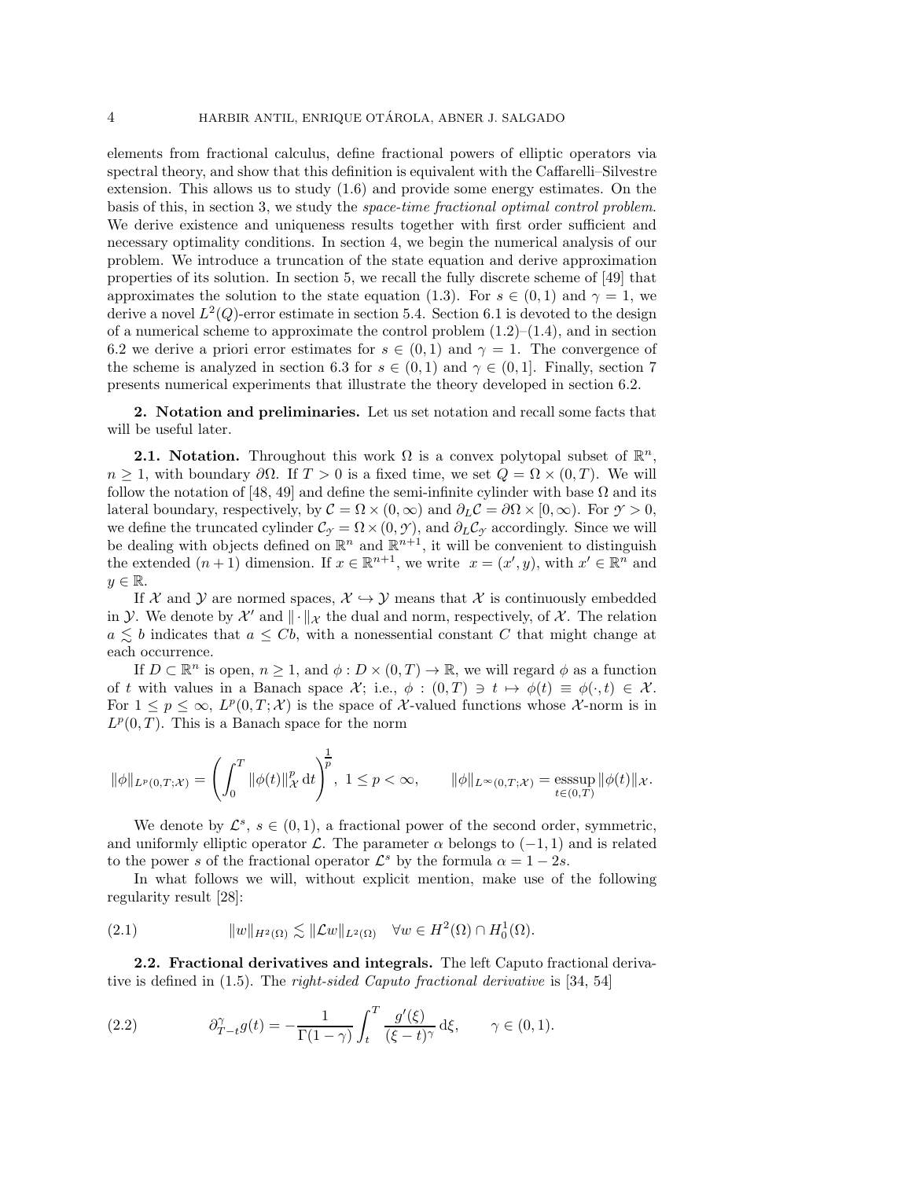elements from fractional calculus, define fractional powers of elliptic operators via spectral theory, and show that this definition is equivalent with the Caffarelli–Silvestre extension. This allows us to study (1.6) and provide some energy estimates. On the basis of this, in section 3, we study the *space-time fractional optimal control problem*. We derive existence and uniqueness results together with first order sufficient and necessary optimality conditions. In section 4, we begin the numerical analysis of our problem. We introduce a truncation of the state equation and derive approximation properties of its solution. In section 5, we recall the fully discrete scheme of [49] that approximates the solution to the state equation (1.3). For $s \in (0,1)$ and $\gamma = 1$, we derive a novel $L^2(Q)$-error estimate in section 5.4. Section 6.1 is devoted to the design of a numerical scheme to approximate the control problem (1.2)–(1.4), and in section 6.2 we derive a priori error estimates for $s \in (0,1)$ and $\gamma = 1$. The convergence of the scheme is analyzed in section 6.3 for $s \in (0,1)$ and $\gamma \in (0,1]$. Finally, section 7 presents numerical experiments that illustrate the theory developed in section 6.2.

## 2. Notation and preliminaries.

Let us set notation and recall some facts that will be useful later.

### 2.1. Notation.

Throughout this work $\Omega$ is a convex polytopal subset of $\mathbb{R}^n$, $n \geq 1$, with boundary $\partial\Omega$. If $T > 0$ is a fixed time, we set $Q = \Omega \times (0,T)$. We will follow the notation of [48, 49] and define the semi-infinite cylinder with base $\Omega$ and its lateral boundary, respectively, by $\mathcal{C} = \Omega \times (0,\infty)$ and $\partial_L \mathcal{C} = \partial\Omega \times [0,\infty)$. For $\mathcal{Y} > 0$, we define the truncated cylinder $\mathcal{C}_\mathcal{Y} = \Omega \times (0,\mathcal{Y})$, and $\partial_L \mathcal{C}_\mathcal{Y}$ accordingly. Since we will be dealing with objects defined on $\mathbb{R}^n$ and $\mathbb{R}^{n+1}$, it will be convenient to distinguish the extended $(n+1)$ dimension. If $x \in \mathbb{R}^{n+1}$, we write $x = (x', y)$, with $x' \in \mathbb{R}^n$ and $y \in \mathbb{R}$.

If $\mathcal{X}$ and $\mathcal{Y}$ are normed spaces, $\mathcal{X} \hookrightarrow \mathcal{Y}$ means that $\mathcal{X}$ is continuously embedded in $\mathcal{Y}$. We denote by $\mathcal{X}'$ and $\|\cdot\|_\mathcal{X}$ the dual and norm, respectively, of $\mathcal{X}$. The relation $a \lesssim b$ indicates that $a \leq Cb$, with a nonessential constant $C$ that might change at each occurrence.

If $D \subset \mathbb{R}^n$ is open, $n \geq 1$, and $\phi : D \times (0,T) \to \mathbb{R}$, we will regard $\phi$ as a function of $t$ with values in a Banach space $\mathcal{X}$; i.e., $\phi : (0,T) \ni t \mapsto \phi(t) \equiv \phi(\cdot,t) \in \mathcal{X}$. For $1 \leq p \leq \infty$, $L^p(0,T;\mathcal{X})$ is the space of $\mathcal{X}$-valued functions whose $\mathcal{X}$-norm is in $L^p(0,T)$. This is a Banach space for the norm

$$
\|\phi\|_{L^p(0,T;\mathcal{X})} = \left( \int_0^T \|\phi(t)\|_\mathcal{X}^p \, \mathrm{d}t \right)^{\frac{1}{p}}, \; 1 \leq p < \infty, \qquad \|\phi\|_{L^\infty(0,T;\mathcal{X})} = \operatorname*{esssup}_{t \in (0,T)} \|\phi(t)\|_\mathcal{X}.
$$

We denote by $\mathcal{L}^s$, $s \in (0,1)$, a fractional power of the second order, symmetric, and uniformly elliptic operator $\mathcal{L}$. The parameter $\alpha$ belongs to $(-1,1)$ and is related to the power $s$ of the fractional operator $\mathcal{L}^s$ by the formula $\alpha = 1 - 2s$.

In what follows we will, without explicit mention, make use of the following regularity result [28]:

$$
\|w\|_{H^2(\Omega)} \lesssim \|\mathcal{L} w\|_{L^2(\Omega)} \quad \forall w \in H^2(\Omega) \cap H_0^1(\Omega). \tag{2.1}
$$

### 2.2. Fractional derivatives and integrals.

The left Caputo fractional derivative is defined in (1.5). The *right-sided Caputo fractional derivative* is [34, 54]

$$
\partial_{T-t}^\gamma g(t) = -\frac{1}{\Gamma(1-\gamma)} \int_t^T \frac{g'(\xi)}{(\xi - t)^\gamma} \, \mathrm{d}\xi, \qquad \gamma \in (0,1). \tag{2.2}
$$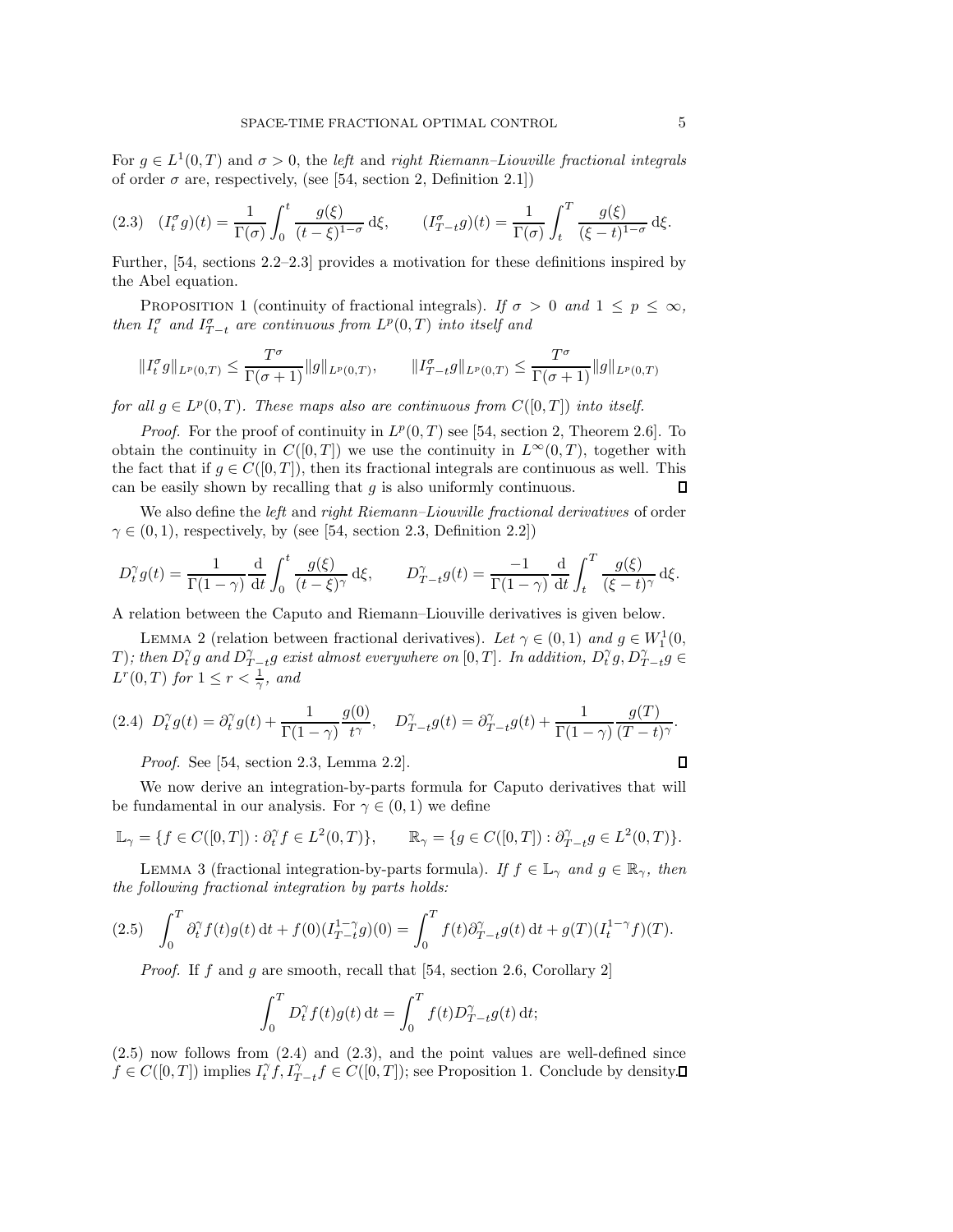For $g \in L^1(0,T)$ and $\sigma > 0$, the *left* and *right Riemann–Liouville fractional integrals* of order $\sigma$ are, respectively, (see [54, section 2, Definition 2.1])

$$(2.3) \quad (I_t^\sigma g)(t) = \frac{1}{\Gamma(\sigma)} \int_0^t \frac{g(\xi)}{(t-\xi)^{1-\sigma}}\, \mathrm{d}\xi, \qquad (I_{T-t}^\sigma g)(t) = \frac{1}{\Gamma(\sigma)} \int_t^T \frac{g(\xi)}{(\xi - t)^{1-\sigma}}\, \mathrm{d}\xi.$$

Further, [54, sections 2.2–2.3] provides a motivation for these definitions inspired by the Abel equation.

Proposition 1 (continuity of fractional integrals). *If $\sigma > 0$ and $1 \le p \le \infty$, then $I_t^\sigma$ and $I_{T-t}^\sigma$ are continuous from $L^p(0,T)$ into itself and*

$$\|I_t^\sigma g\|_{L^p(0,T)} \le \frac{T^\sigma}{\Gamma(\sigma+1)} \|g\|_{L^p(0,T)}, \qquad \|I_{T-t}^\sigma g\|_{L^p(0,T)} \le \frac{T^\sigma}{\Gamma(\sigma+1)} \|g\|_{L^p(0,T)}$$

*for all $g \in L^p(0,T)$. These maps also are continuous from $C([0,T])$ into itself.*

*Proof.* For the proof of continuity in $L^p(0,T)$ see [54, section 2, Theorem 2.6]. To obtain the continuity in $C([0,T])$ we use the continuity in $L^\infty(0,T)$, together with the fact that if $g \in C([0,T])$, then its fractional integrals are continuous as well. This can be easily shown by recalling that $g$ is also uniformly continuous. ∎

We also define the *left* and *right Riemann–Liouville fractional derivatives* of order $\gamma \in (0,1)$, respectively, by (see [54, section 2.3, Definition 2.2])

$$D_t^\gamma g(t) = \frac{1}{\Gamma(1-\gamma)} \frac{\mathrm{d}}{\mathrm{d}t} \int_0^t \frac{g(\xi)}{(t-\xi)^\gamma}\, \mathrm{d}\xi, \qquad D_{T-t}^\gamma g(t) = \frac{-1}{\Gamma(1-\gamma)} \frac{\mathrm{d}}{\mathrm{d}t} \int_t^T \frac{g(\xi)}{(\xi - t)^\gamma}\, \mathrm{d}\xi.$$

A relation between the Caputo and Riemann–Liouville derivatives is given below.

Lemma 2 (relation between fractional derivatives). *Let $\gamma \in (0,1)$ and $g \in W_1^1(0,T)$; then $D_t^\gamma g$ and $D_{T-t}^\gamma g$ exist almost everywhere on $[0,T]$. In addition, $D_t^\gamma g, D_{T-t}^\gamma g \in L^r(0,T)$ for $1 \le r < \frac{1}{\gamma}$, and*

$$(2.4) \;\; D_t^\gamma g(t) = \partial_t^\gamma g(t) + \frac{1}{\Gamma(1-\gamma)} \frac{g(0)}{t^\gamma}, \quad D_{T-t}^\gamma g(t) = \partial_{T-t}^\gamma g(t) + \frac{1}{\Gamma(1-\gamma)} \frac{g(T)}{(T-t)^\gamma}.$$

*Proof.* See [54, section 2.3, Lemma 2.2]. ∎

We now derive an integration-by-parts formula for Caputo derivatives that will be fundamental in our analysis. For $\gamma \in (0,1)$ we define

$$\mathbb{L}_\gamma = \{ f \in C([0,T]) : \partial_t^\gamma f \in L^2(0,T) \}, \qquad \mathbb{R}_\gamma = \{ g \in C([0,T]) : \partial_{T-t}^\gamma g \in L^2(0,T) \}.$$

Lemma 3 (fractional integration-by-parts formula). *If $f \in \mathbb{L}_\gamma$ and $g \in \mathbb{R}_\gamma$, then the following fractional integration by parts holds:*

$$(2.5) \quad \int_0^T \partial_t^\gamma f(t) g(t)\, \mathrm{d}t + f(0) (I_{T-t}^{1-\gamma} g)(0) = \int_0^T f(t) \partial_{T-t}^\gamma g(t)\, \mathrm{d}t + g(T) (I_t^{1-\gamma} f)(T).$$

*Proof.* If $f$ and $g$ are smooth, recall that [54, section 2.6, Corollary 2]

$$\int_0^T D_t^\gamma f(t) g(t)\, \mathrm{d}t = \int_0^T f(t) D_{T-t}^\gamma g(t)\, \mathrm{d}t;$$

(2.5) now follows from (2.4) and (2.3), and the point values are well-defined since $f \in C([0,T])$ implies $I_t^\gamma f, I_{T-t}^\gamma f \in C([0,T])$; see Proposition 1. Conclude by density. ∎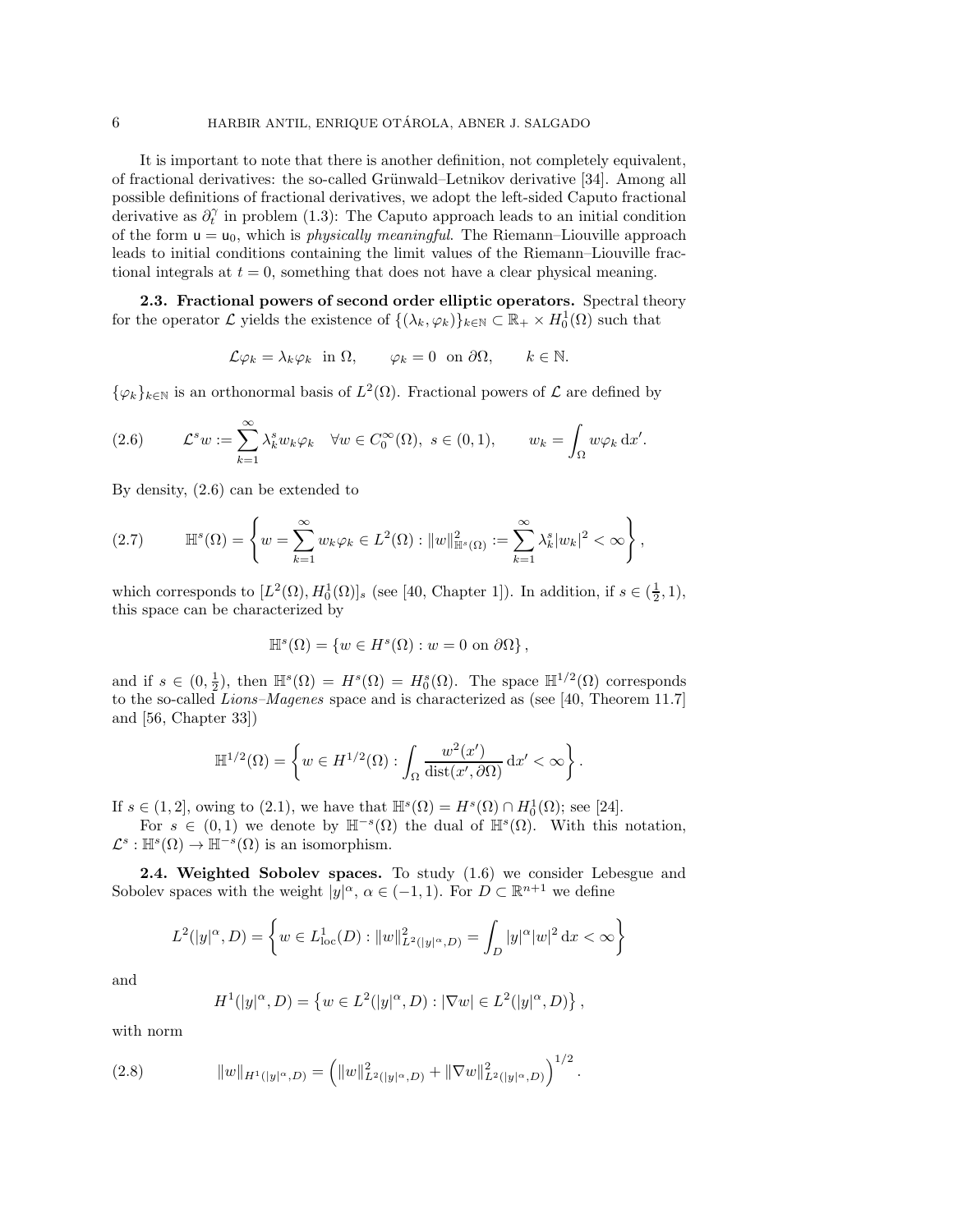It is important to note that there is another definition, not completely equivalent, of fractional derivatives: the so-called Grünwald–Letnikov derivative [34]. Among all possible definitions of fractional derivatives, we adopt the left-sided Caputo fractional derivative as $\partial_t^\gamma$ in problem (1.3): The Caputo approach leads to an initial condition of the form $\mathsf{u} = \mathsf{u}_0$, which is *physically meaningful*. The Riemann–Liouville approach leads to initial conditions containing the limit values of the Riemann–Liouville fractional integrals at $t = 0$, something that does not have a clear physical meaning.

**2.3. Fractional powers of second order elliptic operators.** Spectral theory for the operator $\mathcal{L}$ yields the existence of $\{(\lambda_k, \varphi_k)\}_{k\in\mathbb{N}} \subset \mathbb{R}_+ \times H_0^1(\Omega)$ such that

$$\mathcal{L}\varphi_k = \lambda_k \varphi_k \quad \text{in } \Omega, \qquad \varphi_k = 0 \quad \text{on } \partial\Omega, \qquad k \in \mathbb{N}.$$

$\{\varphi_k\}_{k\in\mathbb{N}}$ is an orthonormal basis of $L^2(\Omega)$. Fractional powers of $\mathcal{L}$ are defined by

$$\mathcal{L}^s w := \sum_{k=1}^{\infty} \lambda_k^s w_k \varphi_k \quad \forall w \in C_0^\infty(\Omega),\ s \in (0,1), \qquad w_k = \int_\Omega w \varphi_k \, \mathrm{d}x'. \tag{2.6}$$

By density, (2.6) can be extended to

$$\mathbb{H}^s(\Omega) = \left\{ w = \sum_{k=1}^{\infty} w_k \varphi_k \in L^2(\Omega) : \|w\|_{\mathbb{H}^s(\Omega)}^2 := \sum_{k=1}^{\infty} \lambda_k^s |w_k|^2 < \infty \right\}, \tag{2.7}$$

which corresponds to $[L^2(\Omega), H_0^1(\Omega)]_s$ (see [40, Chapter 1]). In addition, if $s \in (\frac{1}{2}, 1)$, this space can be characterized by

$$\mathbb{H}^s(\Omega) = \{ w \in H^s(\Omega) : w = 0 \text{ on } \partial\Omega \},$$

and if $s \in (0, \frac{1}{2})$, then $\mathbb{H}^s(\Omega) = H^s(\Omega) = H_0^s(\Omega)$. The space $\mathbb{H}^{1/2}(\Omega)$ corresponds to the so-called *Lions–Magenes* space and is characterized as (see [40, Theorem 11.7] and [56, Chapter 33])

$$\mathbb{H}^{1/2}(\Omega) = \left\{ w \in H^{1/2}(\Omega) : \int_\Omega \frac{w^2(x')}{\operatorname{dist}(x', \partial\Omega)} \, \mathrm{d}x' < \infty \right\}.$$

If $s \in (1, 2]$, owing to (2.1), we have that $\mathbb{H}^s(\Omega) = H^s(\Omega) \cap H_0^1(\Omega)$; see [24].

For $s \in (0, 1)$ we denote by $\mathbb{H}^{-s}(\Omega)$ the dual of $\mathbb{H}^s(\Omega)$. With this notation, $\mathcal{L}^s : \mathbb{H}^s(\Omega) \to \mathbb{H}^{-s}(\Omega)$ is an isomorphism.

**2.4. Weighted Sobolev spaces.** To study (1.6) we consider Lebesgue and Sobolev spaces with the weight $|y|^\alpha$, $\alpha \in (-1, 1)$. For $D \subset \mathbb{R}^{n+1}$ we define

$$L^2(|y|^\alpha, D) = \left\{ w \in L^1_{\mathrm{loc}}(D) : \|w\|_{L^2(|y|^\alpha, D)}^2 = \int_D |y|^\alpha |w|^2 \, \mathrm{d}x < \infty \right\}$$

and

$$H^1(|y|^\alpha, D) = \left\{ w \in L^2(|y|^\alpha, D) : |\nabla w| \in L^2(|y|^\alpha, D) \right\},$$

with norm

$$\|w\|_{H^1(|y|^\alpha, D)} = \left( \|w\|_{L^2(|y|^\alpha, D)}^2 + \|\nabla w\|_{L^2(|y|^\alpha, D)}^2 \right)^{1/2}. \tag{2.8}$$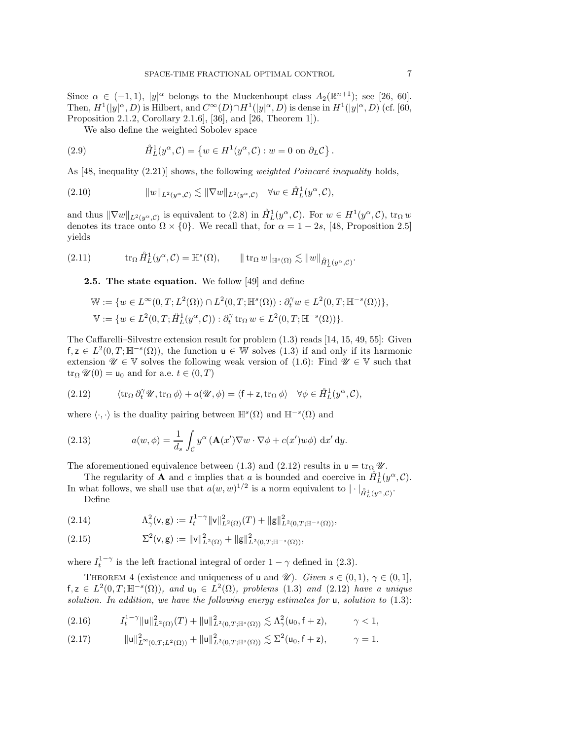Since $\alpha \in (-1,1)$, $|y|^\alpha$ belongs to the Muckenhoupt class $A_2(\mathbb{R}^{n+1})$; see [26, 60]. Then, $H^1(|y|^\alpha, D)$ is Hilbert, and $C^\infty(D) \cap H^1(|y|^\alpha, D)$ is dense in $H^1(|y|^\alpha, D)$ (cf. [60, Proposition 2.1.2, Corollary 2.1.6], [36], and [26, Theorem 1]).

We also define the weighted Sobolev space

$$
\mathring{H}^1_L(y^\alpha, \mathcal{C}) = \left\{ w \in H^1(y^\alpha, \mathcal{C}) : w = 0 \text{ on } \partial_L \mathcal{C} \right\}. \tag{2.9}
$$

As [48, inequality (2.21)] shows, the following *weighted Poincaré inequality* holds,

$$
\|w\|_{L^2(y^\alpha, \mathcal{C})} \lesssim \|\nabla w\|_{L^2(y^\alpha, \mathcal{C})} \quad \forall w \in \mathring{H}^1_L(y^\alpha, \mathcal{C}), \tag{2.10}
$$

and thus $\|\nabla w\|_{L^2(y^\alpha, \mathcal{C})}$ is equivalent to (2.8) in $\mathring{H}^1_L(y^\alpha, \mathcal{C})$. For $w \in H^1(y^\alpha, \mathcal{C})$, $\operatorname{tr}_\Omega w$ denotes its trace onto $\Omega \times \{0\}$. We recall that, for $\alpha = 1 - 2s$, [48, Proposition 2.5] yields

$$
\operatorname{tr}_\Omega \mathring{H}^1_L(y^\alpha, \mathcal{C}) = \mathbb{H}^s(\Omega), \qquad \|\operatorname{tr}_\Omega w\|_{\mathbb{H}^s(\Omega)} \lesssim \|w\|_{\mathring{H}^1_L(y^\alpha, \mathcal{C})}. \tag{2.11}
$$

**2.5. The state equation.** We follow [49] and define

$$
\mathbb{W} := \{ w \in L^\infty(0,T; L^2(\Omega)) \cap L^2(0,T; \mathbb{H}^s(\Omega)) : \partial_t^\gamma w \in L^2(0,T; \mathbb{H}^{-s}(\Omega)) \},
$$
$$
\mathbb{V} := \{ w \in L^2(0,T; \mathring{H}^1_L(y^\alpha, \mathcal{C})) : \partial_t^\gamma \operatorname{tr}_\Omega w \in L^2(0,T; \mathbb{H}^{-s}(\Omega)) \}.
$$

The Caffarelli–Silvestre extension result for problem (1.3) reads [14, 15, 49, 55]: Given $\mathsf{f}, \mathsf{z} \in L^2(0,T; \mathbb{H}^{-s}(\Omega))$, the function $\mathsf{u} \in \mathbb{W}$ solves (1.3) if and only if its harmonic extension $\mathscr{U} \in \mathbb{V}$ solves the following weak version of (1.6): Find $\mathscr{U} \in \mathbb{V}$ such that $\operatorname{tr}_\Omega \mathscr{U}(0) = \mathsf{u}_0$ and for a.e. $t \in (0,T)$

$$
\langle \operatorname{tr}_\Omega \partial_t^\gamma \mathscr{U}, \operatorname{tr}_\Omega \phi \rangle + a(\mathscr{U}, \phi) = \langle \mathsf{f} + \mathsf{z}, \operatorname{tr}_\Omega \phi \rangle \quad \forall \phi \in \mathring{H}^1_L(y^\alpha, \mathcal{C}), \tag{2.12}
$$

where $\langle \cdot, \cdot \rangle$ is the duality pairing between $\mathbb{H}^s(\Omega)$ and $\mathbb{H}^{-s}(\Omega)$ and

$$
a(w, \phi) = \frac{1}{d_s} \int_{\mathcal{C}} y^\alpha \left( \mathbf{A}(x') \nabla w \cdot \nabla \phi + c(x') w \phi \right) \, \mathrm{d}x' \, \mathrm{d}y. \tag{2.13}
$$

The aforementioned equivalence between (1.3) and (2.12) results in $\mathsf{u} = \operatorname{tr}_\Omega \mathscr{U}$.

The regularity of $\mathbf{A}$ and $c$ implies that $a$ is bounded and coercive in $\mathring{H}^1_L(y^\alpha, \mathcal{C})$. In what follows, we shall use that $a(w,w)^{1/2}$ is a norm equivalent to $|\cdot|_{\mathring{H}^1_L(y^\alpha, \mathcal{C})}$.

Define

$$
\Lambda_\gamma^2(\mathsf{v}, \mathsf{g}) := I_t^{1-\gamma} \|\mathsf{v}\|^2_{L^2(\Omega)}(T) + \|\mathsf{g}\|^2_{L^2(0,T;\mathbb{H}^{-s}(\Omega))}, \tag{2.14}
$$

$$
\Sigma^2(\mathsf{v}, \mathsf{g}) := \|\mathsf{v}\|^2_{L^2(\Omega)} + \|\mathsf{g}\|^2_{L^2(0,T;\mathbb{H}^{-s}(\Omega))}, \tag{2.15}
$$

where $I_t^{1-\gamma}$ is the left fractional integral of order $1-\gamma$ defined in (2.3).

THEOREM 4 (existence and uniqueness of $\mathsf{u}$ and $\mathscr{U}$). *Given $s \in (0,1)$, $\gamma \in (0,1]$, $\mathsf{f}, \mathsf{z} \in L^2(0,T; \mathbb{H}^{-s}(\Omega))$, and $\mathsf{u}_0 \in L^2(\Omega)$, problems* (1.3) *and* (2.12) *have a unique solution. In addition, we have the following energy estimates for $\mathsf{u}$, solution to* (1.3):

$$
I_t^{1-\gamma} \|\mathsf{u}\|^2_{L^2(\Omega)}(T) + \|\mathsf{u}\|^2_{L^2(0,T;\mathbb{H}^s(\Omega))} \lesssim \Lambda_\gamma^2(\mathsf{u}_0, \mathsf{f} + \mathsf{z}), \qquad \gamma < 1, \tag{2.16}
$$

$$
\|\mathsf{u}\|^2_{L^\infty(0,T;L^2(\Omega))} + \|\mathsf{u}\|^2_{L^2(0,T;\mathbb{H}^s(\Omega))} \lesssim \Sigma^2(\mathsf{u}_0, \mathsf{f} + \mathsf{z}), \qquad \gamma = 1. \tag{2.17}
$$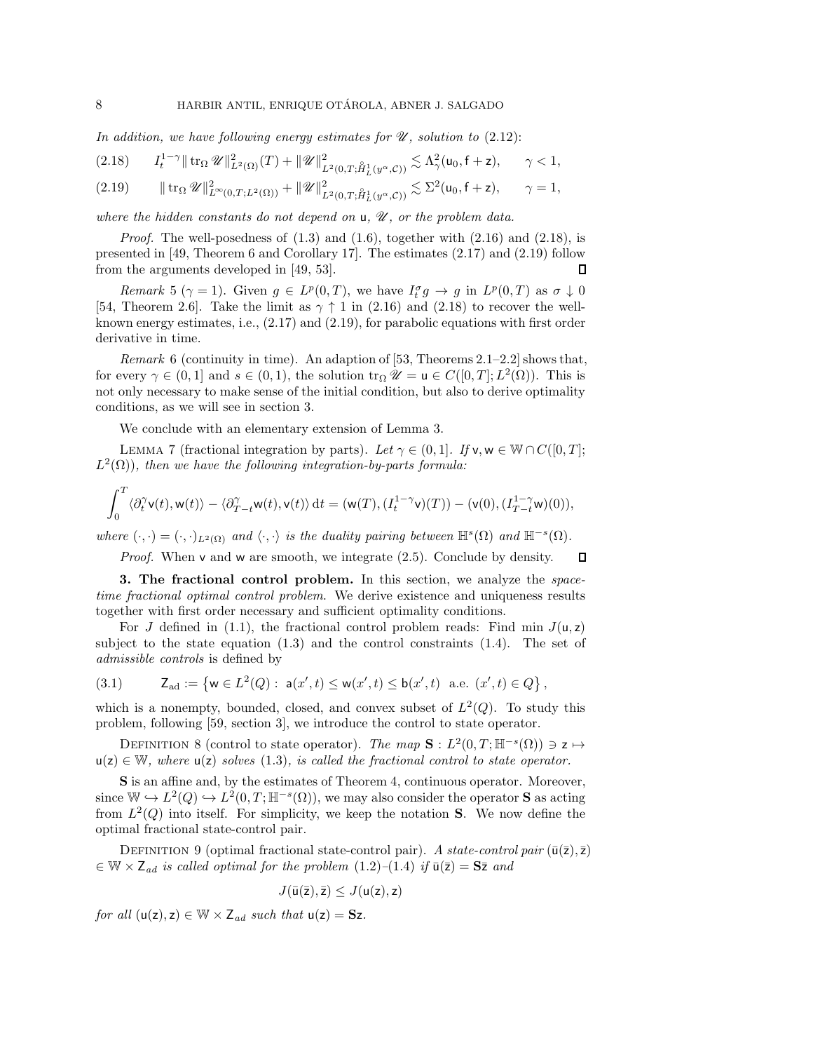*In addition, we have following energy estimates for $\mathscr{U}$, solution to* (2.12)*:*

$$
I_t^{1-\gamma}\|\operatorname{tr}_\Omega \mathscr{U}\|^2_{L^2(\Omega)}(T) + \|\mathscr{U}\|^2_{L^2(0,T;\mathring{H}^1_L(y^\alpha,\mathcal{C}))} \lesssim \Lambda^2_\gamma(\mathsf{u}_0, \mathsf{f}+\mathsf{z}), \qquad \gamma < 1, \tag{2.18}
$$

$$
\|\operatorname{tr}_\Omega \mathscr{U}\|^2_{L^\infty(0,T;L^2(\Omega))} + \|\mathscr{U}\|^2_{L^2(0,T;\mathring{H}^1_L(y^\alpha,\mathcal{C}))} \lesssim \Sigma^2(\mathsf{u}_0, \mathsf{f}+\mathsf{z}), \qquad \gamma = 1, \tag{2.19}
$$

*where the hidden constants do not depend on* $\mathsf{u}$*,* $\mathscr{U}$*, or the problem data.*

*Proof.* The well-posedness of (1.3) and (1.6), together with (2.16) and (2.18), is presented in [49, Theorem 6 and Corollary 17]. The estimates (2.17) and (2.19) follow from the arguments developed in [49, 53]. ∎

*Remark* 5 ($\gamma = 1$). Given $g \in L^p(0,T)$, we have $I_t^\sigma g \to g$ in $L^p(0,T)$ as $\sigma \downarrow 0$ [54, Theorem 2.6]. Take the limit as $\gamma \uparrow 1$ in (2.16) and (2.18) to recover the well-known energy estimates, i.e., (2.17) and (2.19), for parabolic equations with first order derivative in time.

*Remark* 6 (continuity in time). An adaption of [53, Theorems 2.1–2.2] shows that, for every $\gamma \in (0,1]$ and $s \in (0,1)$, the solution $\operatorname{tr}_\Omega \mathscr{U} = \mathsf{u} \in C([0,T]; L^2(\Omega))$. This is not only necessary to make sense of the initial condition, but also to derive optimality conditions, as we will see in section 3.

We conclude with an elementary extension of Lemma 3.

Lemma 7 (fractional integration by parts). *Let* $\gamma \in (0,1]$*. If* $\mathsf{v}, \mathsf{w} \in \mathbb{W} \cap C([0,T]; L^2(\Omega))$*, then we have the following integration-by-parts formula:*

$$
\int_0^T \langle \partial_t^\gamma \mathsf{v}(t), \mathsf{w}(t)\rangle - \langle \partial_{T-t}^\gamma \mathsf{w}(t), \mathsf{v}(t)\rangle \,\mathrm{d}t = (\mathsf{w}(T), (I_t^{1-\gamma}\mathsf{v})(T)) - (\mathsf{v}(0), (I_{T-t}^{1-\gamma}\mathsf{w})(0)),
$$

*where* $(\cdot,\cdot) = (\cdot,\cdot)_{L^2(\Omega)}$ *and* $\langle\cdot,\cdot\rangle$ *is the duality pairing between* $\mathbb{H}^s(\Omega)$ *and* $\mathbb{H}^{-s}(\Omega)$*.*

*Proof.* When $\mathsf{v}$ and $\mathsf{w}$ are smooth, we integrate (2.5). Conclude by density. ∎

## 3. The fractional control problem.

In this section, we analyze the *space-time fractional optimal control problem*. We derive existence and uniqueness results together with first order necessary and sufficient optimality conditions.

For $J$ defined in (1.1), the fractional control problem reads: Find min $J(\mathsf{u},\mathsf{z})$ subject to the state equation (1.3) and the control constraints (1.4). The set of *admissible controls* is defined by

$$
\mathsf{Z}_{\mathrm{ad}} := \left\{ \mathsf{w} \in L^2(Q) : \ \mathsf{a}(x',t) \le \mathsf{w}(x',t) \le \mathsf{b}(x',t) \ \text{ a.e. } (x',t) \in Q \right\}, \tag{3.1}
$$

which is a nonempty, bounded, closed, and convex subset of $L^2(Q)$. To study this problem, following [59, section 3], we introduce the control to state operator.

Definition 8 (control to state operator). *The map* $\mathbf{S} : L^2(0,T;\mathbb{H}^{-s}(\Omega)) \ni \mathsf{z} \mapsto \mathsf{u}(\mathsf{z}) \in \mathbb{W}$*, where* $\mathsf{u}(\mathsf{z})$ *solves* (1.3)*, is called the fractional control to state operator.*

$\mathbf{S}$ is an affine and, by the estimates of Theorem 4, continuous operator. Moreover, since $\mathbb{W} \hookrightarrow L^2(Q) \hookrightarrow L^2(0,T;\mathbb{H}^{-s}(\Omega))$, we may also consider the operator $\mathbf{S}$ as acting from $L^2(Q)$ into itself. For simplicity, we keep the notation $\mathbf{S}$. We now define the optimal fractional state-control pair.

Definition 9 (optimal fractional state-control pair). *A state-control pair* $(\bar{\mathsf{u}}(\bar{\mathsf{z}}), \bar{\mathsf{z}}) \in \mathbb{W} \times \mathsf{Z}_{ad}$ *is called optimal for the problem* (1.2)–(1.4) *if* $\bar{\mathsf{u}}(\bar{\mathsf{z}}) = \mathbf{S}\bar{\mathsf{z}}$ *and*

$$
J(\bar{\mathsf{u}}(\bar{\mathsf{z}}), \bar{\mathsf{z}}) \le J(\mathsf{u}(\mathsf{z}), \mathsf{z})
$$

*for all* $(\mathsf{u}(\mathsf{z}), \mathsf{z}) \in \mathbb{W} \times \mathsf{Z}_{ad}$ *such that* $\mathsf{u}(\mathsf{z}) = \mathbf{S}\mathsf{z}$*.*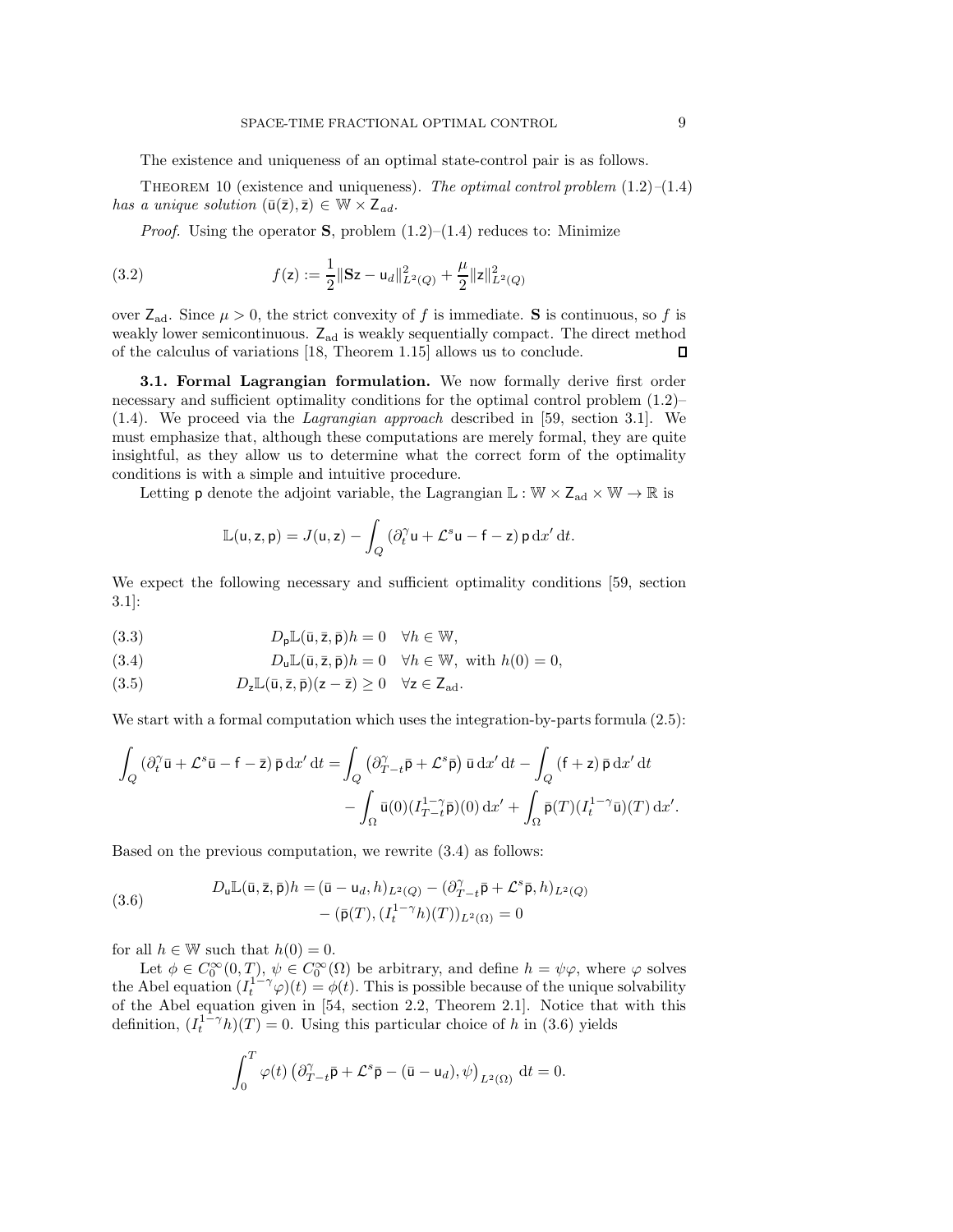The existence and uniqueness of an optimal state-control pair is as follows.

Theorem 10 (existence and uniqueness). *The optimal control problem* (1.2)–(1.4) *has a unique solution* $(\bar{\mathsf{u}}(\bar{\mathsf{z}}), \bar{\mathsf{z}}) \in \mathbb{W} \times \mathsf{Z}_{ad}$.

*Proof.* Using the operator $\mathbf{S}$, problem (1.2)–(1.4) reduces to: Minimize

$$
f(\mathsf{z}) := \frac{1}{2}\|\mathbf{S}\mathsf{z} - \mathsf{u}_d\|^2_{L^2(Q)} + \frac{\mu}{2}\|\mathsf{z}\|^2_{L^2(Q)} \tag{3.2}
$$

over $\mathsf{Z}_{\text{ad}}$. Since $\mu > 0$, the strict convexity of $f$ is immediate. $\mathbf{S}$ is continuous, so $f$ is weakly lower semicontinuous. $\mathsf{Z}_{\text{ad}}$ is weakly sequentially compact. The direct method of the calculus of variations [18, Theorem 1.15] allows us to conclude. □

**3.1. Formal Lagrangian formulation.** We now formally derive first order necessary and sufficient optimality conditions for the optimal control problem (1.2)–(1.4). We proceed via the *Lagrangian approach* described in [59, section 3.1]. We must emphasize that, although these computations are merely formal, they are quite insightful, as they allow us to determine what the correct form of the optimality conditions is with a simple and intuitive procedure.

Letting $\mathsf{p}$ denote the adjoint variable, the Lagrangian $\mathbb{L} : \mathbb{W} \times \mathsf{Z}_{\text{ad}} \times \mathbb{W} \to \mathbb{R}$ is

$$
\mathbb{L}(\mathsf{u}, \mathsf{z}, \mathsf{p}) = J(\mathsf{u}, \mathsf{z}) - \int_Q \left(\partial_t^\gamma \mathsf{u} + \mathcal{L}^s \mathsf{u} - \mathsf{f} - \mathsf{z}\right) \mathsf{p} \, \mathrm{d}x' \, \mathrm{d}t.
$$

We expect the following necessary and sufficient optimality conditions [59, section 3.1]:

$$
D_{\mathsf{p}}\mathbb{L}(\bar{\mathsf{u}}, \bar{\mathsf{z}}, \bar{\mathsf{p}})h = 0 \quad \forall h \in \mathbb{W}, \tag{3.3}
$$

$$
D_{\mathsf{u}}\mathbb{L}(\bar{\mathsf{u}}, \bar{\mathsf{z}}, \bar{\mathsf{p}})h = 0 \quad \forall h \in \mathbb{W}, \text{ with } h(0) = 0, \tag{3.4}
$$

$$
D_{\mathsf{z}}\mathbb{L}(\bar{\mathsf{u}}, \bar{\mathsf{z}}, \bar{\mathsf{p}})(\mathsf{z} - \bar{\mathsf{z}}) \geq 0 \quad \forall \mathsf{z} \in \mathsf{Z}_{\text{ad}}. \tag{3.5}
$$

We start with a formal computation which uses the integration-by-parts formula (2.5):

$$
\begin{aligned}
\int_Q \left(\partial_t^\gamma \bar{\mathsf{u}} + \mathcal{L}^s \bar{\mathsf{u}} - \mathsf{f} - \bar{\mathsf{z}}\right) \bar{\mathsf{p}} \, \mathrm{d}x' \, \mathrm{d}t = &\int_Q \left(\partial_{T-t}^\gamma \bar{\mathsf{p}} + \mathcal{L}^s \bar{\mathsf{p}}\right) \bar{\mathsf{u}} \, \mathrm{d}x' \, \mathrm{d}t - \int_Q (\mathsf{f} + \mathsf{z}) \, \bar{\mathsf{p}} \, \mathrm{d}x' \, \mathrm{d}t \\
&- \int_\Omega \bar{\mathsf{u}}(0)(I_{T-t}^{1-\gamma} \bar{\mathsf{p}})(0) \, \mathrm{d}x' + \int_\Omega \bar{\mathsf{p}}(T)(I_t^{1-\gamma} \bar{\mathsf{u}})(T) \, \mathrm{d}x'.
\end{aligned}
$$

Based on the previous computation, we rewrite (3.4) as follows:

$$
\begin{aligned}
D_{\mathsf{u}}\mathbb{L}(\bar{\mathsf{u}}, \bar{\mathsf{z}}, \bar{\mathsf{p}})h = &(\bar{\mathsf{u}} - \mathsf{u}_d, h)_{L^2(Q)} - (\partial_{T-t}^\gamma \bar{\mathsf{p}} + \mathcal{L}^s \bar{\mathsf{p}}, h)_{L^2(Q)} \\
&- (\bar{\mathsf{p}}(T), (I_t^{1-\gamma} h)(T))_{L^2(\Omega)} = 0
\end{aligned} \tag{3.6}
$$

for all $h \in \mathbb{W}$ such that $h(0) = 0$.

Let $\phi \in C_0^\infty(0, T)$, $\psi \in C_0^\infty(\Omega)$ be arbitrary, and define $h = \psi\varphi$, where $\varphi$ solves the Abel equation $(I_t^{1-\gamma}\varphi)(t) = \phi(t)$. This is possible because of the unique solvability of the Abel equation given in [54, section 2.2, Theorem 2.1]. Notice that with this definition, $(I_t^{1-\gamma} h)(T) = 0$. Using this particular choice of $h$ in (3.6) yields

$$
\int_0^T \varphi(t) \left(\partial_{T-t}^\gamma \bar{\mathsf{p}} + \mathcal{L}^s \bar{\mathsf{p}} - (\bar{\mathsf{u}} - \mathsf{u}_d), \psi\right)_{L^2(\Omega)} \, \mathrm{d}t = 0.
$$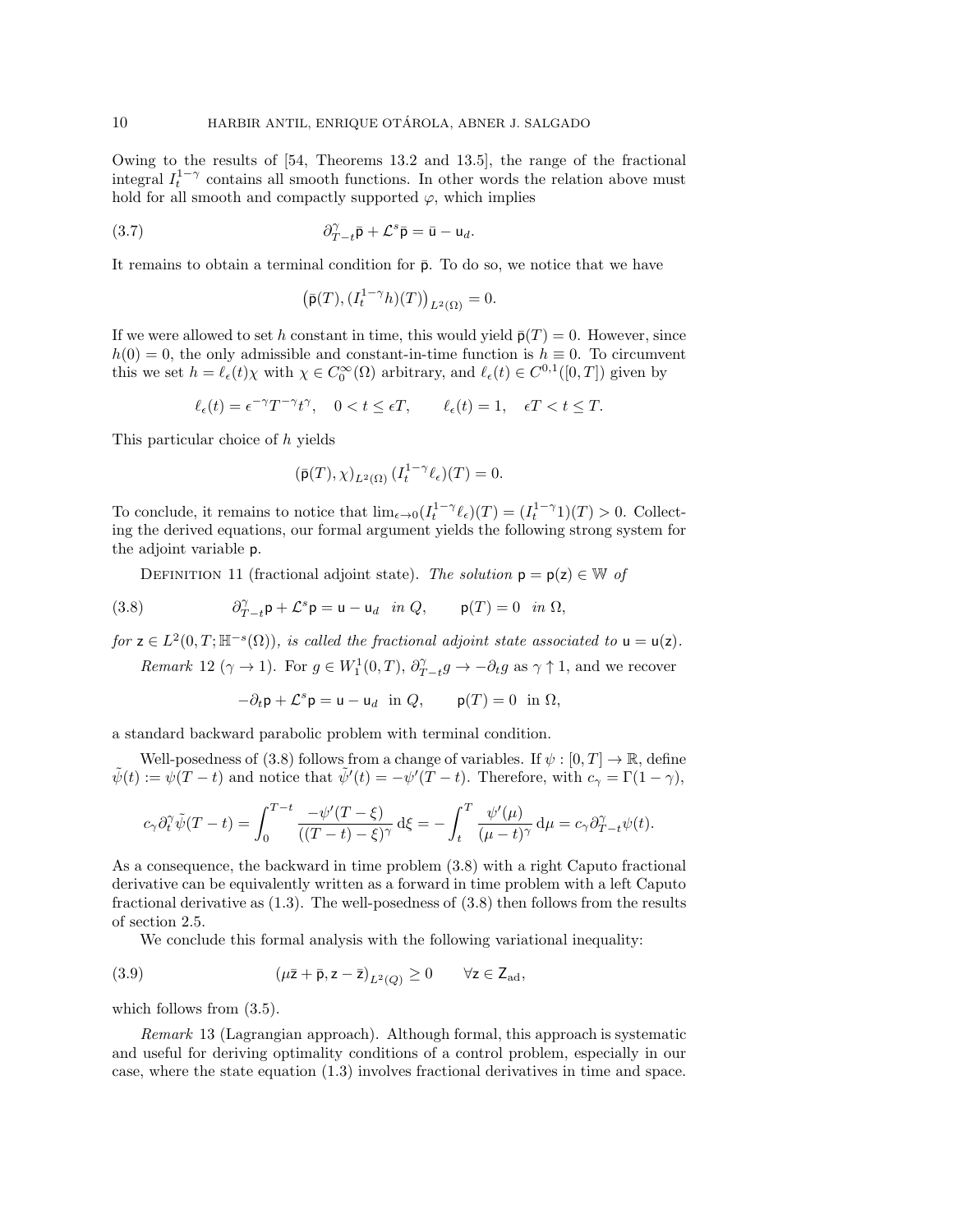Owing to the results of [54, Theorems 13.2 and 13.5], the range of the fractional integral $I_t^{1-\gamma}$ contains all smooth functions. In other words the relation above must hold for all smooth and compactly supported $\varphi$, which implies

$$\partial_{T-t}^{\gamma} \bar{\mathsf{p}} + \mathcal{L}^s \bar{\mathsf{p}} = \bar{\mathsf{u}} - \mathsf{u}_d. \tag{3.7}$$

It remains to obtain a terminal condition for $\bar{\mathsf{p}}$. To do so, we notice that we have

$$\left(\bar{\mathsf{p}}(T), (I_t^{1-\gamma} h)(T)\right)_{L^2(\Omega)} = 0.$$

If we were allowed to set $h$ constant in time, this would yield $\bar{\mathsf{p}}(T) = 0$. However, since $h(0) = 0$, the only admissible and constant-in-time function is $h \equiv 0$. To circumvent this we set $h = \ell_\epsilon(t)\chi$ with $\chi \in C_0^\infty(\Omega)$ arbitrary, and $\ell_\epsilon(t) \in C^{0,1}([0,T])$ given by

$$\ell_\epsilon(t) = \epsilon^{-\gamma} T^{-\gamma} t^{\gamma}, \quad 0 < t \leq \epsilon T, \qquad \ell_\epsilon(t) = 1, \quad \epsilon T < t \leq T.$$

This particular choice of $h$ yields

$$(\bar{\mathsf{p}}(T), \chi)_{L^2(\Omega)} \, (I_t^{1-\gamma} \ell_\epsilon)(T) = 0.$$

To conclude, it remains to notice that $\lim_{\epsilon \to 0} (I_t^{1-\gamma} \ell_\epsilon)(T) = (I_t^{1-\gamma} 1)(T) > 0$. Collecting the derived equations, our formal argument yields the following strong system for the adjoint variable $\mathsf{p}$.

Definition 11 (fractional adjoint state). *The solution $\mathsf{p} = \mathsf{p}(\mathsf{z}) \in \mathbb{W}$ of*

$$\partial_{T-t}^{\gamma} \mathsf{p} + \mathcal{L}^s \mathsf{p} = \mathsf{u} - \mathsf{u}_d \quad \text{in } Q, \qquad \mathsf{p}(T) = 0 \quad \text{in } \Omega, \tag{3.8}$$

*for $\mathsf{z} \in L^2(0,T; \mathbb{H}^{-s}(\Omega))$, is called the fractional adjoint state associated to $\mathsf{u} = \mathsf{u}(\mathsf{z})$.*

*Remark* 12 ($\gamma \to 1$). For $g \in W_1^1(0,T)$, $\partial_{T-t}^{\gamma} g \to -\partial_t g$ as $\gamma \uparrow 1$, and we recover

$$-\partial_t \mathsf{p} + \mathcal{L}^s \mathsf{p} = \mathsf{u} - \mathsf{u}_d \;\; \text{in } Q, \qquad \mathsf{p}(T) = 0 \;\; \text{in } \Omega,$$

a standard backward parabolic problem with terminal condition.

Well-posedness of (3.8) follows from a change of variables. If $\psi : [0,T] \to \mathbb{R}$, define $\tilde{\psi}(t) := \psi(T-t)$ and notice that $\tilde{\psi}'(t) = -\psi'(T-t)$. Therefore, with $c_\gamma = \Gamma(1-\gamma)$,

$$c_\gamma \partial_t^{\gamma} \tilde{\psi}(T-t) = \int_0^{T-t} \frac{-\psi'(T-\xi)}{((T-t)-\xi)^{\gamma}} \, \mathrm{d}\xi = -\int_t^T \frac{\psi'(\mu)}{(\mu - t)^{\gamma}} \, \mathrm{d}\mu = c_\gamma \partial_{T-t}^{\gamma} \psi(t).$$

As a consequence, the backward in time problem (3.8) with a right Caputo fractional derivative can be equivalently written as a forward in time problem with a left Caputo fractional derivative as (1.3). The well-posedness of (3.8) then follows from the results of section 2.5.

We conclude this formal analysis with the following variational inequality:

$$(\mu \bar{\mathsf{z}} + \bar{\mathsf{p}}, \mathsf{z} - \bar{\mathsf{z}})_{L^2(Q)} \geq 0 \qquad \forall \mathsf{z} \in \mathsf{Z}_{\mathrm{ad}}, \tag{3.9}$$

which follows from (3.5).

*Remark* 13 (Lagrangian approach). Although formal, this approach is systematic and useful for deriving optimality conditions of a control problem, especially in our case, where the state equation (1.3) involves fractional derivatives in time and space.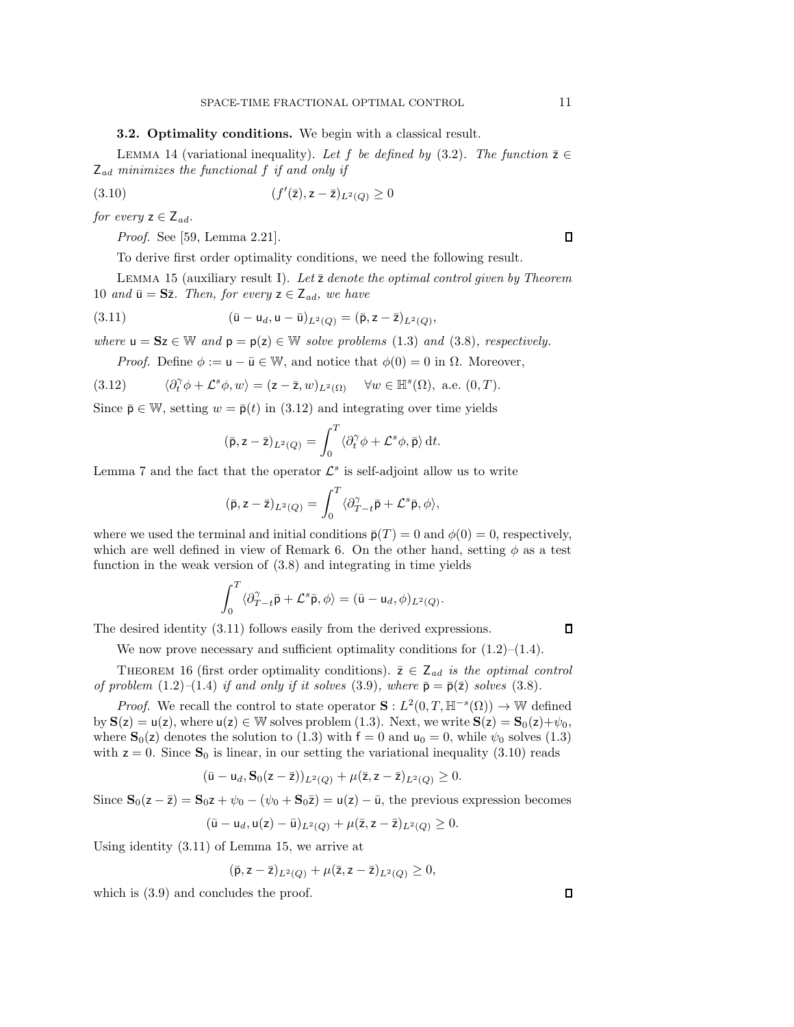**3.2. Optimality conditions.** We begin with a classical result.

LEMMA 14 (variational inequality). *Let $f$ be defined by (3.2). The function $\bar{\mathsf{z}} \in \mathsf{Z}_{ad}$ minimizes the functional $f$ if and only if*

$$(f'(\bar{\mathsf{z}}), \mathsf{z} - \bar{\mathsf{z}})_{L^2(Q)} \geq 0 \tag{3.10}$$

*for every $\mathsf{z} \in \mathsf{Z}_{ad}$.*

*Proof.* See [59, Lemma 2.21]. ∎

To derive first order optimality conditions, we need the following result.

LEMMA 15 (auxiliary result I). *Let $\bar{\mathsf{z}}$ denote the optimal control given by Theorem 10 and $\bar{\mathsf{u}} = \mathbf{S}\bar{\mathsf{z}}$. Then, for every $\mathsf{z} \in \mathsf{Z}_{ad}$, we have*

$$(\bar{\mathsf{u}} - \mathsf{u}_d, \mathsf{u} - \bar{\mathsf{u}})_{L^2(Q)} = (\bar{\mathsf{p}}, \mathsf{z} - \bar{\mathsf{z}})_{L^2(Q)}, \tag{3.11}$$

*where $\mathsf{u} = \mathbf{S}\mathsf{z} \in \mathbb{W}$ and $\mathsf{p} = \mathsf{p}(\mathsf{z}) \in \mathbb{W}$ solve problems (1.3) and (3.8), respectively.*

*Proof.* Define $\phi := \mathsf{u} - \bar{\mathsf{u}} \in \mathbb{W}$, and notice that $\phi(0) = 0$ in $\Omega$. Moreover,

$$\langle \partial_t^\gamma \phi + \mathcal{L}^s \phi, w \rangle = (\mathsf{z} - \bar{\mathsf{z}}, w)_{L^2(\Omega)} \quad \forall w \in \mathbb{H}^s(\Omega), \text{ a.e. } (0,T). \tag{3.12}$$

Since $\bar{\mathsf{p}} \in \mathbb{W}$, setting $w = \bar{\mathsf{p}}(t)$ in (3.12) and integrating over time yields

$$(\bar{\mathsf{p}}, \mathsf{z} - \bar{\mathsf{z}})_{L^2(Q)} = \int_0^T \langle \partial_t^\gamma \phi + \mathcal{L}^s \phi, \bar{\mathsf{p}} \rangle \, \mathrm{d}t.$$

Lemma 7 and the fact that the operator $\mathcal{L}^s$ is self-adjoint allow us to write

$$(\bar{\mathsf{p}}, \mathsf{z} - \bar{\mathsf{z}})_{L^2(Q)} = \int_0^T \langle \partial_{T-t}^\gamma \bar{\mathsf{p}} + \mathcal{L}^s \bar{\mathsf{p}}, \phi \rangle,$$

where we used the terminal and initial conditions $\bar{\mathsf{p}}(T) = 0$ and $\phi(0) = 0$, respectively, which are well defined in view of Remark 6. On the other hand, setting $\phi$ as a test function in the weak version of (3.8) and integrating in time yields

$$\int_0^T \langle \partial_{T-t}^\gamma \bar{\mathsf{p}} + \mathcal{L}^s \bar{\mathsf{p}}, \phi \rangle = (\bar{\mathsf{u}} - \mathsf{u}_d, \phi)_{L^2(Q)}.$$

The desired identity (3.11) follows easily from the derived expressions. ∎

We now prove necessary and sufficient optimality conditions for (1.2)–(1.4).

THEOREM 16 (first order optimality conditions). *$\bar{\mathsf{z}} \in \mathsf{Z}_{ad}$ is the optimal control of problem (1.2)–(1.4) if and only if it solves (3.9), where $\bar{\mathsf{p}} = \bar{\mathsf{p}}(\bar{\mathsf{z}})$ solves (3.8).*

*Proof.* We recall the control to state operator $\mathbf{S} : L^2(0,T,\mathbb{H}^{-s}(\Omega)) \to \mathbb{W}$ defined by $\mathbf{S}(\mathsf{z}) = \mathsf{u}(\mathsf{z})$, where $\mathsf{u}(\mathsf{z}) \in \mathbb{W}$ solves problem (1.3). Next, we write $\mathbf{S}(\mathsf{z}) = \mathbf{S}_0(\mathsf{z}) + \psi_0$, where $\mathbf{S}_0(\mathsf{z})$ denotes the solution to (1.3) with $\mathsf{f} = 0$ and $\mathsf{u}_0 = 0$, while $\psi_0$ solves (1.3) with $\mathsf{z} = 0$. Since $\mathbf{S}_0$ is linear, in our setting the variational inequality (3.10) reads

$$(\bar{\mathsf{u}} - \mathsf{u}_d, \mathbf{S}_0(\mathsf{z} - \bar{\mathsf{z}}))_{L^2(Q)} + \mu(\bar{\mathsf{z}}, \mathsf{z} - \bar{\mathsf{z}})_{L^2(Q)} \geq 0.$$

Since $\mathbf{S}_0(\mathsf{z} - \bar{\mathsf{z}}) = \mathbf{S}_0 \mathsf{z} + \psi_0 - (\psi_0 + \mathbf{S}_0 \bar{\mathsf{z}}) = \mathsf{u}(\mathsf{z}) - \bar{\mathsf{u}}$, the previous expression becomes

$$(\bar{\mathsf{u}} - \mathsf{u}_d, \mathsf{u}(\mathsf{z}) - \bar{\mathsf{u}})_{L^2(Q)} + \mu(\bar{\mathsf{z}}, \mathsf{z} - \bar{\mathsf{z}})_{L^2(Q)} \geq 0.$$

Using identity (3.11) of Lemma 15, we arrive at

$$(\bar{\mathsf{p}}, \mathsf{z} - \bar{\mathsf{z}})_{L^2(Q)} + \mu(\bar{\mathsf{z}}, \mathsf{z} - \bar{\mathsf{z}})_{L^2(Q)} \geq 0,$$

which is (3.9) and concludes the proof. ∎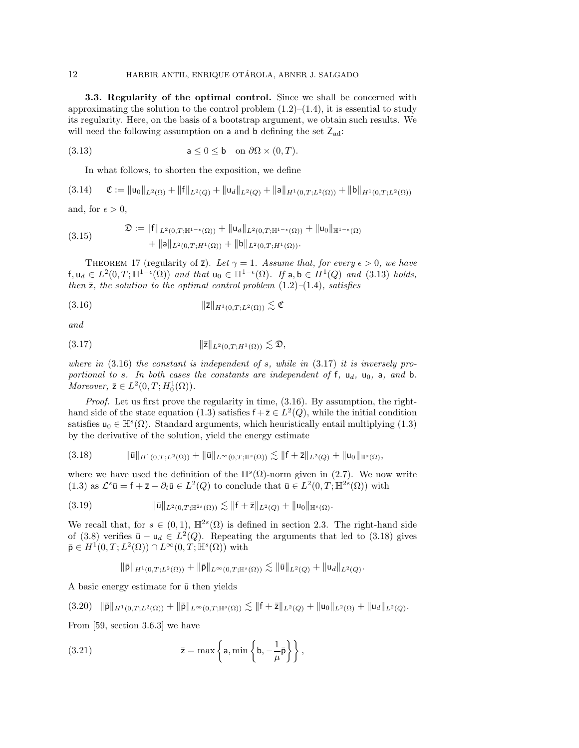**3.3. Regularity of the optimal control.** Since we shall be concerned with approximating the solution to the control problem (1.2)–(1.4), it is essential to study its regularity. Here, on the basis of a bootstrap argument, we obtain such results. We will need the following assumption on $\mathsf{a}$ and $\mathsf{b}$ defining the set $\mathsf{Z}_{\mathrm{ad}}$:

$$\mathsf{a} \leq 0 \leq \mathsf{b} \quad \text{on } \partial\Omega \times (0,T). \tag{3.13}$$

In what follows, to shorten the exposition, we define

$$\mathfrak{C} := \|\mathsf{u}_0\|_{L^2(\Omega)} + \|\mathsf{f}\|_{L^2(Q)} + \|\mathsf{u}_d\|_{L^2(Q)} + \|\mathsf{a}\|_{H^1(0,T;L^2(\Omega))} + \|\mathsf{b}\|_{H^1(0,T;L^2(\Omega))} \tag{3.14}$$

and, for $\epsilon > 0$,

$$\begin{aligned} \mathfrak{D} := &\|\mathsf{f}\|_{L^2(0,T;\mathbb{H}^{1-\epsilon}(\Omega))} + \|\mathsf{u}_d\|_{L^2(0,T;\mathbb{H}^{1-\epsilon}(\Omega))} + \|\mathsf{u}_0\|_{\mathbb{H}^{1-\epsilon}(\Omega)} \\ &+ \|\mathsf{a}\|_{L^2(0,T;H^1(\Omega))} + \|\mathsf{b}\|_{L^2(0,T;H^1(\Omega))}. \end{aligned} \tag{3.15}$$

THEOREM 17 (regularity of $\bar{\mathsf{z}}$). *Let $\gamma = 1$. Assume that, for every $\epsilon > 0$, we have $\mathsf{f}, \mathsf{u}_d \in L^2(0,T;\mathbb{H}^{1-\epsilon}(\Omega))$ and that $\mathsf{u}_0 \in \mathbb{H}^{1-\epsilon}(\Omega)$. If $\mathsf{a}, \mathsf{b} \in H^1(Q)$ and (3.13) holds, then $\bar{\mathsf{z}}$, the solution to the optimal control problem (1.2)–(1.4), satisfies*

$$\|\bar{\mathsf{z}}\|_{H^1(0,T;L^2(\Omega))} \lesssim \mathfrak{C} \tag{3.16}$$

*and*

$$\|\bar{\mathsf{z}}\|_{L^2(0,T;H^1(\Omega))} \lesssim \mathfrak{D}, \tag{3.17}$$

*where in (3.16) the constant is independent of $s$, while in (3.17) it is inversely proportional to $s$. In both cases the constants are independent of $\mathsf{f}$, $\mathsf{u}_d$, $\mathsf{u}_0$, $\mathsf{a}$, and $\mathsf{b}$. Moreover, $\bar{\mathsf{z}} \in L^2(0,T;H^1_0(\Omega))$.*

*Proof.* Let us first prove the regularity in time, (3.16). By assumption, the right-hand side of the state equation (1.3) satisfies $\mathsf{f} + \bar{\mathsf{z}} \in L^2(Q)$, while the initial condition satisfies $\mathsf{u}_0 \in \mathbb{H}^s(\Omega)$. Standard arguments, which heuristically entail multiplying (1.3) by the derivative of the solution, yield the energy estimate

$$\|\bar{\mathsf{u}}\|_{H^1(0,T;L^2(\Omega))} + \|\bar{\mathsf{u}}\|_{L^\infty(0,T;\mathbb{H}^s(\Omega))} \lesssim \|\mathsf{f} + \bar{\mathsf{z}}\|_{L^2(Q)} + \|\mathsf{u}_0\|_{\mathbb{H}^s(\Omega)}, \tag{3.18}$$

where we have used the definition of the $\mathbb{H}^s(\Omega)$-norm given in (2.7). We now write (1.3) as $\mathcal{L}^s\bar{\mathsf{u}} = \mathsf{f} + \bar{\mathsf{z}} - \partial_t\bar{\mathsf{u}} \in L^2(Q)$ to conclude that $\bar{\mathsf{u}} \in L^2(0,T;\mathbb{H}^{2s}(\Omega))$ with

$$\|\bar{\mathsf{u}}\|_{L^2(0,T;\mathbb{H}^{2s}(\Omega))} \lesssim \|\mathsf{f} + \bar{\mathsf{z}}\|_{L^2(Q)} + \|\mathsf{u}_0\|_{\mathbb{H}^s(\Omega)}. \tag{3.19}$$

We recall that, for $s \in (0,1)$, $\mathbb{H}^{2s}(\Omega)$ is defined in section 2.3. The right-hand side of (3.8) verifies $\bar{\mathsf{u}} - \mathsf{u}_d \in L^2(Q)$. Repeating the arguments that led to (3.18) gives $\bar{\mathsf{p}} \in H^1(0,T;L^2(\Omega)) \cap L^\infty(0,T;\mathbb{H}^s(\Omega))$ with

$$\|\bar{\mathsf{p}}\|_{H^1(0,T;L^2(\Omega))} + \|\bar{\mathsf{p}}\|_{L^\infty(0,T;\mathbb{H}^s(\Omega))} \lesssim \|\bar{\mathsf{u}}\|_{L^2(Q)} + \|\mathsf{u}_d\|_{L^2(Q)}.$$

A basic energy estimate for $\bar{\mathsf{u}}$ then yields

$$\|\bar{\mathsf{p}}\|_{H^1(0,T;L^2(\Omega))} + \|\bar{\mathsf{p}}\|_{L^\infty(0,T;\mathbb{H}^s(\Omega))} \lesssim \|\mathsf{f} + \bar{\mathsf{z}}\|_{L^2(Q)} + \|\mathsf{u}_0\|_{L^2(\Omega)} + \|\mathsf{u}_d\|_{L^2(Q)}. \tag{3.20}$$

From [59, section 3.6.3] we have

$$\bar{\mathsf{z}} = \max\left\{\mathsf{a}, \min\left\{\mathsf{b}, -\frac{1}{\mu}\bar{\mathsf{p}}\right\}\right\}, \tag{3.21}$$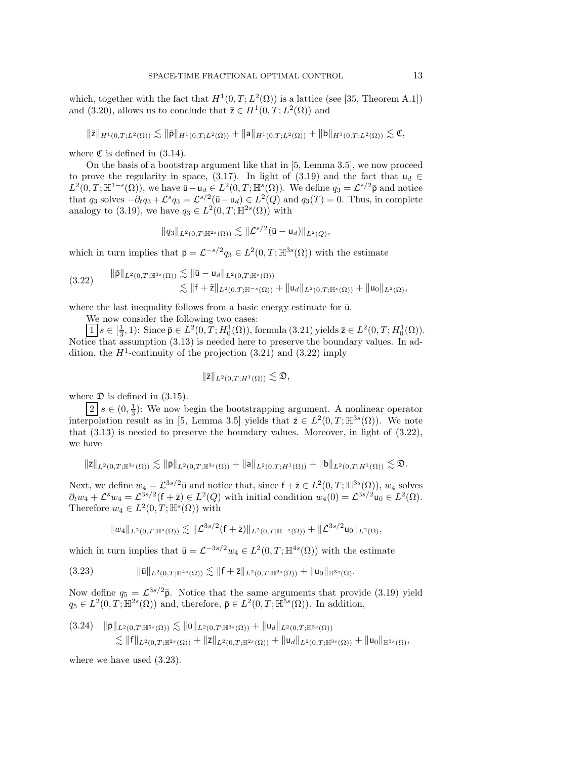which, together with the fact that $H^1(0,T;L^2(\Omega))$ is a lattice (see [35, Theorem A.1]) and (3.20), allows us to conclude that $\bar{\mathsf{z}} \in H^1(0,T;L^2(\Omega))$ and

$$\|\bar{\mathsf{z}}\|_{H^1(0,T;L^2(\Omega))} \lesssim \|\bar{\mathsf{p}}\|_{H^1(0,T;L^2(\Omega))} + \|\mathsf{a}\|_{H^1(0,T;L^2(\Omega))} + \|\mathsf{b}\|_{H^1(0,T;L^2(\Omega))} \lesssim \mathfrak{C},$$

where $\mathfrak{C}$ is defined in (3.14).

On the basis of a bootstrap argument like that in [5, Lemma 3.5], we now proceed to prove the regularity in space, (3.17). In light of (3.19) and the fact that $\mathsf{u}_d \in L^2(0,T;\mathbb{H}^{1-\epsilon}(\Omega))$, we have $\bar{\mathsf{u}} - \mathsf{u}_d \in L^2(0,T;\mathbb{H}^s(\Omega))$. We define $q_3 = \mathcal{L}^{s/2}\bar{\mathsf{p}}$ and notice that $q_3$ solves $-\partial_t q_3 + \mathcal{L}^s q_3 = \mathcal{L}^{s/2}(\bar{\mathsf{u}} - \mathsf{u}_d) \in L^2(Q)$ and $q_3(T) = 0$. Thus, in complete analogy to (3.19), we have $q_3 \in L^2(0,T;\mathbb{H}^{2s}(\Omega))$ with

$$\|q_3\|_{L^2(0,T;\mathbb{H}^{2s}(\Omega))} \lesssim \|\mathcal{L}^{s/2}(\bar{\mathsf{u}} - \mathsf{u}_d)\|_{L^2(Q)},$$

which in turn implies that $\bar{\mathsf{p}} = \mathcal{L}^{-s/2}q_3 \in L^2(0,T;\mathbb{H}^{3s}(\Omega))$ with the estimate

$$\begin{aligned} \|\bar{\mathsf{p}}\|_{L^2(0,T;\mathbb{H}^{3s}(\Omega))} &\lesssim \|\bar{\mathsf{u}} - \mathsf{u}_d\|_{L^2(0,T;\mathbb{H}^s(\Omega))} \\ &\lesssim \|\mathsf{f} + \bar{\mathsf{z}}\|_{L^2(0,T;\mathbb{H}^{-s}(\Omega))} + \|\mathsf{u}_d\|_{L^2(0,T;\mathbb{H}^s(\Omega))} + \|\mathsf{u}_0\|_{L^2(\Omega)}, \end{aligned} \tag{3.22}$$

where the last inequality follows from a basic energy estimate for $\bar{\mathsf{u}}$.

We now consider the following two cases:

[1] $s \in [\frac{1}{3}, 1)$: Since $\bar{\mathsf{p}} \in L^2(0,T;H_0^1(\Omega))$, formula (3.21) yields $\bar{\mathsf{z}} \in L^2(0,T;H_0^1(\Omega))$. Notice that assumption (3.13) is needed here to preserve the boundary values. In addition, the $H^1$-continuity of the projection (3.21) and (3.22) imply

$$\|\bar{\mathsf{z}}\|_{L^2(0,T;H^1(\Omega))} \lesssim \mathfrak{D},$$

where $\mathfrak{D}$ is defined in (3.15).

[2] $s \in (0, \frac{1}{3})$: We now begin the bootstrapping argument. A nonlinear operator interpolation result as in [5, Lemma 3.5] yields that $\bar{\mathsf{z}} \in L^2(0,T;\mathbb{H}^{3s}(\Omega))$. We note that (3.13) is needed to preserve the boundary values. Moreover, in light of (3.22), we have

$$\|\bar{\mathsf{z}}\|_{L^2(0,T;\mathbb{H}^{3s}(\Omega))} \lesssim \|\bar{\mathsf{p}}\|_{L^2(0,T;\mathbb{H}^{3s}(\Omega))} + \|\mathsf{a}\|_{L^2(0,T;H^1(\Omega))} + \|\mathsf{b}\|_{L^2(0,T;H^1(\Omega))} \lesssim \mathfrak{D}.$$

Next, we define $w_4 = \mathcal{L}^{3s/2}\bar{\mathsf{u}}$ and notice that, since $\mathsf{f} + \bar{\mathsf{z}} \in L^2(0,T;\mathbb{H}^{3s}(\Omega))$, $w_4$ solves $\partial_t w_4 + \mathcal{L}^s w_4 = \mathcal{L}^{3s/2}(\mathsf{f} + \bar{\mathsf{z}}) \in L^2(Q)$ with initial condition $w_4(0) = \mathcal{L}^{3s/2}\mathsf{u}_0 \in L^2(\Omega)$. Therefore $w_4 \in L^2(0,T;\mathbb{H}^s(\Omega))$ with

$$\|w_4\|_{L^2(0,T;\mathbb{H}^s(\Omega))} \lesssim \|\mathcal{L}^{3s/2}(\mathsf{f} + \bar{\mathsf{z}})\|_{L^2(0,T;\mathbb{H}^{-s}(\Omega))} + \|\mathcal{L}^{3s/2}\mathsf{u}_0\|_{L^2(\Omega)},$$

which in turn implies that $\bar{\mathsf{u}} = \mathcal{L}^{-3s/2}w_4 \in L^2(0,T;\mathbb{H}^{4s}(\Omega))$ with the estimate

$$\|\bar{\mathsf{u}}\|_{L^2(0,T;\mathbb{H}^{4s}(\Omega))} \lesssim \|\mathsf{f} + \bar{\mathsf{z}}\|_{L^2(0,T;\mathbb{H}^{2s}(\Omega))} + \|\mathsf{u}_0\|_{\mathbb{H}^{3s}(\Omega)}. \tag{3.23}$$

Now define $q_5 = \mathcal{L}^{3s/2}\bar{\mathsf{p}}$. Notice that the same arguments that provide (3.19) yield $q_5 \in L^2(0,T;\mathbb{H}^{2s}(\Omega))$ and, therefore, $\bar{\mathsf{p}} \in L^2(0,T;\mathbb{H}^{5s}(\Omega))$. In addition,

$$\begin{aligned} \|\bar{\mathsf{p}}\|_{L^2(0,T;\mathbb{H}^{5s}(\Omega))} &\lesssim \|\bar{\mathsf{u}}\|_{L^2(0,T;\mathbb{H}^{3s}(\Omega))} + \|\mathsf{u}_d\|_{L^2(0,T;\mathbb{H}^{3s}(\Omega))} \\ &\lesssim \|\mathsf{f}\|_{L^2(0,T;\mathbb{H}^{2s}(\Omega))} + \|\bar{\mathsf{z}}\|_{L^2(0,T;\mathbb{H}^{2s}(\Omega))} + \|\mathsf{u}_d\|_{L^2(0,T;\mathbb{H}^{3s}(\Omega))} + \|\mathsf{u}_0\|_{\mathbb{H}^{3s}(\Omega)}, \end{aligned} \tag{3.24}$$

where we have used (3.23).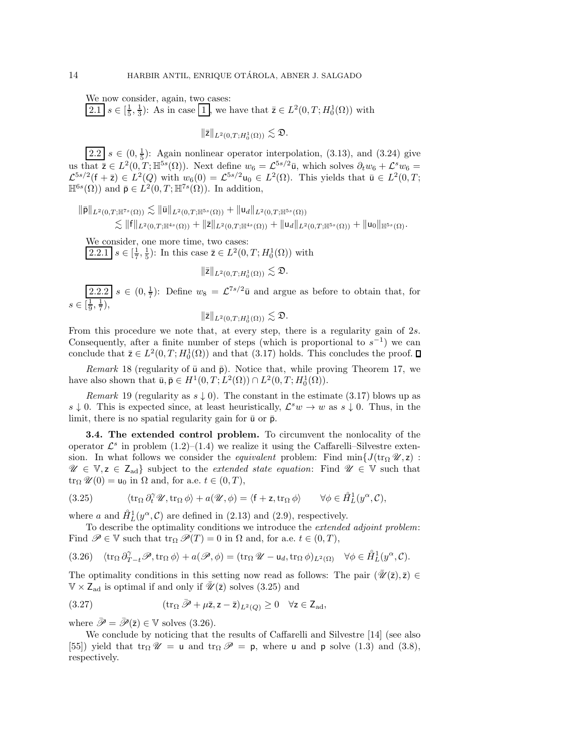We now consider, again, two cases:

2.1 $s \in [\frac{1}{5}, \frac{1}{3})$: As in case 1, we have that $\bar{\mathsf{z}} \in L^2(0,T;H_0^1(\Omega))$ with

$$\|\bar{\mathsf{z}}\|_{L^2(0,T;H_0^1(\Omega))} \lesssim \mathfrak{D}.$$

2.2 $s \in (0, \frac{1}{5})$: Again nonlinear operator interpolation, (3.13), and (3.24) give us that $\bar{\mathsf{z}} \in L^2(0,T;\mathbb{H}^{5s}(\Omega))$. Next define $w_6 = \mathcal{L}^{5s/2}\bar{\mathsf{u}}$, which solves $\partial_t w_6 + \mathcal{L}^s w_6 = \mathcal{L}^{5s/2}(\mathsf{f} + \bar{\mathsf{z}}) \in L^2(Q)$ with $w_6(0) = \mathcal{L}^{5s/2}\mathsf{u}_0 \in L^2(\Omega)$. This yields that $\bar{\mathsf{u}} \in L^2(0,T;\mathbb{H}^{6s}(\Omega))$ and $\bar{\mathsf{p}} \in L^2(0,T;\mathbb{H}^{7s}(\Omega))$. In addition,

$$\begin{aligned}
\|\bar{\mathsf{p}}\|_{L^2(0,T;\mathbb{H}^{7s}(\Omega))} &\lesssim \|\bar{\mathsf{u}}\|_{L^2(0,T;\mathbb{H}^{5s}(\Omega))} + \|\mathsf{u}_d\|_{L^2(0,T;\mathbb{H}^{5s}(\Omega))} \\
&\lesssim \|\mathsf{f}\|_{L^2(0,T;\mathbb{H}^{4s}(\Omega))} + \|\bar{\mathsf{z}}\|_{L^2(0,T;\mathbb{H}^{4s}(\Omega))} + \|\mathsf{u}_d\|_{L^2(0,T;\mathbb{H}^{5s}(\Omega))} + \|\mathsf{u}_0\|_{\mathbb{H}^{5s}(\Omega)}.
\end{aligned}$$

We consider, one more time, two cases:

2.2.1 $s \in [\frac{1}{7}, \frac{1}{5})$: In this case $\bar{\mathsf{z}} \in L^2(0,T;H_0^1(\Omega))$ with

$$\|\bar{\mathsf{z}}\|_{L^2(0,T;H_0^1(\Omega))} \lesssim \mathfrak{D}.$$

2.2.2 $s \in (0, \frac{1}{7})$: Define $w_8 = \mathcal{L}^{7s/2}\bar{\mathsf{u}}$ and argue as before to obtain that, for $s \in [\frac{1}{9}, \frac{1}{7})$,

$$\|\bar{\mathsf{z}}\|_{L^2(0,T;H_0^1(\Omega))} \lesssim \mathfrak{D}.$$

From this procedure we note that, at every step, there is a regularity gain of $2s$. Consequently, after a finite number of steps (which is proportional to $s^{-1}$) we can conclude that $\bar{\mathsf{z}} \in L^2(0,T;H_0^1(\Omega))$ and that (3.17) holds. This concludes the proof. ∎

*Remark* 18 (regularity of $\bar{\mathsf{u}}$ and $\bar{\mathsf{p}}$). Notice that, while proving Theorem 17, we have also shown that $\bar{\mathsf{u}}, \bar{\mathsf{p}} \in H^1(0,T;L^2(\Omega)) \cap L^2(0,T;H_0^1(\Omega))$.

*Remark* 19 (regularity as $s \downarrow 0$). The constant in the estimate (3.17) blows up as $s \downarrow 0$. This is expected since, at least heuristically, $\mathcal{L}^s w \to w$ as $s \downarrow 0$. Thus, in the limit, there is no spatial regularity gain for $\bar{\mathsf{u}}$ or $\bar{\mathsf{p}}$.

**3.4. The extended control problem.** To circumvent the nonlocality of the operator $\mathcal{L}^s$ in problem (1.2)–(1.4) we realize it using the Caffarelli–Silvestre extension. In what follows we consider the *equivalent* problem: Find $\min\{J(\operatorname{tr}_\Omega \mathscr{U}, \mathsf{z}) : \mathscr{U} \in \mathbb{V}, \mathsf{z} \in \mathsf{Z}_{\mathrm{ad}}\}$ subject to the *extended state equation*: Find $\mathscr{U} \in \mathbb{V}$ such that $\operatorname{tr}_\Omega \mathscr{U}(0) = \mathsf{u}_0$ in $\Omega$ and, for a.e. $t \in (0,T)$,

$$\langle \operatorname{tr}_\Omega \partial_t^\gamma \mathscr{U}, \operatorname{tr}_\Omega \phi \rangle + a(\mathscr{U}, \phi) = \langle \mathsf{f} + \mathsf{z}, \operatorname{tr}_\Omega \phi \rangle \qquad \forall \phi \in \mathring{H}_L^1(y^\alpha, \mathcal{C}), \tag{3.25}$$

where $a$ and $\mathring{H}_L^1(y^\alpha, \mathcal{C})$ are defined in (2.13) and (2.9), respectively.

To describe the optimality conditions we introduce the *extended adjoint problem*: Find $\mathscr{P} \in \mathbb{V}$ such that $\operatorname{tr}_\Omega \mathscr{P}(T) = 0$ in $\Omega$ and, for a.e. $t \in (0,T)$,

$$\langle \operatorname{tr}_\Omega \partial_{T-t}^\gamma \mathscr{P}, \operatorname{tr}_\Omega \phi \rangle + a(\mathscr{P}, \phi) = (\operatorname{tr}_\Omega \mathscr{U} - \mathsf{u}_d, \operatorname{tr}_\Omega \phi)_{L^2(\Omega)} \quad \forall \phi \in \mathring{H}_L^1(y^\alpha, \mathcal{C}). \tag{3.26}$$

The optimality conditions in this setting now read as follows: The pair $(\bar{\mathscr{U}}(\bar{\mathsf{z}}), \bar{\mathsf{z}}) \in \mathbb{V} \times \mathsf{Z}_{\mathrm{ad}}$ is optimal if and only if $\bar{\mathscr{U}}(\bar{\mathsf{z}})$ solves (3.25) and

$$(\operatorname{tr}_\Omega \bar{\mathscr{P}} + \mu \bar{\mathsf{z}}, \mathsf{z} - \bar{\mathsf{z}})_{L^2(Q)} \geq 0 \quad \forall \mathsf{z} \in \mathsf{Z}_{\mathrm{ad}}, \tag{3.27}$$

where $\bar{\mathscr{P}} = \bar{\mathscr{P}}(\bar{\mathsf{z}}) \in \mathbb{V}$ solves (3.26).

We conclude by noticing that the results of Caffarelli and Silvestre [14] (see also [55]) yield that $\operatorname{tr}_\Omega \mathscr{U} = \mathsf{u}$ and $\operatorname{tr}_\Omega \mathscr{P} = \mathsf{p}$, where $\mathsf{u}$ and $\mathsf{p}$ solve (1.3) and (3.8), respectively.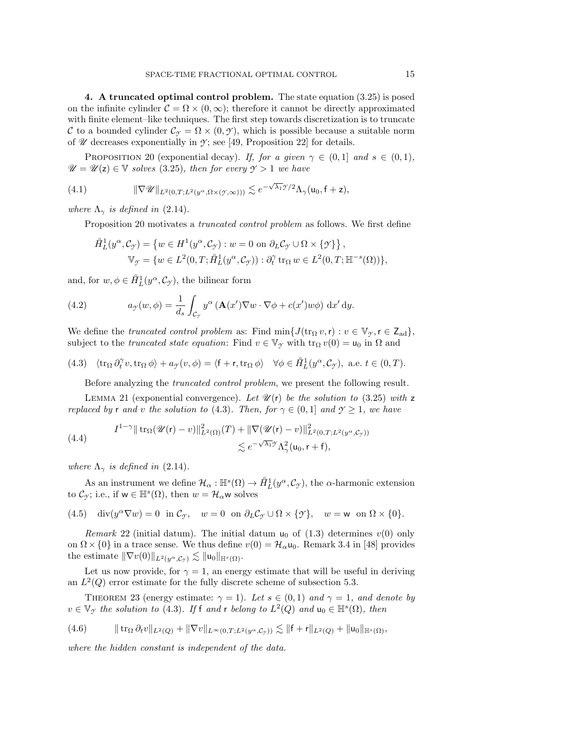**4. A truncated optimal control problem.** The state equation (3.25) is posed on the infinite cylinder $\mathcal{C} = \Omega \times (0,\infty)$; therefore it cannot be directly approximated with finite element–like techniques. The first step towards discretization is to truncate $\mathcal{C}$ to a bounded cylinder $\mathcal{C}_{\mathcal{Y}} = \Omega \times (0,\mathcal{Y})$, which is possible because a suitable norm of $\mathscr{U}$ decreases exponentially in $\mathcal{Y}$; see [49, Proposition 22] for details.

PROPOSITION 20 (exponential decay). *If, for a given $\gamma \in (0,1]$ and $s \in (0,1)$, $\mathscr{U} = \mathscr{U}(\mathsf{z}) \in \mathbb{V}$ solves (3.25), then for every $\mathcal{Y} > 1$ we have*

$$
\|\nabla \mathscr{U}\|_{L^2(0,T;L^2(y^\alpha,\Omega\times(\mathcal{Y},\infty)))} \lesssim e^{-\sqrt{\lambda_1}\mathcal{Y}/2}\Lambda_\gamma(\mathsf{u}_0,\mathsf{f}+\mathsf{z}), \tag{4.1}
$$

*where $\Lambda_\gamma$ is defined in (2.14).*

Proposition 20 motivates a *truncated control problem* as follows. We first define

$$
\begin{aligned}
\mathring{H}^1_L(y^\alpha,\mathcal{C}_{\mathcal{Y}}) &= \left\{ w \in H^1(y^\alpha,\mathcal{C}_{\mathcal{Y}}) : w = 0 \text{ on } \partial_L\mathcal{C}_{\mathcal{Y}} \cup \Omega\times\{\mathcal{Y}\} \right\},\\
\mathbb{V}_{\mathcal{Y}} &= \{ w \in L^2(0,T;\mathring{H}^1_L(y^\alpha,\mathcal{C}_{\mathcal{Y}})) : \partial_t^\gamma \operatorname{tr}_\Omega w \in L^2(0,T;\mathbb{H}^{-s}(\Omega))\},
\end{aligned}
$$

and, for $w,\phi \in \mathring{H}^1_L(y^\alpha,\mathcal{C}_{\mathcal{Y}})$, the bilinear form

$$
a_{\mathcal{Y}}(w,\phi) = \frac{1}{d_s}\int_{\mathcal{C}_{\mathcal{Y}}} y^\alpha \left(\mathbf{A}(x')\nabla w \cdot \nabla \phi + c(x') w \phi\right) \,\mathrm{d}x' \,\mathrm{d}y. \tag{4.2}
$$

We define the *truncated control problem* as: Find $\min\{J(\operatorname{tr}_\Omega v,\mathsf{r}) : v \in \mathbb{V}_{\mathcal{Y}}, \mathsf{r} \in \mathsf{Z}_{\mathrm{ad}}\}$, subject to the *truncated state equation*: Find $v \in \mathbb{V}_{\mathcal{Y}}$ with $\operatorname{tr}_\Omega v(0) = \mathsf{u}_0$ in $\Omega$ and

$$
\langle \operatorname{tr}_\Omega \partial_t^\gamma v, \operatorname{tr}_\Omega \phi\rangle + a_{\mathcal{Y}}(v,\phi) = \langle \mathsf{f}+\mathsf{r}, \operatorname{tr}_\Omega \phi\rangle \quad \forall \phi \in \mathring{H}^1_L(y^\alpha,\mathcal{C}_{\mathcal{Y}}), \text{ a.e. } t \in (0,T). \tag{4.3}
$$

Before analyzing the *truncated control problem*, we present the following result.

LEMMA 21 (exponential convergence). *Let $\mathscr{U}(\mathsf{r})$ be the solution to (3.25) with $\mathsf{z}$ replaced by $\mathsf{r}$ and $v$ the solution to (4.3). Then, for $\gamma \in (0,1]$ and $\mathcal{Y} \geq 1$, we have*

$$
\begin{aligned}
I^{1-\gamma}\|\operatorname{tr}_\Omega(\mathscr{U}(\mathsf{r}) - v)\|^2_{L^2(\Omega)}(T) &+ \|\nabla(\mathscr{U}(\mathsf{r}) - v)\|^2_{L^2(0,T;L^2(y^\alpha,\mathcal{C}_{\mathcal{Y}}))}\\
&\lesssim e^{-\sqrt{\lambda_1}\mathcal{Y}}\Lambda^2_\gamma(\mathsf{u}_0,\mathsf{r}+\mathsf{f}),
\end{aligned} \tag{4.4}
$$

*where $\Lambda_\gamma$ is defined in (2.14).*

As an instrument we define $\mathcal{H}_\alpha : \mathbb{H}^s(\Omega) \to \mathring{H}^1_L(y^\alpha,\mathcal{C}_{\mathcal{Y}})$, the $\alpha$-harmonic extension to $\mathcal{C}_{\mathcal{Y}}$; i.e., if $\mathsf{w} \in \mathbb{H}^s(\Omega)$, then $w = \mathcal{H}_\alpha \mathsf{w}$ solves

$$
\operatorname{div}(y^\alpha \nabla w) = 0 \;\text{ in } \mathcal{C}_{\mathcal{Y}}, \quad w = 0 \;\text{ on } \partial_L\mathcal{C}_{\mathcal{Y}} \cup \Omega\times\{\mathcal{Y}\}, \quad w = \mathsf{w} \;\text{ on } \Omega\times\{0\}. \tag{4.5}
$$

*Remark* 22 (initial datum). The initial datum $\mathsf{u}_0$ of (1.3) determines $v(0)$ only on $\Omega\times\{0\}$ in a trace sense. We thus define $v(0) = \mathcal{H}_\alpha \mathsf{u}_0$. Remark 3.4 in [48] provides the estimate $\|\nabla v(0)\|_{L^2(y^\alpha,\mathcal{C}_{\mathcal{Y}})} \lesssim \|\mathsf{u}_0\|_{\mathbb{H}^s(\Omega)}$.

Let us now provide, for $\gamma = 1$, an energy estimate that will be useful in deriving an $L^2(Q)$ error estimate for the fully discrete scheme of subsection 5.3.

THEOREM 23 (energy estimate: $\gamma = 1$). *Let $s \in (0,1)$ and $\gamma = 1$, and denote by $v \in \mathbb{V}_{\mathcal{Y}}$ the solution to (4.3). If $\mathsf{f}$ and $\mathsf{r}$ belong to $L^2(Q)$ and $\mathsf{u}_0 \in \mathbb{H}^s(\Omega)$, then*

$$
\|\operatorname{tr}_\Omega \partial_t v\|_{L^2(Q)} + \|\nabla v\|_{L^\infty(0,T;L^2(y^\alpha,\mathcal{C}_{\mathcal{Y}}))} \lesssim \|\mathsf{f}+\mathsf{r}\|_{L^2(Q)} + \|\mathsf{u}_0\|_{\mathbb{H}^s(\Omega)}, \tag{4.6}
$$

*where the hidden constant is independent of the data.*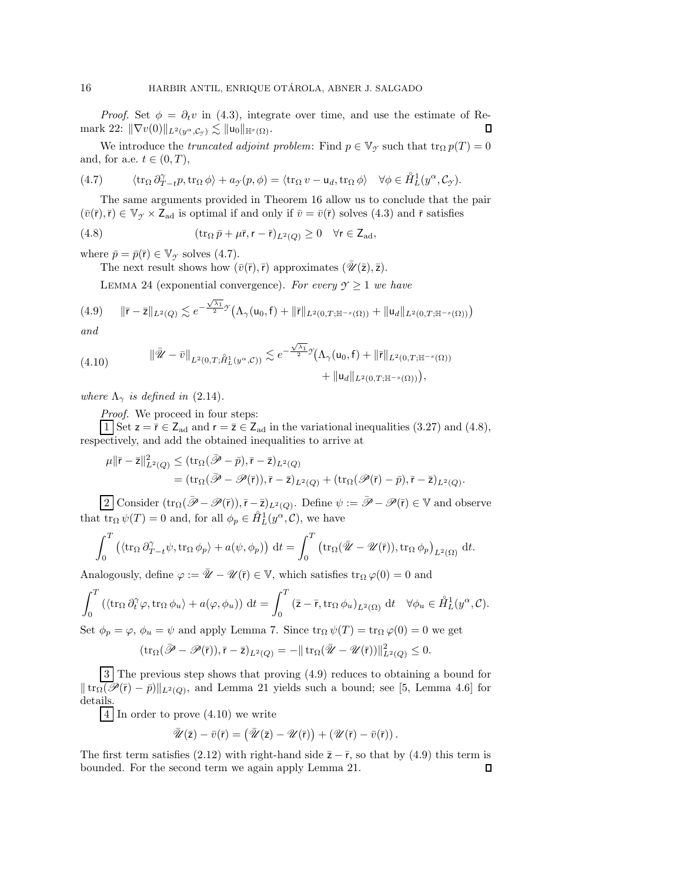*Proof.* Set $\phi = \partial_t v$ in (4.3), integrate over time, and use the estimate of Remark 22: $\|\nabla v(0)\|_{L^2(y^\alpha,\mathcal{C}_\mathscr{Y})} \lesssim \|\mathsf{u}_0\|_{\mathbb{H}^s(\Omega)}$. ∎

We introduce the *truncated adjoint problem*: Find $p \in \mathbb{V}_\mathscr{Y}$ such that $\operatorname{tr}_\Omega p(T) = 0$ and, for a.e. $t \in (0,T)$,

$$
\langle \operatorname{tr}_\Omega \partial^\gamma_{T-t} p, \operatorname{tr}_\Omega \phi \rangle + a_\mathscr{Y}(p,\phi) = \langle \operatorname{tr}_\Omega v - \mathsf{u}_d, \operatorname{tr}_\Omega \phi \rangle \quad \forall \phi \in \mathring{H}^1_L(y^\alpha, \mathcal{C}_\mathscr{Y}). \tag{4.7}
$$

The same arguments provided in Theorem 16 allow us to conclude that the pair $(\bar{v}(\bar{\mathsf{r}}), \bar{\mathsf{r}}) \in \mathbb{V}_\mathscr{Y} \times \mathsf{Z}_{\mathrm{ad}}$ is optimal if and only if $\bar{v} = \bar{v}(\bar{\mathsf{r}})$ solves (4.3) and $\bar{\mathsf{r}}$ satisfies

$$
(\operatorname{tr}_\Omega \bar{p} + \mu \bar{\mathsf{r}}, \mathsf{r} - \bar{\mathsf{r}})_{L^2(Q)} \geq 0 \quad \forall \mathsf{r} \in \mathsf{Z}_{\mathrm{ad}}, \tag{4.8}
$$

where $\bar{p} = \bar{p}(\bar{\mathsf{r}}) \in \mathbb{V}_\mathscr{Y}$ solves (4.7).

The next result shows how $(\bar{v}(\bar{\mathsf{r}}), \bar{\mathsf{r}})$ approximates $(\bar{\mathscr{U}}(\bar{\mathsf{z}}), \bar{\mathsf{z}})$.

Lemma 24 (exponential convergence). *For every $\mathscr{Y} \geq 1$ we have*

$$
\|\bar{\mathsf{r}} - \bar{\mathsf{z}}\|_{L^2(Q)} \lesssim e^{-\frac{\sqrt{\lambda_1}}{2}\mathscr{Y}} \big( \Lambda_\gamma(\mathsf{u}_0, \mathsf{f}) + \|\bar{\mathsf{r}}\|_{L^2(0,T;\mathbb{H}^{-s}(\Omega))} + \|\mathsf{u}_d\|_{L^2(0,T;\mathbb{H}^{-s}(\Omega))} \big) \tag{4.9}
$$

*and*

$$
\|\bar{\mathscr{U}} - \bar{v}\|_{L^2(0,T;\mathring{H}^1_L(y^\alpha,\mathcal{C}))} \lesssim e^{-\frac{\sqrt{\lambda_1}}{2}\mathscr{Y}} \big( \Lambda_\gamma(\mathsf{u}_0, \mathsf{f}) + \|\bar{\mathsf{r}}\|_{L^2(0,T;\mathbb{H}^{-s}(\Omega))} + \|\mathsf{u}_d\|_{L^2(0,T;\mathbb{H}^{-s}(\Omega))} \big), \tag{4.10}
$$

*where $\Lambda_\gamma$ is defined in* (2.14).

*Proof.* We proceed in four steps:

**1** Set $\mathsf{z} = \bar{\mathsf{r}} \in \mathsf{Z}_{\mathrm{ad}}$ and $\mathsf{r} = \bar{\mathsf{z}} \in \mathsf{Z}_{\mathrm{ad}}$ in the variational inequalities (3.27) and (4.8), respectively, and add the obtained inequalities to arrive at

$$
\begin{aligned}
\mu \|\bar{\mathsf{r}} - \bar{\mathsf{z}}\|^2_{L^2(Q)} &\leq (\operatorname{tr}_\Omega(\bar{\mathscr{P}} - \bar{p}), \bar{\mathsf{r}} - \bar{\mathsf{z}})_{L^2(Q)} \\
&= (\operatorname{tr}_\Omega(\bar{\mathscr{P}} - \mathscr{P}(\bar{\mathsf{r}})), \bar{\mathsf{r}} - \bar{\mathsf{z}})_{L^2(Q)} + (\operatorname{tr}_\Omega(\mathscr{P}(\bar{\mathsf{r}}) - \bar{p}), \bar{\mathsf{r}} - \bar{\mathsf{z}})_{L^2(Q)}.
\end{aligned}
$$

**2** Consider $(\operatorname{tr}_\Omega(\bar{\mathscr{P}} - \mathscr{P}(\bar{\mathsf{r}})), \bar{\mathsf{r}} - \bar{\mathsf{z}})_{L^2(Q)}$. Define $\psi := \bar{\mathscr{P}} - \mathscr{P}(\bar{\mathsf{r}}) \in \mathbb{V}$ and observe that $\operatorname{tr}_\Omega \psi(T) = 0$ and, for all $\phi_p \in \mathring{H}^1_L(y^\alpha, \mathcal{C})$, we have

$$
\int_0^T \big( \langle \operatorname{tr}_\Omega \partial^\gamma_{T-t} \psi, \operatorname{tr}_\Omega \phi_p \rangle + a(\psi, \phi_p) \big) \, \mathrm{d}t = \int_0^T \big( \operatorname{tr}_\Omega(\bar{\mathscr{U}} - \mathscr{U}(\bar{\mathsf{r}})), \operatorname{tr}_\Omega \phi_p \big)_{L^2(\Omega)} \, \mathrm{d}t.
$$

Analogously, define $\varphi := \bar{\mathscr{U}} - \mathscr{U}(\bar{\mathsf{r}}) \in \mathbb{V}$, which satisfies $\operatorname{tr}_\Omega \varphi(0) = 0$ and

$$
\int_0^T \left( \langle \operatorname{tr}_\Omega \partial^\gamma_t \varphi, \operatorname{tr}_\Omega \phi_u \rangle + a(\varphi, \phi_u) \right) \mathrm{d}t = \int_0^T \left( \bar{\mathsf{z}} - \bar{\mathsf{r}}, \operatorname{tr}_\Omega \phi_u \right)_{L^2(\Omega)} \mathrm{d}t \quad \forall \phi_u \in \mathring{H}^1_L(y^\alpha, \mathcal{C}).
$$

Set $\phi_p = \varphi$, $\phi_u = \psi$ and apply Lemma 7. Since $\operatorname{tr}_\Omega \psi(T) = \operatorname{tr}_\Omega \varphi(0) = 0$ we get

$$
(\operatorname{tr}_\Omega(\bar{\mathscr{P}} - \mathscr{P}(\bar{\mathsf{r}})), \bar{\mathsf{r}} - \bar{\mathsf{z}})_{L^2(Q)} = -\|\operatorname{tr}_\Omega(\bar{\mathscr{U}} - \mathscr{U}(\bar{\mathsf{r}}))\|^2_{L^2(Q)} \leq 0.
$$

**3** The previous step shows that proving (4.9) reduces to obtaining a bound for $\|\operatorname{tr}_\Omega(\mathscr{P}(\bar{\mathsf{r}}) - \bar{p})\|_{L^2(Q)}$, and Lemma 21 yields such a bound; see [5, Lemma 4.6] for details.

**4** In order to prove (4.10) we write

$$
\bar{\mathscr{U}}(\bar{\mathsf{z}}) - \bar{v}(\bar{\mathsf{r}}) = \big( \bar{\mathscr{U}}(\bar{\mathsf{z}}) - \mathscr{U}(\bar{\mathsf{r}}) \big) + \left( \mathscr{U}(\bar{\mathsf{r}}) - \bar{v}(\bar{\mathsf{r}}) \right).
$$

The first term satisfies (2.12) with right-hand side $\bar{\mathsf{z}} - \bar{\mathsf{r}}$, so that by (4.9) this term is bounded. For the second term we again apply Lemma 21. ∎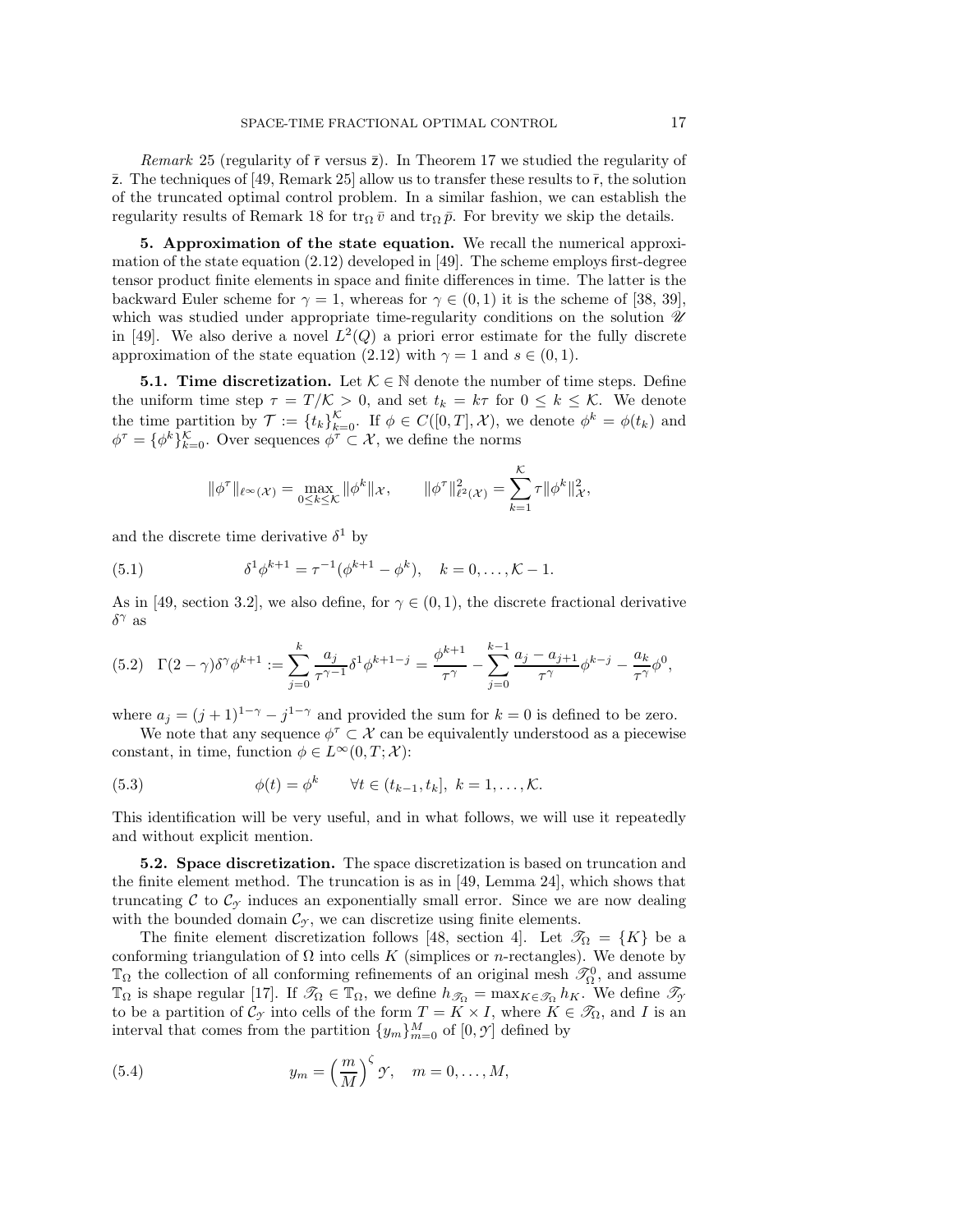*Remark* 25 (regularity of $\bar{\mathsf{r}}$ versus $\bar{\mathsf{z}}$). In Theorem 17 we studied the regularity of $\bar{\mathsf{z}}$. The techniques of [49, Remark 25] allow us to transfer these results to $\bar{\mathsf{r}}$, the solution of the truncated optimal control problem. In a similar fashion, we can establish the regularity results of Remark 18 for $\operatorname{tr}_\Omega \bar{v}$ and $\operatorname{tr}_\Omega \bar{p}$. For brevity we skip the details.

**5. Approximation of the state equation.** We recall the numerical approximation of the state equation (2.12) developed in [49]. The scheme employs first-degree tensor product finite elements in space and finite differences in time. The latter is the backward Euler scheme for $\gamma = 1$, whereas for $\gamma \in (0,1)$ it is the scheme of [38, 39], which was studied under appropriate time-regularity conditions on the solution $\mathscr{U}$ in [49]. We also derive a novel $L^2(Q)$ a priori error estimate for the fully discrete approximation of the state equation (2.12) with $\gamma = 1$ and $s \in (0,1)$.

**5.1. Time discretization.** Let $\mathcal{K} \in \mathbb{N}$ denote the number of time steps. Define the uniform time step $\tau = T/\mathcal{K} > 0$, and set $t_k = k\tau$ for $0 \le k \le \mathcal{K}$. We denote the time partition by $\mathcal{T} := \{t_k\}_{k=0}^{\mathcal{K}}$. If $\phi \in C([0,T], \mathcal{X})$, we denote $\phi^k = \phi(t_k)$ and $\phi^\tau = \{\phi^k\}_{k=0}^{\mathcal{K}}$. Over sequences $\phi^\tau \subset \mathcal{X}$, we define the norms

$$
\|\phi^\tau\|_{\ell^\infty(\mathcal{X})} = \max_{0 \le k \le \mathcal{K}} \|\phi^k\|_{\mathcal{X}}, \qquad \|\phi^\tau\|_{\ell^2(\mathcal{X})}^2 = \sum_{k=1}^{\mathcal{K}} \tau \|\phi^k\|_{\mathcal{X}}^2,
$$

and the discrete time derivative $\delta^1$ by

$$
\delta^1 \phi^{k+1} = \tau^{-1}(\phi^{k+1} - \phi^k), \quad k = 0, \dots, \mathcal{K}-1. \tag{5.1}
$$

As in [49, section 3.2], we also define, for $\gamma \in (0,1)$, the discrete fractional derivative $\delta^\gamma$ as

$$
\Gamma(2-\gamma)\delta^\gamma \phi^{k+1} := \sum_{j=0}^{k} \frac{a_j}{\tau^{\gamma-1}} \delta^1 \phi^{k+1-j} = \frac{\phi^{k+1}}{\tau^\gamma} - \sum_{j=0}^{k-1} \frac{a_j - a_{j+1}}{\tau^\gamma} \phi^{k-j} - \frac{a_k}{\tau^\gamma}\phi^0, \tag{5.2}
$$

where $a_j = (j+1)^{1-\gamma} - j^{1-\gamma}$ and provided the sum for $k = 0$ is defined to be zero.

We note that any sequence $\phi^\tau \subset \mathcal{X}$ can be equivalently understood as a piecewise constant, in time, function $\phi \in L^\infty(0,T;\mathcal{X})$:

$$
\phi(t) = \phi^k \qquad \forall t \in (t_{k-1}, t_k], \ k = 1, \dots, \mathcal{K}. \tag{5.3}
$$

This identification will be very useful, and in what follows, we will use it repeatedly and without explicit mention.

**5.2. Space discretization.** The space discretization is based on truncation and the finite element method. The truncation is as in [49, Lemma 24], which shows that truncating $\mathcal{C}$ to $\mathcal{C}_\mathcal{Y}$ induces an exponentially small error. Since we are now dealing with the bounded domain $\mathcal{C}_\mathcal{Y}$, we can discretize using finite elements.

The finite element discretization follows [48, section 4]. Let $\mathscr{T}_\Omega = \{K\}$ be a conforming triangulation of $\Omega$ into cells $K$ (simplices or $n$-rectangles). We denote by $\mathbb{T}_\Omega$ the collection of all conforming refinements of an original mesh $\mathscr{T}_\Omega^0$, and assume $\mathbb{T}_\Omega$ is shape regular [17]. If $\mathscr{T}_\Omega \in \mathbb{T}_\Omega$, we define $h_{\mathscr{T}_\Omega} = \max_{K \in \mathscr{T}_\Omega} h_K$. We define $\mathscr{T}_\mathcal{Y}$ to be a partition of $\mathcal{C}_\mathcal{Y}$ into cells of the form $T = K \times I$, where $K \in \mathscr{T}_\Omega$, and $I$ is an interval that comes from the partition $\{y_m\}_{m=0}^{M}$ of $[0, \mathcal{Y}]$ defined by

$$
y_m = \left(\frac{m}{M}\right)^\zeta \mathcal{Y}, \quad m = 0, \dots, M, \tag{5.4}
$$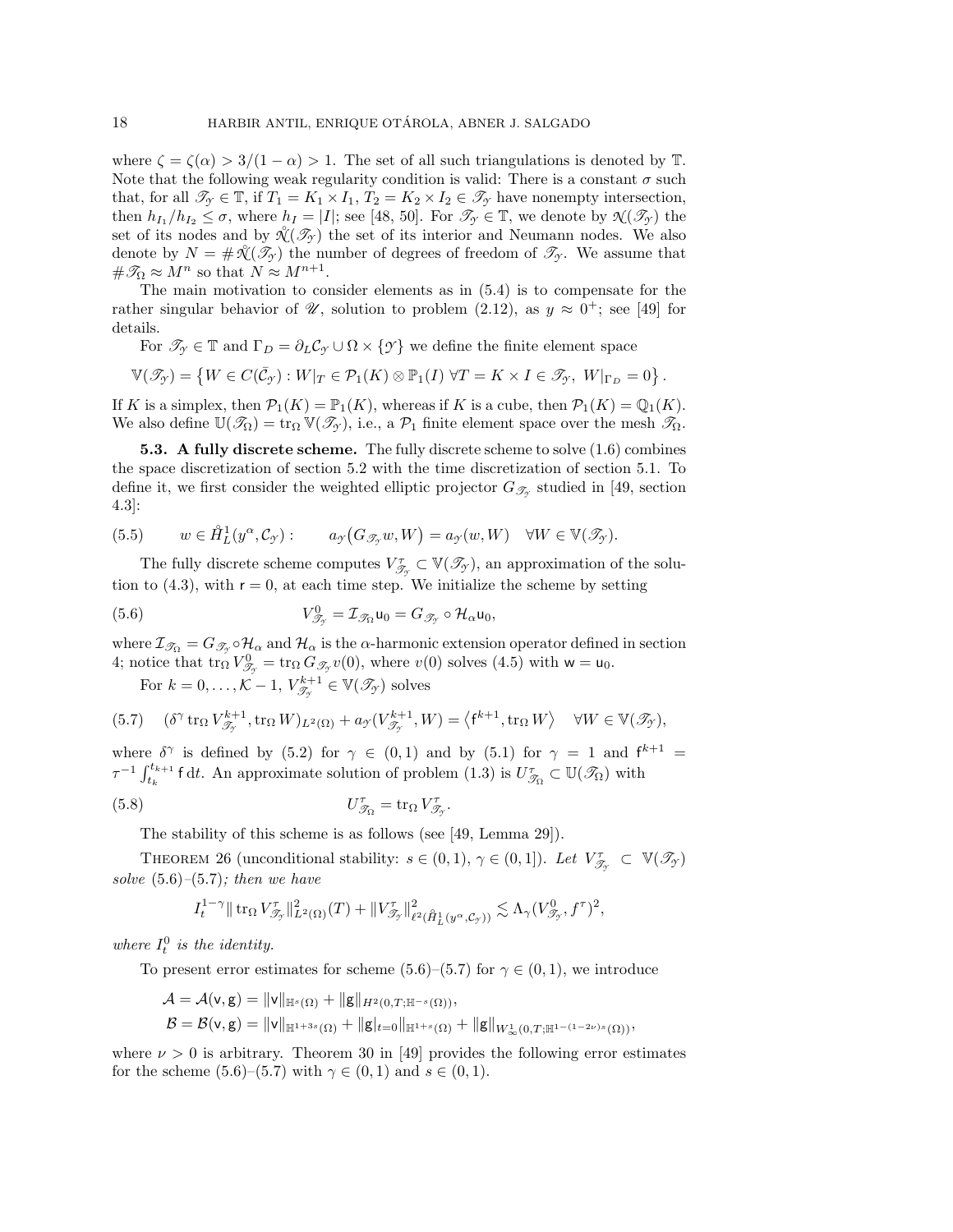where $\zeta = \zeta(\alpha) > 3/(1-\alpha) > 1$. The set of all such triangulations is denoted by $\mathbb{T}$. Note that the following weak regularity condition is valid: There is a constant $\sigma$ such that, for all $\mathscr{T}_{\mathscr{Y}} \in \mathbb{T}$, if $T_1 = K_1 \times I_1$, $T_2 = K_2 \times I_2 \in \mathscr{T}_{\mathscr{Y}}$ have nonempty intersection, then $h_{I_1}/h_{I_2} \leq \sigma$, where $h_I = |I|$; see [48, 50]. For $\mathscr{T}_{\mathscr{Y}} \in \mathbb{T}$, we denote by $\mathcal{N}(\mathscr{T}_{\mathscr{Y}})$ the set of its nodes and by $\mathring{\mathcal{N}}(\mathscr{T}_{\mathscr{Y}})$ the set of its interior and Neumann nodes. We also denote by $N = \# \mathring{\mathcal{N}}(\mathscr{T}_{\mathscr{Y}})$ the number of degrees of freedom of $\mathscr{T}_{\mathscr{Y}}$. We assume that $\# \mathscr{T}_{\Omega} \approx M^n$ so that $N \approx M^{n+1}$.

The main motivation to consider elements as in (5.4) is to compensate for the rather singular behavior of $\mathscr{U}$, solution to problem (2.12), as $y \approx 0^+$; see [49] for details.

For $\mathscr{T}_{\mathscr{Y}} \in \mathbb{T}$ and $\Gamma_D = \partial_L \mathcal{C}_{\mathscr{Y}} \cup \Omega \times \{\mathscr{Y}\}$ we define the finite element space

$$\mathbb{V}(\mathscr{T}_{\mathscr{Y}}) = \left\{ W \in C(\bar{\mathcal{C}}_{\mathscr{Y}}) : W|_T \in \mathcal{P}_1(K) \otimes \mathbb{P}_1(I) \; \forall T = K \times I \in \mathscr{T}_{\mathscr{Y}}, \; W|_{\Gamma_D} = 0 \right\}.$$

If $K$ is a simplex, then $\mathcal{P}_1(K) = \mathbb{P}_1(K)$, whereas if $K$ is a cube, then $\mathcal{P}_1(K) = \mathbb{Q}_1(K)$. We also define $\mathbb{U}(\mathscr{T}_{\Omega}) = \operatorname{tr}_{\Omega} \mathbb{V}(\mathscr{T}_{\mathscr{Y}})$, i.e., a $\mathcal{P}_1$ finite element space over the mesh $\mathscr{T}_{\Omega}$.

**5.3. A fully discrete scheme.** The fully discrete scheme to solve (1.6) combines the space discretization of section 5.2 with the time discretization of section 5.1. To define it, we first consider the weighted elliptic projector $G_{\mathscr{T}_{\mathscr{Y}}}$ studied in [49, section 4.3]:

$$w \in \mathring{H}^1_L(y^{\alpha}, \mathcal{C}_{\mathscr{Y}}) : \qquad a_{\mathscr{Y}}\big(G_{\mathscr{T}_{\mathscr{Y}}} w, W\big) = a_{\mathscr{Y}}(w, W) \quad \forall W \in \mathbb{V}(\mathscr{T}_{\mathscr{Y}}). \tag{5.5}$$

The fully discrete scheme computes $V^{\tau}_{\mathscr{T}_{\mathscr{Y}}} \subset \mathbb{V}(\mathscr{T}_{\mathscr{Y}})$, an approximation of the solution to (4.3), with $\mathsf{r} = 0$, at each time step. We initialize the scheme by setting

$$V^0_{\mathscr{T}_{\mathscr{Y}}} = \mathcal{I}_{\mathscr{T}_{\Omega}} \mathsf{u}_0 = G_{\mathscr{T}_{\mathscr{Y}}} \circ \mathcal{H}_{\alpha} \mathsf{u}_0, \tag{5.6}$$

where $\mathcal{I}_{\mathscr{T}_{\Omega}} = G_{\mathscr{T}_{\mathscr{Y}}} \circ \mathcal{H}_{\alpha}$ and $\mathcal{H}_{\alpha}$ is the $\alpha$-harmonic extension operator defined in section 4; notice that $\operatorname{tr}_{\Omega} V^0_{\mathscr{T}_{\mathscr{Y}}} = \operatorname{tr}_{\Omega} G_{\mathscr{T}_{\mathscr{Y}}} v(0)$, where $v(0)$ solves (4.5) with $\mathsf{w} = \mathsf{u}_0$.

For $k = 0, \ldots, \mathcal{K} - 1$, $V^{k+1}_{\mathscr{T}_{\mathscr{Y}}} \in \mathbb{V}(\mathscr{T}_{\mathscr{Y}})$ solves

$$(\delta^{\gamma} \operatorname{tr}_{\Omega} V^{k+1}_{\mathscr{T}_{\mathscr{Y}}}, \operatorname{tr}_{\Omega} W)_{L^2(\Omega)} + a_{\mathscr{Y}}(V^{k+1}_{\mathscr{T}_{\mathscr{Y}}}, W) = \left\langle \mathsf{f}^{k+1}, \operatorname{tr}_{\Omega} W \right\rangle \quad \forall W \in \mathbb{V}(\mathscr{T}_{\mathscr{Y}}), \tag{5.7}$$

where $\delta^{\gamma}$ is defined by (5.2) for $\gamma \in (0,1)$ and by (5.1) for $\gamma = 1$ and $\mathsf{f}^{k+1} = \tau^{-1} \int_{t_k}^{t_{k+1}} \mathsf{f} \, \mathrm{d}t$. An approximate solution of problem (1.3) is $U^{\tau}_{\mathscr{T}_{\Omega}} \subset \mathbb{U}(\mathscr{T}_{\Omega})$ with

$$U^{\tau}_{\mathscr{T}_{\Omega}} = \operatorname{tr}_{\Omega} V^{\tau}_{\mathscr{T}_{\mathscr{Y}}}. \tag{5.8}$$

The stability of this scheme is as follows (see [49, Lemma 29]).

THEOREM 26 (unconditional stability: $s \in (0,1)$, $\gamma \in (0,1]$). *Let $V^{\tau}_{\mathscr{T}_{\mathscr{Y}}} \subset \mathbb{V}(\mathscr{T}_{\mathscr{Y}})$ solve (5.6)–(5.7); then we have*

$$I_t^{1-\gamma} \| \operatorname{tr}_{\Omega} V^{\tau}_{\mathscr{T}_{\mathscr{Y}}} \|^2_{L^2(\Omega)}(T) + \| V^{\tau}_{\mathscr{T}_{\mathscr{Y}}} \|^2_{\ell^2(\mathring{H}^1_L(y^{\alpha}, \mathcal{C}_{\mathscr{Y}}))} \lesssim \Lambda_{\gamma}(V^0_{\mathscr{T}_{\mathscr{Y}}}, f^{\tau})^2,$$

*where $I_t^0$ is the identity.*

To present error estimates for scheme (5.6)–(5.7) for $\gamma \in (0,1)$, we introduce

$$\mathcal{A} = \mathcal{A}(\mathsf{v}, \mathsf{g}) = \|\mathsf{v}\|_{\mathbb{H}^s(\Omega)} + \|\mathsf{g}\|_{H^2(0,T;\mathbb{H}^{-s}(\Omega))},$$

$$\mathcal{B} = \mathcal{B}(\mathsf{v}, \mathsf{g}) = \|\mathsf{v}\|_{\mathbb{H}^{1+3s}(\Omega)} + \|\mathsf{g}|_{t=0}\|_{\mathbb{H}^{1+s}(\Omega)} + \|\mathsf{g}\|_{W^1_{\infty}(0,T;\mathbb{H}^{1-(1-2\nu)s}(\Omega))},$$

where $\nu > 0$ is arbitrary. Theorem 30 in [49] provides the following error estimates for the scheme (5.6)–(5.7) with $\gamma \in (0,1)$ and $s \in (0,1)$.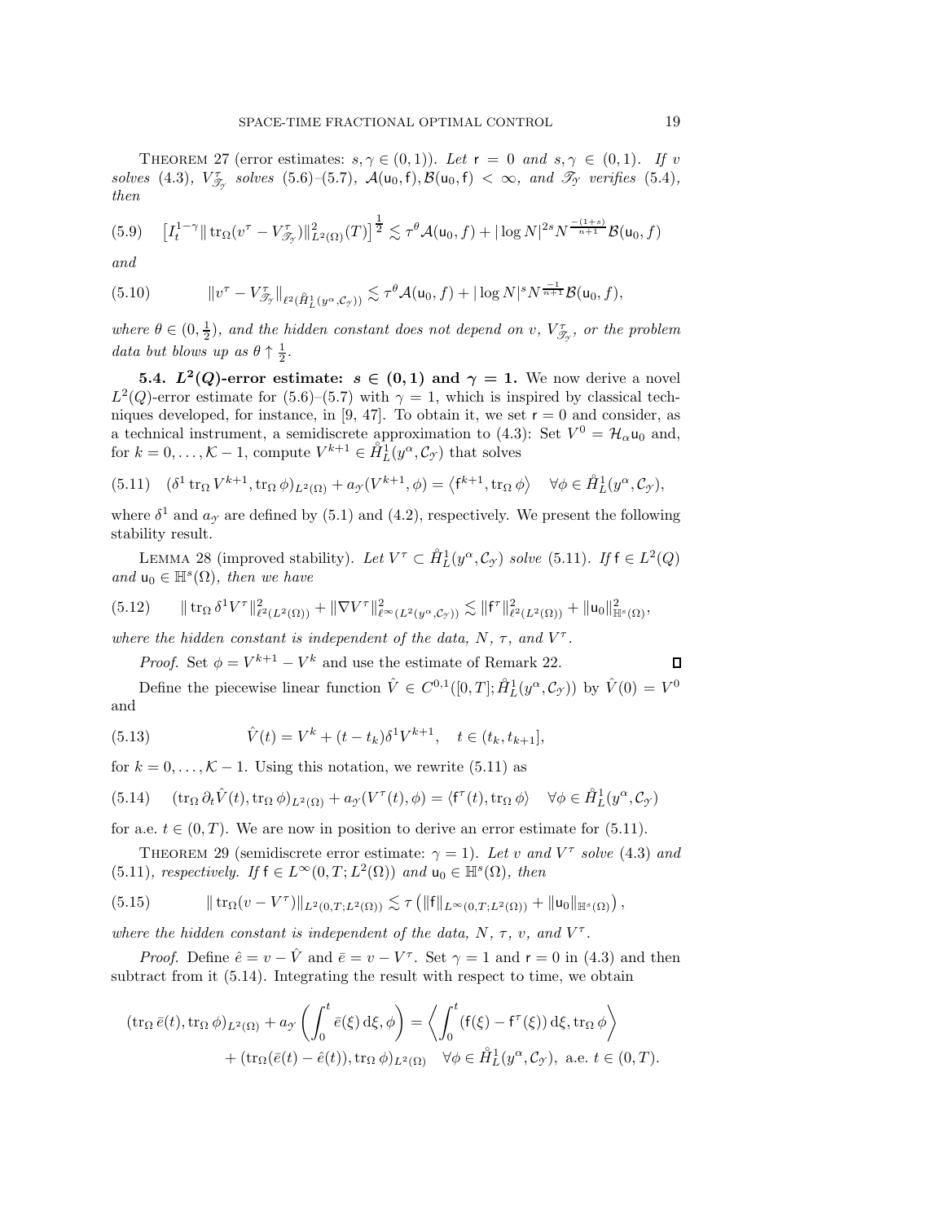THEOREM 27 (error estimates: $s, \gamma \in (0,1)$). *Let* $\mathsf{r} = 0$ *and* $s, \gamma \in (0,1)$. *If* $v$ *solves* (4.3), $V_{\mathscr{T}_\mathcal{Y}}^\tau$ *solves* (5.6)–(5.7), $\mathcal{A}(\mathsf{u}_0, \mathsf{f}), \mathcal{B}(\mathsf{u}_0, \mathsf{f}) < \infty$, *and* $\mathscr{T}_\mathcal{Y}$ *verifies* (5.4), *then*

$$
\left[ I_t^{1-\gamma} \| \operatorname{tr}_\Omega (v^\tau - V_{\mathscr{T}_\mathcal{Y}}^\tau) \|_{L^2(\Omega)}^2 (T) \right]^{\frac{1}{2}} \lesssim \tau^\theta \mathcal{A}(\mathsf{u}_0, f) + |\log N|^{2s} N^{\frac{-(1+s)}{n+1}} \mathcal{B}(\mathsf{u}_0, f) \tag{5.9}
$$

*and*

$$
\| v^\tau - V_{\mathscr{T}_\mathcal{Y}}^\tau \|_{\ell^2(\mathring{H}_L^1(y^\alpha, \mathcal{C}_\mathcal{Y}))} \lesssim \tau^\theta \mathcal{A}(\mathsf{u}_0, f) + |\log N|^s N^{\frac{-1}{n+1}} \mathcal{B}(\mathsf{u}_0, f), \tag{5.10}
$$

*where* $\theta \in (0, \frac{1}{2})$, *and the hidden constant does not depend on* $v$, $V_{\mathscr{T}_\mathcal{Y}}^\tau$, *or the problem data but blows up as* $\theta \uparrow \frac{1}{2}$.

**5.4. $L^2(Q)$-error estimate: $s \in (0,1)$ and $\gamma = 1$.** We now derive a novel $L^2(Q)$-error estimate for (5.6)–(5.7) with $\gamma = 1$, which is inspired by classical techniques developed, for instance, in [9, 47]. To obtain it, we set $\mathsf{r} = 0$ and consider, as a technical instrument, a semidiscrete approximation to (4.3): Set $V^0 = \mathcal{H}_\alpha \mathsf{u}_0$ and, for $k = 0, \ldots, \mathcal{K} - 1$, compute $V^{k+1} \in \mathring{H}_L^1(y^\alpha, \mathcal{C}_\mathcal{Y})$ that solves

$$
(\delta^1 \operatorname{tr}_\Omega V^{k+1}, \operatorname{tr}_\Omega \phi)_{L^2(\Omega)} + a_\mathcal{Y}(V^{k+1}, \phi) = \left\langle \mathsf{f}^{k+1}, \operatorname{tr}_\Omega \phi \right\rangle \quad \forall \phi \in \mathring{H}_L^1(y^\alpha, \mathcal{C}_\mathcal{Y}), \tag{5.11}
$$

where $\delta^1$ and $a_\mathcal{Y}$ are defined by (5.1) and (4.2), respectively. We present the following stability result.

LEMMA 28 (improved stability). *Let* $V^\tau \subset \mathring{H}_L^1(y^\alpha, \mathcal{C}_\mathcal{Y})$ *solve* (5.11). *If* $\mathsf{f} \in L^2(Q)$ *and* $\mathsf{u}_0 \in \mathbb{H}^s(\Omega)$, *then we have*

$$
\| \operatorname{tr}_\Omega \delta^1 V^\tau \|_{\ell^2(L^2(\Omega))}^2 + \| \nabla V^\tau \|_{\ell^\infty(L^2(y^\alpha, \mathcal{C}_\mathcal{Y}))}^2 \lesssim \| \mathsf{f}^\tau \|_{\ell^2(L^2(\Omega))}^2 + \| \mathsf{u}_0 \|_{\mathbb{H}^s(\Omega)}^2, \tag{5.12}
$$

*where the hidden constant is independent of the data,* $N$, $\tau$, *and* $V^\tau$.

*Proof.* Set $\phi = V^{k+1} - V^k$ and use the estimate of Remark 22. $\square$

Define the piecewise linear function $\hat{V} \in C^{0,1}([0,T]; \mathring{H}_L^1(y^\alpha, \mathcal{C}_\mathcal{Y}))$ by $\hat{V}(0) = V^0$ and

$$
\hat{V}(t) = V^k + (t - t_k) \delta^1 V^{k+1}, \quad t \in (t_k, t_{k+1}], \tag{5.13}
$$

for $k = 0, \ldots, \mathcal{K} - 1$. Using this notation, we rewrite (5.11) as

$$
(\operatorname{tr}_\Omega \partial_t \hat{V}(t), \operatorname{tr}_\Omega \phi)_{L^2(\Omega)} + a_\mathcal{Y}(V^\tau(t), \phi) = \langle \mathsf{f}^\tau(t), \operatorname{tr}_\Omega \phi \rangle \quad \forall \phi \in \mathring{H}_L^1(y^\alpha, \mathcal{C}_\mathcal{Y}) \tag{5.14}
$$

for a.e. $t \in (0,T)$. We are now in position to derive an error estimate for (5.11).

THEOREM 29 (semidiscrete error estimate: $\gamma = 1$). *Let* $v$ *and* $V^\tau$ *solve* (4.3) *and* (5.11), *respectively. If* $\mathsf{f} \in L^\infty(0,T; L^2(\Omega))$ *and* $\mathsf{u}_0 \in \mathbb{H}^s(\Omega)$, *then*

$$
\| \operatorname{tr}_\Omega (v - V^\tau) \|_{L^2(0,T;L^2(\Omega))} \lesssim \tau \left( \| \mathsf{f} \|_{L^\infty(0,T;L^2(\Omega))} + \| \mathsf{u}_0 \|_{\mathbb{H}^s(\Omega)} \right), \tag{5.15}
$$

*where the hidden constant is independent of the data,* $N$, $\tau$, $v$, *and* $V^\tau$.

*Proof.* Define $\hat{e} = v - \hat{V}$ and $\bar{e} = v - V^\tau$. Set $\gamma = 1$ and $\mathsf{r} = 0$ in (4.3) and then subtract from it (5.14). Integrating the result with respect to time, we obtain

$$
\begin{aligned}
(\operatorname{tr}_\Omega \bar{e}(t), \operatorname{tr}_\Omega \phi)_{L^2(\Omega)} + a_\mathcal{Y} \left( \int_0^t \bar{e}(\xi) \, \mathrm{d}\xi, \phi \right) &= \left\langle \int_0^t (\mathsf{f}(\xi) - \mathsf{f}^\tau(\xi)) \, \mathrm{d}\xi, \operatorname{tr}_\Omega \phi \right\rangle \\
&+ (\operatorname{tr}_\Omega(\bar{e}(t) - \hat{e}(t)), \operatorname{tr}_\Omega \phi)_{L^2(\Omega)} \quad \forall \phi \in \mathring{H}_L^1(y^\alpha, \mathcal{C}_\mathcal{Y}), \text{ a.e. } t \in (0,T).
\end{aligned}
$$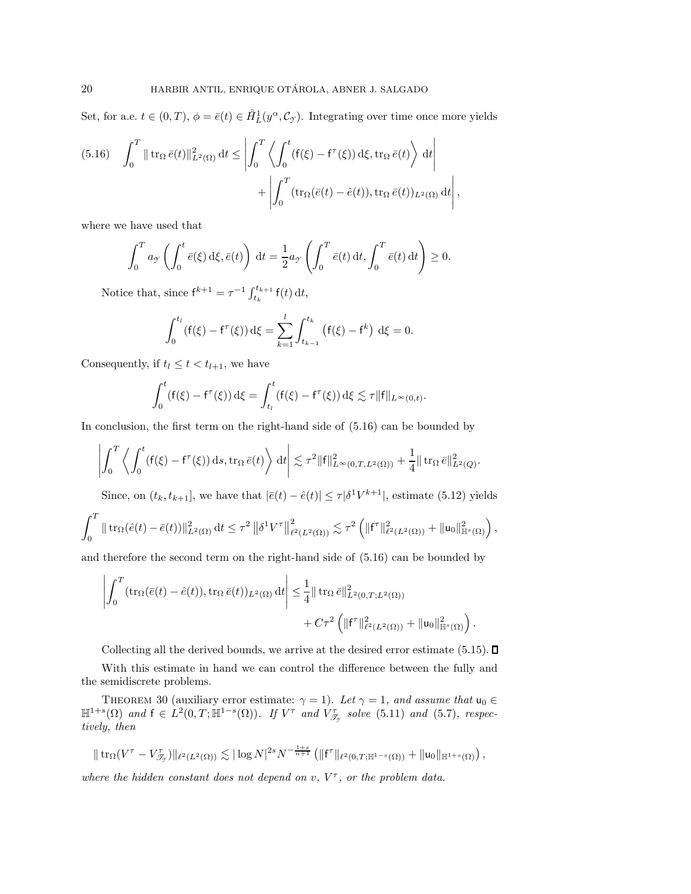Set, for a.e. $t \in (0,T)$, $\phi = \bar{e}(t) \in \mathring{H}^1_L(y^\alpha, \mathcal{C}_\mathscr{Y})$. Integrating over time once more yields

$$
(5.16) \quad \int_0^T \| \operatorname{tr}_\Omega \bar{e}(t) \|^2_{L^2(\Omega)} \, \mathrm{d}t \leq \left| \int_0^T \left\langle \int_0^t (\mathsf{f}(\xi) - \mathsf{f}^\tau(\xi)) \, \mathrm{d}\xi, \operatorname{tr}_\Omega \bar{e}(t) \right\rangle \, \mathrm{d}t \right| + \left| \int_0^T (\operatorname{tr}_\Omega(\bar{e}(t) - \hat{e}(t)), \operatorname{tr}_\Omega \bar{e}(t))_{L^2(\Omega)} \, \mathrm{d}t \right|,
$$

where we have used that

$$
\int_0^T a_\mathscr{Y} \left( \int_0^t \bar{e}(\xi) \, \mathrm{d}\xi, \bar{e}(t) \right) \, \mathrm{d}t = \frac{1}{2} a_\mathscr{Y} \left( \int_0^T \bar{e}(t) \, \mathrm{d}t, \int_0^T \bar{e}(t) \, \mathrm{d}t \right) \geq 0.
$$

Notice that, since $\mathsf{f}^{k+1} = \tau^{-1} \int_{t_k}^{t_{k+1}} \mathsf{f}(t) \, \mathrm{d}t$,

$$
\int_0^{t_l} (\mathsf{f}(\xi) - \mathsf{f}^\tau(\xi)) \, \mathrm{d}\xi = \sum_{k=1}^{l} \int_{t_{k-1}}^{t_k} \left( \mathsf{f}(\xi) - \mathsf{f}^k \right) \, \mathrm{d}\xi = 0.
$$

Consequently, if $t_l \leq t < t_{l+1}$, we have

$$
\int_0^t (\mathsf{f}(\xi) - \mathsf{f}^\tau(\xi)) \, \mathrm{d}\xi = \int_{t_l}^t (\mathsf{f}(\xi) - \mathsf{f}^\tau(\xi)) \, \mathrm{d}\xi \lesssim \tau \|\mathsf{f}\|_{L^\infty(0,t)}.
$$

In conclusion, the first term on the right-hand side of (5.16) can be bounded by

$$
\left| \int_0^T \left\langle \int_0^t (\mathsf{f}(\xi) - \mathsf{f}^\tau(\xi)) \, \mathrm{d}s, \operatorname{tr}_\Omega \bar{e}(t) \right\rangle \, \mathrm{d}t \right| \lesssim \tau^2 \|\mathsf{f}\|^2_{L^\infty(0,T,L^2(\Omega))} + \frac{1}{4} \| \operatorname{tr}_\Omega \bar{e} \|^2_{L^2(Q)}.
$$

Since, on $(t_k, t_{k+1}]$, we have that $|\bar{e}(t) - \hat{e}(t)| \leq \tau |\delta^1 V^{k+1}|$, estimate (5.12) yields

$$
\int_0^T \| \operatorname{tr}_\Omega(\hat{e}(t) - \bar{e}(t)) \|^2_{L^2(\Omega)} \, \mathrm{d}t \leq \tau^2 \left\| \delta^1 V^\tau \right\|^2_{\ell^2(L^2(\Omega))} \lesssim \tau^2 \left( \|\mathsf{f}^\tau\|^2_{\ell^2(L^2(\Omega))} + \|\mathsf{u}_0\|^2_{\mathbb{H}^s(\Omega)} \right),
$$

and therefore the second term on the right-hand side of (5.16) can be bounded by

$$
\left| \int_0^T (\operatorname{tr}_\Omega(\bar{e}(t) - \hat{e}(t)), \operatorname{tr}_\Omega \bar{e}(t))_{L^2(\Omega)} \, \mathrm{d}t \right| \leq \frac{1}{4} \| \operatorname{tr}_\Omega \bar{e} \|^2_{L^2(0,T;L^2(\Omega))} + C\tau^2 \left( \|\mathsf{f}^\tau\|^2_{\ell^2(L^2(\Omega))} + \|\mathsf{u}_0\|^2_{\mathbb{H}^s(\Omega)} \right).
$$

Collecting all the derived bounds, we arrive at the desired error estimate (5.15). ∎

With this estimate in hand we can control the difference between the fully and the semidiscrete problems.

Theorem 30 (auxiliary error estimate: $\gamma = 1$). *Let $\gamma = 1$, and assume that $\mathsf{u}_0 \in \mathbb{H}^{1+s}(\Omega)$ and $\mathsf{f} \in L^2(0,T;\mathbb{H}^{1-s}(\Omega))$. If $V^\tau$ and $V^\tau_{\mathscr{T}_\mathscr{Y}}$ solve (5.11) and (5.7), respectively, then*

$$
\| \operatorname{tr}_\Omega(V^\tau - V^\tau_{\mathscr{T}_\mathscr{Y}}) \|_{\ell^2(L^2(\Omega))} \lesssim |\log N|^{2s} N^{-\frac{1+s}{n+1}} \left( \|\mathsf{f}^\tau\|_{\ell^2(0,T;\mathbb{H}^{1-s}(\Omega))} + \|\mathsf{u}_0\|_{\mathbb{H}^{1+s}(\Omega)} \right),
$$

*where the hidden constant does not depend on $v$, $V^\tau$, or the problem data.*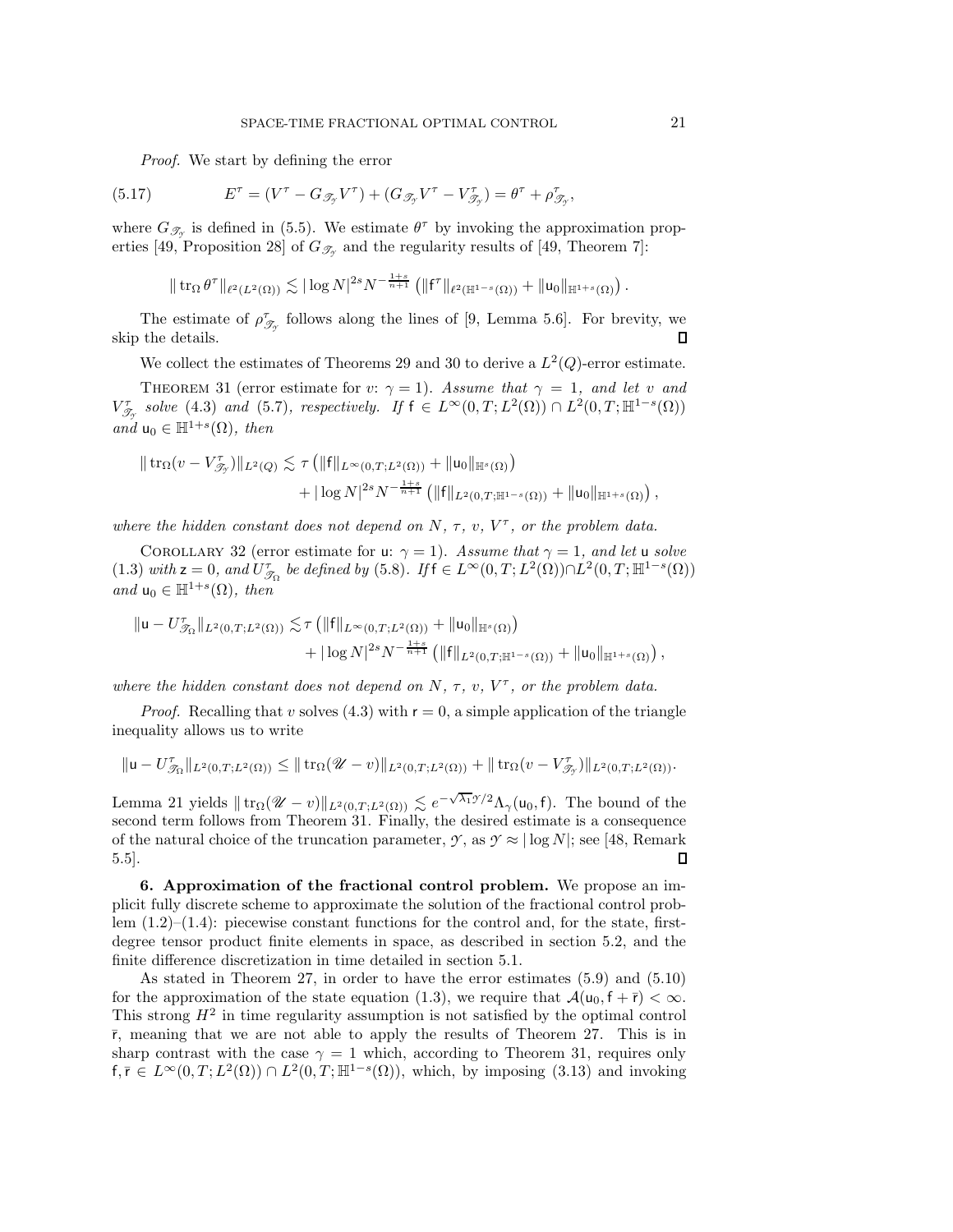*Proof.* We start by defining the error

$$E^\tau = (V^\tau - G_{\mathscr{T}_\mathcal{Y}} V^\tau) + (G_{\mathscr{T}_\mathcal{Y}} V^\tau - V^\tau_{\mathscr{T}_\mathcal{Y}}) = \theta^\tau + \rho^\tau_{\mathscr{T}_\mathcal{Y}}, \tag{5.17}$$

where $G_{\mathscr{T}_\mathcal{Y}}$ is defined in (5.5). We estimate $\theta^\tau$ by invoking the approximation properties [49, Proposition 28] of $G_{\mathscr{T}_\mathcal{Y}}$ and the regularity results of [49, Theorem 7]:

$$\| \operatorname{tr}_\Omega \theta^\tau \|_{\ell^2(L^2(\Omega))} \lesssim |\log N|^{2s} N^{-\frac{1+s}{n+1}} \left( \|\mathsf{f}^\tau\|_{\ell^2(\mathbb{H}^{1-s}(\Omega))} + \|\mathsf{u}_0\|_{\mathbb{H}^{1+s}(\Omega)} \right).$$

The estimate of $\rho^\tau_{\mathscr{T}_\mathcal{Y}}$ follows along the lines of [9, Lemma 5.6]. For brevity, we skip the details. ∎

We collect the estimates of Theorems 29 and 30 to derive a $L^2(Q)$-error estimate.

Theorem 31 (error estimate for $v$: $\gamma = 1$). *Assume that $\gamma = 1$, and let $v$ and $V^\tau_{\mathscr{T}_\mathcal{Y}}$ solve (4.3) and (5.7), respectively. If $\mathsf{f} \in L^\infty(0,T;L^2(\Omega)) \cap L^2(0,T;\mathbb{H}^{1-s}(\Omega))$ and $\mathsf{u}_0 \in \mathbb{H}^{1+s}(\Omega)$, then*

$$\begin{aligned}\| \operatorname{tr}_\Omega (v - V^\tau_{\mathscr{T}_\mathcal{Y}}) \|_{L^2(Q)} \lesssim \tau \left( \|\mathsf{f}\|_{L^\infty(0,T;L^2(\Omega))} + \|\mathsf{u}_0\|_{\mathbb{H}^s(\Omega)} \right) \\ + |\log N|^{2s} N^{-\frac{1+s}{n+1}} \left( \|\mathsf{f}\|_{L^2(0,T;\mathbb{H}^{1-s}(\Omega))} + \|\mathsf{u}_0\|_{\mathbb{H}^{1+s}(\Omega)} \right),\end{aligned}$$

*where the hidden constant does not depend on $N$, $\tau$, $v$, $V^\tau$, or the problem data.*

Corollary 32 (error estimate for $\mathsf{u}$: $\gamma = 1$). *Assume that $\gamma = 1$, and let $\mathsf{u}$ solve (1.3) with $\mathsf{z} = 0$, and $U^\tau_{\mathscr{T}_\Omega}$ be defined by (5.8). If $\mathsf{f} \in L^\infty(0,T;L^2(\Omega)) \cap L^2(0,T;\mathbb{H}^{1-s}(\Omega))$ and $\mathsf{u}_0 \in \mathbb{H}^{1+s}(\Omega)$, then*

$$\begin{aligned}\|\mathsf{u} - U^\tau_{\mathscr{T}_\Omega}\|_{L^2(0,T;L^2(\Omega))} \lesssim \tau \left( \|\mathsf{f}\|_{L^\infty(0,T;L^2(\Omega))} + \|\mathsf{u}_0\|_{\mathbb{H}^s(\Omega)} \right) \\ + |\log N|^{2s} N^{-\frac{1+s}{n+1}} \left( \|\mathsf{f}\|_{L^2(0,T;\mathbb{H}^{1-s}(\Omega))} + \|\mathsf{u}_0\|_{\mathbb{H}^{1+s}(\Omega)} \right),\end{aligned}$$

*where the hidden constant does not depend on $N$, $\tau$, $v$, $V^\tau$, or the problem data.*

*Proof.* Recalling that $v$ solves (4.3) with $\mathsf{r} = 0$, a simple application of the triangle inequality allows us to write

$$\|\mathsf{u} - U^\tau_{\mathscr{T}_\Omega}\|_{L^2(0,T;L^2(\Omega))} \leq \| \operatorname{tr}_\Omega (\mathscr{U} - v) \|_{L^2(0,T;L^2(\Omega))} + \| \operatorname{tr}_\Omega (v - V^\tau_{\mathscr{T}_\mathcal{Y}}) \|_{L^2(0,T;L^2(\Omega))}.$$

Lemma 21 yields $\| \operatorname{tr}_\Omega (\mathscr{U} - v) \|_{L^2(0,T;L^2(\Omega))} \lesssim e^{-\sqrt{\lambda_1}\mathcal{Y}/2} \Lambda_\gamma(\mathsf{u}_0, \mathsf{f})$. The bound of the second term follows from Theorem 31. Finally, the desired estimate is a consequence of the natural choice of the truncation parameter, $\mathcal{Y}$, as $\mathcal{Y} \approx |\log N|$; see [48, Remark 5.5]. ∎

**6. Approximation of the fractional control problem.** We propose an implicit fully discrete scheme to approximate the solution of the fractional control problem (1.2)–(1.4): piecewise constant functions for the control and, for the state, first-degree tensor product finite elements in space, as described in section 5.2, and the finite difference discretization in time detailed in section 5.1.

As stated in Theorem 27, in order to have the error estimates (5.9) and (5.10) for the approximation of the state equation (1.3), we require that $\mathcal{A}(\mathsf{u}_0, \mathsf{f} + \bar{\mathsf{r}}) < \infty$. This strong $H^2$ in time regularity assumption is not satisfied by the optimal control $\bar{\mathsf{r}}$, meaning that we are not able to apply the results of Theorem 27. This is in sharp contrast with the case $\gamma = 1$ which, according to Theorem 31, requires only $\mathsf{f}, \bar{\mathsf{r}} \in L^\infty(0,T;L^2(\Omega)) \cap L^2(0,T;\mathbb{H}^{1-s}(\Omega))$, which, by imposing (3.13) and invoking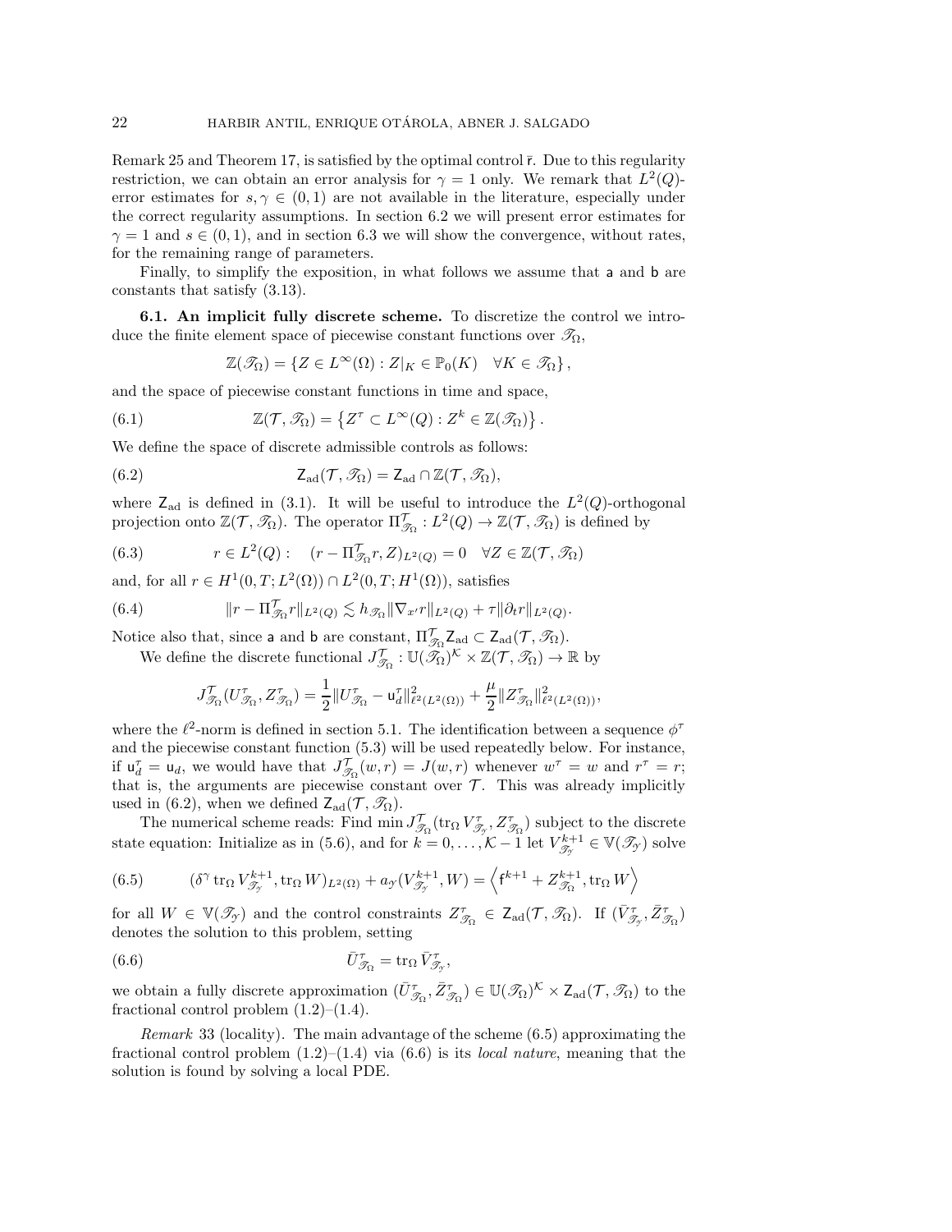Remark 25 and Theorem 17, is satisfied by the optimal control $\bar{\mathsf{r}}$. Due to this regularity restriction, we can obtain an error analysis for $\gamma = 1$ only. We remark that $L^2(Q)$-error estimates for $s, \gamma \in (0,1)$ are not available in the literature, especially under the correct regularity assumptions. In section 6.2 we will present error estimates for $\gamma = 1$ and $s \in (0,1)$, and in section 6.3 we will show the convergence, without rates, for the remaining range of parameters.

Finally, to simplify the exposition, in what follows we assume that $\mathsf{a}$ and $\mathsf{b}$ are constants that satisfy (3.13).

**6.1. An implicit fully discrete scheme.** To discretize the control we introduce the finite element space of piecewise constant functions over $\mathscr{T}_\Omega$,

$$\mathbb{Z}(\mathscr{T}_\Omega) = \left\{ Z \in L^\infty(\Omega) : Z|_K \in \mathbb{P}_0(K) \quad \forall K \in \mathscr{T}_\Omega \right\},$$

and the space of piecewise constant functions in time and space,

$$\mathbb{Z}(\mathcal{T}, \mathscr{T}_\Omega) = \left\{ Z^\tau \subset L^\infty(Q) : Z^k \in \mathbb{Z}(\mathscr{T}_\Omega) \right\}. \tag{6.1}$$

We define the space of discrete admissible controls as follows:

$$\mathsf{Z}_{\mathrm{ad}}(\mathcal{T}, \mathscr{T}_\Omega) = \mathsf{Z}_{\mathrm{ad}} \cap \mathbb{Z}(\mathcal{T}, \mathscr{T}_\Omega), \tag{6.2}$$

where $\mathsf{Z}_{\mathrm{ad}}$ is defined in (3.1). It will be useful to introduce the $L^2(Q)$-orthogonal projection onto $\mathbb{Z}(\mathcal{T}, \mathscr{T}_\Omega)$. The operator $\Pi^{\mathcal{T}}_{\mathscr{T}_\Omega} : L^2(Q) \to \mathbb{Z}(\mathcal{T}, \mathscr{T}_\Omega)$ is defined by

$$r \in L^2(Q) : \quad (r - \Pi^{\mathcal{T}}_{\mathscr{T}_\Omega} r, Z)_{L^2(Q)} = 0 \quad \forall Z \in \mathbb{Z}(\mathcal{T}, \mathscr{T}_\Omega) \tag{6.3}$$

and, for all $r \in H^1(0,T;L^2(\Omega)) \cap L^2(0,T;H^1(\Omega))$, satisfies

$$\|r - \Pi^{\mathcal{T}}_{\mathscr{T}_\Omega} r\|_{L^2(Q)} \lesssim h_{\mathscr{T}_\Omega} \|\nabla_{x'} r\|_{L^2(Q)} + \tau \|\partial_t r\|_{L^2(Q)}. \tag{6.4}$$

Notice also that, since $\mathsf{a}$ and $\mathsf{b}$ are constant, $\Pi^{\mathcal{T}}_{\mathscr{T}_\Omega} \mathsf{Z}_{\mathrm{ad}} \subset \mathsf{Z}_{\mathrm{ad}}(\mathcal{T}, \mathscr{T}_\Omega)$.

We define the discrete functional $J^{\mathcal{T}}_{\mathscr{T}_\Omega} : \mathbb{U}(\mathscr{T}_\Omega)^{\mathcal{K}} \times \mathbb{Z}(\mathcal{T}, \mathscr{T}_\Omega) \to \mathbb{R}$ by

$$J^{\mathcal{T}}_{\mathscr{T}_\Omega}(U^\tau_{\mathscr{T}_\Omega}, Z^\tau_{\mathscr{T}_\Omega}) = \frac{1}{2} \|U^\tau_{\mathscr{T}_\Omega} - \mathsf{u}^\tau_d\|^2_{\ell^2(L^2(\Omega))} + \frac{\mu}{2} \|Z^\tau_{\mathscr{T}_\Omega}\|^2_{\ell^2(L^2(\Omega))},$$

where the $\ell^2$-norm is defined in section 5.1. The identification between a sequence $\phi^\tau$ and the piecewise constant function (5.3) will be used repeatedly below. For instance, if $\mathsf{u}^\tau_d = \mathsf{u}_d$, we would have that $J^{\mathcal{T}}_{\mathscr{T}_\Omega}(w, r) = J(w, r)$ whenever $w^\tau = w$ and $r^\tau = r$; that is, the arguments are piecewise constant over $\mathcal{T}$. This was already implicitly used in (6.2), when we defined $\mathsf{Z}_{\mathrm{ad}}(\mathcal{T}, \mathscr{T}_\Omega)$.

The numerical scheme reads: Find $\min J^{\mathcal{T}}_{\mathscr{T}_\Omega}(\operatorname{tr}_\Omega V^\tau_{\mathscr{T}_\mathcal{Y}}, Z^\tau_{\mathscr{T}_\Omega})$ subject to the discrete state equation: Initialize as in (5.6), and for $k = 0, \ldots, \mathcal{K} - 1$ let $V^{k+1}_{\mathscr{T}_\mathcal{Y}} \in \mathbb{V}(\mathscr{T}_\mathcal{Y})$ solve

$$(\delta^\gamma \operatorname{tr}_\Omega V^{k+1}_{\mathscr{T}_\mathcal{Y}}, \operatorname{tr}_\Omega W)_{L^2(\Omega)} + a_\mathcal{Y}(V^{k+1}_{\mathscr{T}_\mathcal{Y}}, W) = \left\langle \mathsf{f}^{k+1} + Z^{k+1}_{\mathscr{T}_\Omega}, \operatorname{tr}_\Omega W \right\rangle \tag{6.5}$$

for all $W \in \mathbb{V}(\mathscr{T}_\mathcal{Y})$ and the control constraints $Z^\tau_{\mathscr{T}_\Omega} \in \mathsf{Z}_{\mathrm{ad}}(\mathcal{T}, \mathscr{T}_\Omega)$. If $(\bar{V}^\tau_{\mathscr{T}_\mathcal{Y}}, \bar{Z}^\tau_{\mathscr{T}_\Omega})$ denotes the solution to this problem, setting

$$\bar{U}^\tau_{\mathscr{T}_\Omega} = \operatorname{tr}_\Omega \bar{V}^\tau_{\mathscr{T}_\mathcal{Y}}, \tag{6.6}$$

we obtain a fully discrete approximation $(\bar{U}^\tau_{\mathscr{T}_\Omega}, \bar{Z}^\tau_{\mathscr{T}_\Omega}) \in \mathbb{U}(\mathscr{T}_\Omega)^{\mathcal{K}} \times \mathsf{Z}_{\mathrm{ad}}(\mathcal{T}, \mathscr{T}_\Omega)$ to the fractional control problem (1.2)–(1.4).

*Remark* 33 (locality). The main advantage of the scheme (6.5) approximating the fractional control problem (1.2)–(1.4) via (6.6) is its *local nature*, meaning that the solution is found by solving a local PDE.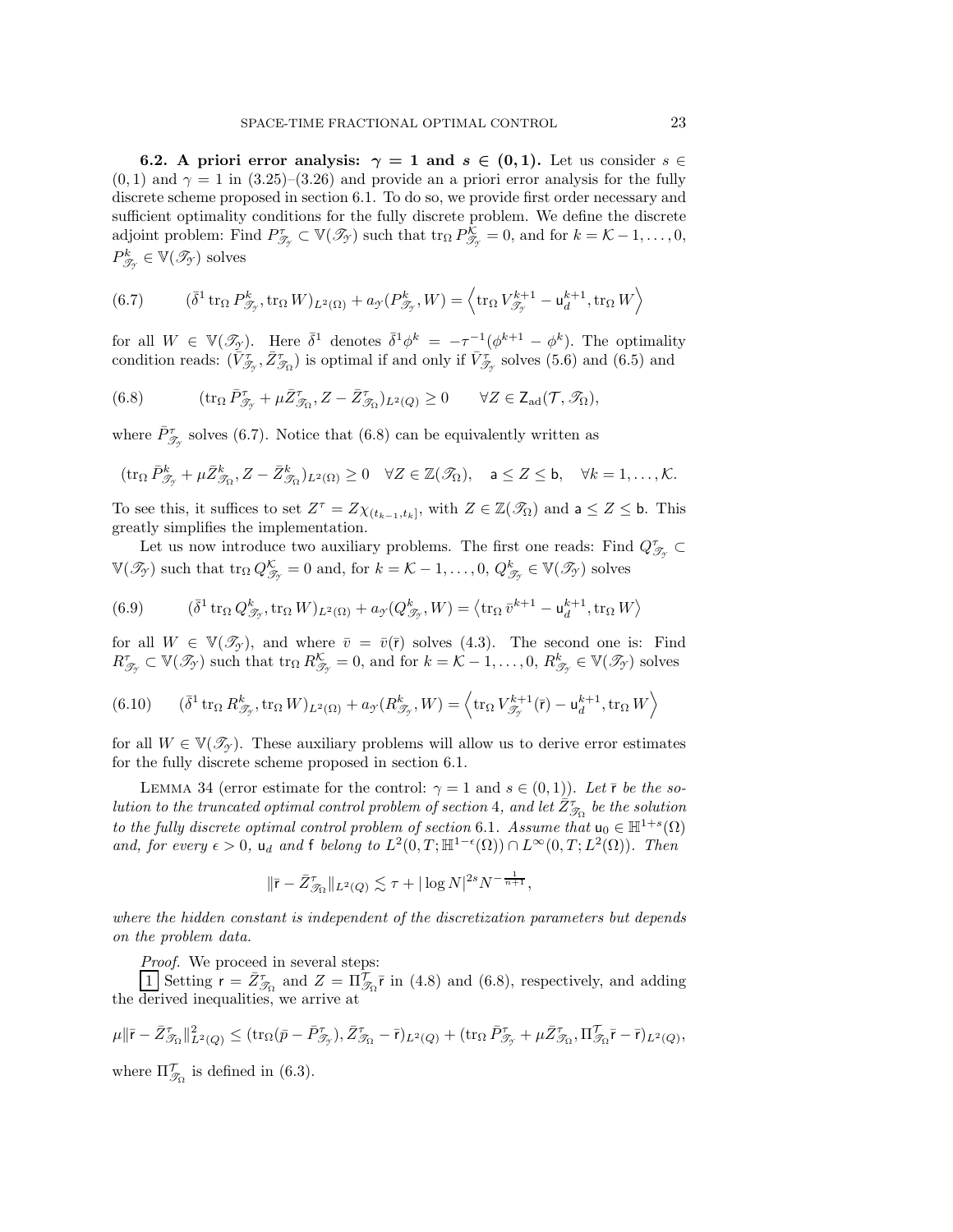**6.2. A priori error analysis: $\gamma = 1$ and $s \in (0,1)$.** Let us consider $s \in (0,1)$ and $\gamma = 1$ in (3.25)–(3.26) and provide an a priori error analysis for the fully discrete scheme proposed in section 6.1. To do so, we provide first order necessary and sufficient optimality conditions for the fully discrete problem. We define the discrete adjoint problem: Find $P_{\mathscr{T}_{\mathcal{Y}}}^{\tau} \subset \mathbb{V}(\mathscr{T}_{\mathcal{Y}})$ such that $\operatorname{tr}_{\Omega} P_{\mathscr{T}_{\mathcal{Y}}}^{\mathcal{K}} = 0$, and for $k = \mathcal{K}-1, \dots, 0$, $P_{\mathscr{T}_{\mathcal{Y}}}^{k} \in \mathbb{V}(\mathscr{T}_{\mathcal{Y}})$ solves

$$
(6.7) \qquad (\bar{\delta}^1 \operatorname{tr}_{\Omega} P_{\mathscr{T}_{\mathcal{Y}}}^{k}, \operatorname{tr}_{\Omega} W)_{L^2(\Omega)} + a_{\mathcal{Y}}(P_{\mathscr{T}_{\mathcal{Y}}}^{k}, W) = \left\langle \operatorname{tr}_{\Omega} V_{\mathscr{T}_{\mathcal{Y}}}^{k+1} - \mathsf{u}_d^{k+1}, \operatorname{tr}_{\Omega} W \right\rangle
$$

for all $W \in \mathbb{V}(\mathscr{T}_{\mathcal{Y}})$. Here $\bar{\delta}^1$ denotes $\bar{\delta}^1 \phi^k = -\tau^{-1}(\phi^{k+1} - \phi^k)$. The optimality condition reads: $(\bar{V}_{\mathscr{T}_{\mathcal{Y}}}^{\tau}, \bar{Z}_{\mathscr{T}_{\Omega}}^{\tau})$ is optimal if and only if $\bar{V}_{\mathscr{T}_{\mathcal{Y}}}^{\tau}$ solves (5.6) and (6.5) and

$$
(6.8) \qquad (\operatorname{tr}_{\Omega} \bar{P}_{\mathscr{T}_{\mathcal{Y}}}^{\tau} + \mu \bar{Z}_{\mathscr{T}_{\Omega}}^{\tau}, Z - \bar{Z}_{\mathscr{T}_{\Omega}}^{\tau})_{L^2(Q)} \geq 0 \qquad \forall Z \in \mathsf{Z}_{\mathrm{ad}}(\mathcal{T}, \mathscr{T}_{\Omega}),
$$

where $\bar{P}_{\mathscr{T}_{\mathcal{Y}}}^{\tau}$ solves (6.7). Notice that (6.8) can be equivalently written as

$$
(\operatorname{tr}_{\Omega} \bar{P}_{\mathscr{T}_{\mathcal{Y}}}^{k} + \mu \bar{Z}_{\mathscr{T}_{\Omega}}^{k}, Z - \bar{Z}_{\mathscr{T}_{\Omega}}^{k})_{L^2(\Omega)} \geq 0 \quad \forall Z \in \mathbb{Z}(\mathscr{T}_{\Omega}), \quad \mathsf{a} \leq Z \leq \mathsf{b}, \quad \forall k = 1, \dots, \mathcal{K}.
$$

To see this, it suffices to set $Z^{\tau} = Z\chi_{(t_{k-1}, t_k]}$, with $Z \in \mathbb{Z}(\mathscr{T}_{\Omega})$ and $\mathsf{a} \leq Z \leq \mathsf{b}$. This greatly simplifies the implementation.

Let us now introduce two auxiliary problems. The first one reads: Find $Q_{\mathscr{T}_{\mathcal{Y}}}^{\tau} \subset \mathbb{V}(\mathscr{T}_{\mathcal{Y}})$ such that $\operatorname{tr}_{\Omega} Q_{\mathscr{T}_{\mathcal{Y}}}^{\mathcal{K}} = 0$ and, for $k = \mathcal{K}-1, \dots, 0$, $Q_{\mathscr{T}_{\mathcal{Y}}}^{k} \in \mathbb{V}(\mathscr{T}_{\mathcal{Y}})$ solves

$$
(6.9) \qquad (\bar{\delta}^1 \operatorname{tr}_{\Omega} Q_{\mathscr{T}_{\mathcal{Y}}}^{k}, \operatorname{tr}_{\Omega} W)_{L^2(\Omega)} + a_{\mathcal{Y}}(Q_{\mathscr{T}_{\mathcal{Y}}}^{k}, W) = \left\langle \operatorname{tr}_{\Omega} \bar{v}^{k+1} - \mathsf{u}_d^{k+1}, \operatorname{tr}_{\Omega} W \right\rangle
$$

for all $W \in \mathbb{V}(\mathscr{T}_{\mathcal{Y}})$, and where $\bar{v} = \bar{v}(\bar{\mathsf{r}})$ solves (4.3). The second one is: Find $R_{\mathscr{T}_{\mathcal{Y}}}^{\tau} \subset \mathbb{V}(\mathscr{T}_{\mathcal{Y}})$ such that $\operatorname{tr}_{\Omega} R_{\mathscr{T}_{\mathcal{Y}}}^{\mathcal{K}} = 0$, and for $k = \mathcal{K}-1, \dots, 0$, $R_{\mathscr{T}_{\mathcal{Y}}}^{k} \in \mathbb{V}(\mathscr{T}_{\mathcal{Y}})$ solves

$$
(6.10) \qquad (\bar{\delta}^1 \operatorname{tr}_{\Omega} R_{\mathscr{T}_{\mathcal{Y}}}^{k}, \operatorname{tr}_{\Omega} W)_{L^2(\Omega)} + a_{\mathcal{Y}}(R_{\mathscr{T}_{\mathcal{Y}}}^{k}, W) = \left\langle \operatorname{tr}_{\Omega} V_{\mathscr{T}_{\mathcal{Y}}}^{k+1}(\bar{\mathsf{r}}) - \mathsf{u}_d^{k+1}, \operatorname{tr}_{\Omega} W \right\rangle
$$

for all $W \in \mathbb{V}(\mathscr{T}_{\mathcal{Y}})$. These auxiliary problems will allow us to derive error estimates for the fully discrete scheme proposed in section 6.1.

Lemma 34 (error estimate for the control: $\gamma = 1$ and $s \in (0,1)$). *Let $\bar{\mathsf{r}}$ be the solution to the truncated optimal control problem of section* 4*, and let $\bar{Z}_{\mathscr{T}_{\Omega}}^{\tau}$ be the solution to the fully discrete optimal control problem of section* 6.1*. Assume that $\mathsf{u}_0 \in \mathbb{H}^{1+s}(\Omega)$ and, for every $\epsilon > 0$, $\mathsf{u}_d$ and $\mathsf{f}$ belong to $L^2(0,T;\mathbb{H}^{1-\epsilon}(\Omega)) \cap L^{\infty}(0,T;L^2(\Omega))$. Then*

$$
\|\bar{\mathsf{r}} - \bar{Z}_{\mathscr{T}_{\Omega}}^{\tau}\|_{L^2(Q)} \lesssim \tau + |\log N|^{2s} N^{-\frac{1}{n+1}},
$$

*where the hidden constant is independent of the discretization parameters but depends on the problem data.*

*Proof.* We proceed in several steps:

1 Setting $\mathsf{r} = \bar{Z}_{\mathscr{T}_{\Omega}}^{\tau}$ and $Z = \Pi_{\mathscr{T}_{\Omega}}^{\mathcal{T}} \bar{\mathsf{r}}$ in (4.8) and (6.8), respectively, and adding the derived inequalities, we arrive at

$$
\mu \|\bar{\mathsf{r}} - \bar{Z}_{\mathscr{T}_{\Omega}}^{\tau}\|_{L^2(Q)}^2 \leq (\operatorname{tr}_{\Omega}(\bar{p} - \bar{P}_{\mathscr{T}_{\mathcal{Y}}}^{\tau}), \bar{Z}_{\mathscr{T}_{\Omega}}^{\tau} - \bar{\mathsf{r}})_{L^2(Q)} + (\operatorname{tr}_{\Omega} \bar{P}_{\mathscr{T}_{\mathcal{Y}}}^{\tau} + \mu \bar{Z}_{\mathscr{T}_{\Omega}}^{\tau}, \Pi_{\mathscr{T}_{\Omega}}^{\mathcal{T}} \bar{\mathsf{r}} - \bar{\mathsf{r}})_{L^2(Q)},
$$

where $\Pi_{\mathscr{T}_{\Omega}}^{\mathcal{T}}$ is defined in (6.3).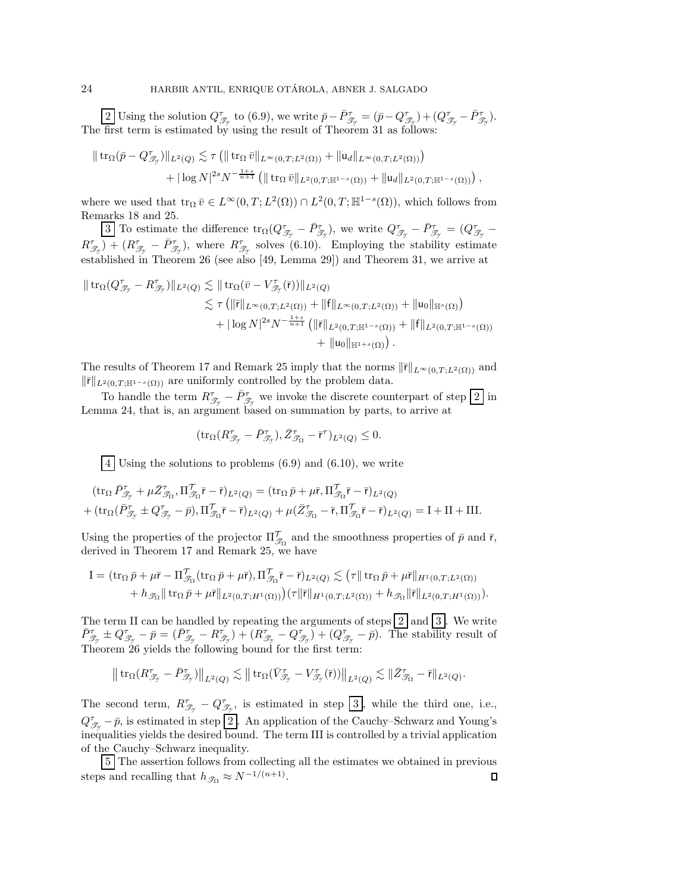**2** Using the solution $Q^{\tau}_{\mathscr{T}_{\mathcal{Y}}}$ to (6.9), we write $\bar{p} - \bar{P}^{\tau}_{\mathscr{T}_{\mathcal{Y}}} = (\bar{p} - Q^{\tau}_{\mathscr{T}_{\mathcal{Y}}}) + (Q^{\tau}_{\mathscr{T}_{\mathcal{Y}}} - \bar{P}^{\tau}_{\mathscr{T}_{\mathcal{Y}}})$. The first term is estimated by using the result of Theorem 31 as follows:

$$
\begin{aligned}
\| \operatorname{tr}_\Omega(\bar{p} - Q^{\tau}_{\mathscr{T}_{\mathcal{Y}}})\|_{L^2(Q)} \lesssim \tau \left( \| \operatorname{tr}_\Omega \bar{v}\|_{L^\infty(0,T;L^2(\Omega))} + \|\mathsf{u}_d\|_{L^\infty(0,T;L^2(\Omega))}\right) \\
+ |\log N|^{2s} N^{-\frac{1+s}{n+1}} \left( \| \operatorname{tr}_\Omega \bar{v}\|_{L^2(0,T;\mathbb{H}^{1-s}(\Omega))} + \|\mathsf{u}_d\|_{L^2(0,T;\mathbb{H}^{1-s}(\Omega))}\right),
\end{aligned}
$$

where we used that $\operatorname{tr}_\Omega \bar{v} \in L^\infty(0,T;L^2(\Omega)) \cap L^2(0,T;\mathbb{H}^{1-s}(\Omega))$, which follows from Remarks 18 and 25.

**3** To estimate the difference $\operatorname{tr}_\Omega(Q^{\tau}_{\mathscr{T}_{\mathcal{Y}}} - \bar{P}^{\tau}_{\mathscr{T}_{\mathcal{Y}}})$, we write $Q^{\tau}_{\mathscr{T}_{\mathcal{Y}}} - \bar{P}^{\tau}_{\mathscr{T}_{\mathcal{Y}}} = (Q^{\tau}_{\mathscr{T}_{\mathcal{Y}}} - R^{\tau}_{\mathscr{T}_{\mathcal{Y}}}) + (R^{\tau}_{\mathscr{T}_{\mathcal{Y}}} - \bar{P}^{\tau}_{\mathscr{T}_{\mathcal{Y}}})$, where $R^{\tau}_{\mathscr{T}_{\mathcal{Y}}}$ solves (6.10). Employing the stability estimate established in Theorem 26 (see also [49, Lemma 29]) and Theorem 31, we arrive at

$$
\begin{aligned}
\| \operatorname{tr}_\Omega(Q^{\tau}_{\mathscr{T}_{\mathcal{Y}}} - R^{\tau}_{\mathscr{T}_{\mathcal{Y}}})\|_{L^2(Q)} &\lesssim \| \operatorname{tr}_\Omega(\bar{v} - V^{\tau}_{\mathscr{T}_{\mathcal{Y}}}(\bar{\mathsf{r}}))\|_{L^2(Q)} \\
&\lesssim \tau \left( \|\bar{\mathsf{r}}\|_{L^\infty(0,T;L^2(\Omega))} + \|\mathsf{f}\|_{L^\infty(0,T;L^2(\Omega))} + \|\mathsf{u}_0\|_{\mathbb{H}^s(\Omega)}\right) \\
&\quad + |\log N|^{2s} N^{-\frac{1+s}{n+1}} \left( \|\bar{\mathsf{r}}\|_{L^2(0,T;\mathbb{H}^{1-s}(\Omega))} + \|\mathsf{f}\|_{L^2(0,T;\mathbb{H}^{1-s}(\Omega))} \right. \\
&\qquad \left. + \|\mathsf{u}_0\|_{\mathbb{H}^{1+s}(\Omega)}\right).
\end{aligned}
$$

The results of Theorem 17 and Remark 25 imply that the norms $\|\bar{\mathsf{r}}\|_{L^\infty(0,T;L^2(\Omega))}$ and $\|\bar{\mathsf{r}}\|_{L^2(0,T;\mathbb{H}^{1-s}(\Omega))}$ are uniformly controlled by the problem data.

To handle the term $R^{\tau}_{\mathscr{T}_{\mathcal{Y}}} - \bar{P}^{\tau}_{\mathscr{T}_{\mathcal{Y}}}$ we invoke the discrete counterpart of step **2** in Lemma 24, that is, an argument based on summation by parts, to arrive at

$$
(\operatorname{tr}_\Omega(R^{\tau}_{\mathscr{T}_{\mathcal{Y}}} - \bar{P}^{\tau}_{\mathscr{T}_{\mathcal{Y}}}), \bar{Z}^{\tau}_{\mathscr{T}_\Omega} - \bar{\mathsf{r}}^{\tau})_{L^2(Q)} \leq 0.
$$

**4** Using the solutions to problems (6.9) and (6.10), we write

$$
\begin{aligned}
&(\operatorname{tr}_\Omega \bar{P}^{\tau}_{\mathscr{T}_{\mathcal{Y}}} + \mu \bar{Z}^{\tau}_{\mathscr{T}_\Omega}, \Pi^{\mathcal{T}}_{\mathscr{T}_\Omega}\bar{\mathsf{r}} - \bar{\mathsf{r}})_{L^2(Q)} = (\operatorname{tr}_\Omega \bar{p} + \mu \bar{\mathsf{r}}, \Pi^{\mathcal{T}}_{\mathscr{T}_\Omega}\bar{\mathsf{r}} - \bar{\mathsf{r}})_{L^2(Q)} \\
&+ (\operatorname{tr}_\Omega(\bar{P}^{\tau}_{\mathscr{T}_{\mathcal{Y}}} \pm Q^{\tau}_{\mathscr{T}_{\mathcal{Y}}} - \bar{p}), \Pi^{\mathcal{T}}_{\mathscr{T}_\Omega}\bar{\mathsf{r}} - \bar{\mathsf{r}})_{L^2(Q)} + \mu(\bar{Z}^{\tau}_{\mathscr{T}_\Omega} - \bar{\mathsf{r}}, \Pi^{\mathcal{T}}_{\mathscr{T}_\Omega}\bar{\mathsf{r}} - \bar{\mathsf{r}})_{L^2(Q)} = \mathrm{I} + \mathrm{II} + \mathrm{III}.
\end{aligned}
$$

Using the properties of the projector $\Pi^{\mathcal{T}}_{\mathscr{T}_\Omega}$ and the smoothness properties of $\bar{p}$ and $\bar{\mathsf{r}}$, derived in Theorem 17 and Remark 25, we have

$$
\begin{aligned}
\mathrm{I} = (\operatorname{tr}_\Omega \bar{p} + \mu\bar{\mathsf{r}} - \Pi^{\mathcal{T}}_{\mathscr{T}_\Omega}(\operatorname{tr}_\Omega \bar{p} + \mu\bar{\mathsf{r}}), \Pi^{\mathcal{T}}_{\mathscr{T}_\Omega}\bar{\mathsf{r}} - \bar{\mathsf{r}})_{L^2(Q)} \lesssim \big(\tau \| \operatorname{tr}_\Omega \bar{p} + \mu\bar{\mathsf{r}}\|_{H^1(0,T;L^2(\Omega))} \\
+ h_{\mathscr{T}_\Omega} \| \operatorname{tr}_\Omega \bar{p} + \mu\bar{\mathsf{r}}\|_{L^2(0,T;H^1(\Omega))}\big)\big(\tau\|\bar{\mathsf{r}}\|_{H^1(0,T;L^2(\Omega))} + h_{\mathscr{T}_\Omega}\|\bar{\mathsf{r}}\|_{L^2(0,T;H^1(\Omega))}\big).
\end{aligned}
$$

The term II can be handled by repeating the arguments of steps **2** and **3**. We write $\bar{P}^{\tau}_{\mathscr{T}_{\mathcal{Y}}} \pm Q^{\tau}_{\mathscr{T}_{\mathcal{Y}}} - \bar{p} = (\bar{P}^{\tau}_{\mathscr{T}_{\mathcal{Y}}} - R^{\tau}_{\mathscr{T}_{\mathcal{Y}}}) + (R^{\tau}_{\mathscr{T}_{\mathcal{Y}}} - Q^{\tau}_{\mathscr{T}_{\mathcal{Y}}}) + (Q^{\tau}_{\mathscr{T}_{\mathcal{Y}}} - \bar{p})$. The stability result of Theorem 26 yields the following bound for the first term:

$$
\left\| \operatorname{tr}_\Omega(R^{\tau}_{\mathscr{T}_{\mathcal{Y}}} - \bar{P}^{\tau}_{\mathscr{T}_{\mathcal{Y}}})\right\|_{L^2(Q)} \lesssim \left\| \operatorname{tr}_\Omega(\bar{V}^{\tau}_{\mathscr{T}_{\mathcal{Y}}} - V^{\tau}_{\mathscr{T}_{\mathcal{Y}}}(\bar{\mathsf{r}}))\right\|_{L^2(Q)} \lesssim \|\bar{Z}^{\tau}_{\mathscr{T}_\Omega} - \bar{\mathsf{r}}\|_{L^2(Q)}.
$$

The second term, $R^{\tau}_{\mathscr{T}_{\mathcal{Y}}} - Q^{\tau}_{\mathscr{T}_{\mathcal{Y}}}$, is estimated in step **3**, while the third one, i.e., $Q^{\tau}_{\mathscr{T}_{\mathcal{Y}}} - \bar{p}$, is estimated in step **2**. An application of the Cauchy–Schwarz and Young's inequalities yields the desired bound. The term III is controlled by a trivial application of the Cauchy–Schwarz inequality.

**5** The assertion follows from collecting all the estimates we obtained in previous steps and recalling that $h_{\mathscr{T}_\Omega} \approx N^{-1/(n+1)}$. □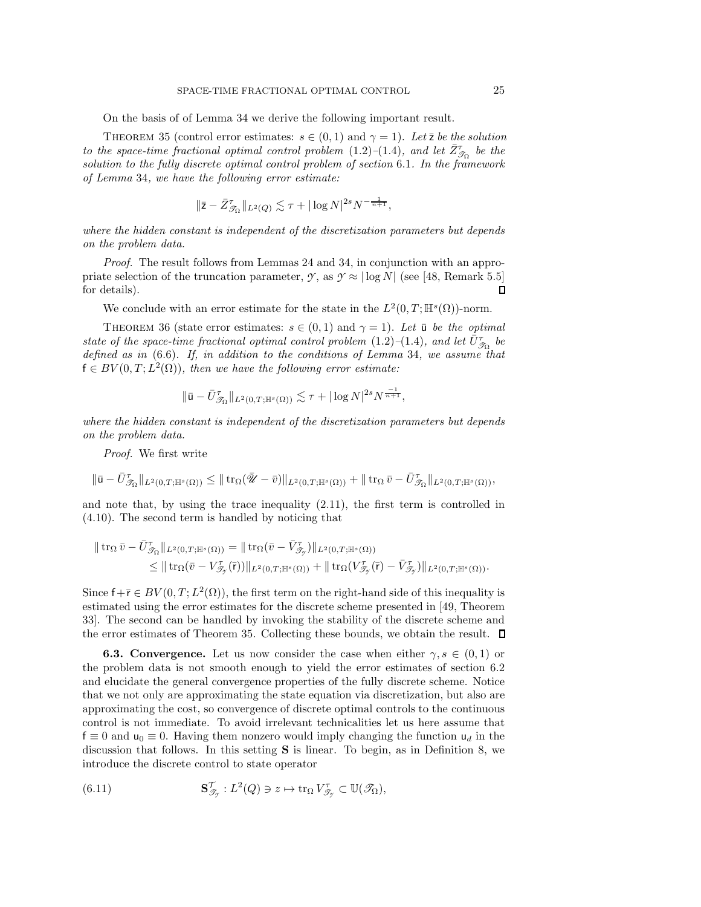On the basis of of Lemma 34 we derive the following important result.

THEOREM 35 (control error estimates: $s \in (0,1)$ and $\gamma = 1$). *Let $\bar{\mathsf{z}}$ be the solution to the space-time fractional optimal control problem* (1.2)–(1.4)*, and let $\bar{Z}^{\tau}_{\mathscr{T}_\Omega}$ be the solution to the fully discrete optimal control problem of section* 6.1*. In the framework of Lemma* 34*, we have the following error estimate:*

$$\|\bar{\mathsf{z}} - \bar{Z}^{\tau}_{\mathscr{T}_\Omega}\|_{L^2(Q)} \lesssim \tau + |\log N|^{2s} N^{-\frac{1}{n+1}},$$

*where the hidden constant is independent of the discretization parameters but depends on the problem data.*

*Proof.* The result follows from Lemmas 24 and 34, in conjunction with an appropriate selection of the truncation parameter, $\mathscr{Y}$, as $\mathscr{Y} \approx |\log N|$ (see [48, Remark 5.5] for details). ∎

We conclude with an error estimate for the state in the $L^2(0,T;\mathbb{H}^s(\Omega))$-norm.

THEOREM 36 (state error estimates: $s \in (0,1)$ and $\gamma = 1$). *Let $\bar{\mathsf{u}}$ be the optimal state of the space-time fractional optimal control problem* (1.2)–(1.4)*, and let $\bar{U}^{\tau}_{\mathscr{T}_\Omega}$ be defined as in* (6.6)*. If, in addition to the conditions of Lemma* 34*, we assume that $\mathsf{f} \in BV(0,T;L^2(\Omega))$, then we have the following error estimate:*

$$\|\bar{\mathsf{u}} - \bar{U}^{\tau}_{\mathscr{T}_\Omega}\|_{L^2(0,T;\mathbb{H}^s(\Omega))} \lesssim \tau + |\log N|^{2s} N^{\frac{-1}{n+1}},$$

*where the hidden constant is independent of the discretization parameters but depends on the problem data.*

*Proof.* We first write

$$\|\bar{\mathsf{u}} - \bar{U}^{\tau}_{\mathscr{T}_\Omega}\|_{L^2(0,T;\mathbb{H}^s(\Omega))} \leq \|\operatorname{tr}_\Omega(\bar{\mathscr{U}} - \bar{v})\|_{L^2(0,T;\mathbb{H}^s(\Omega))} + \|\operatorname{tr}_\Omega \bar{v} - \bar{U}^{\tau}_{\mathscr{T}_\Omega}\|_{L^2(0,T;\mathbb{H}^s(\Omega))},$$

and note that, by using the trace inequality (2.11), the first term is controlled in (4.10). The second term is handled by noticing that

$$\begin{aligned}
\|\operatorname{tr}_\Omega \bar{v} - \bar{U}^{\tau}_{\mathscr{T}_\Omega}\|_{L^2(0,T;\mathbb{H}^s(\Omega))} &= \|\operatorname{tr}_\Omega(\bar{v} - \bar{V}^{\tau}_{\mathscr{T}_\mathscr{Y}})\|_{L^2(0,T;\mathbb{H}^s(\Omega))} \\
&\leq \|\operatorname{tr}_\Omega(\bar{v} - V^{\tau}_{\mathscr{T}_\mathscr{Y}}(\bar{\mathsf{r}}))\|_{L^2(0,T;\mathbb{H}^s(\Omega))} + \|\operatorname{tr}_\Omega(V^{\tau}_{\mathscr{T}_\mathscr{Y}}(\bar{\mathsf{r}}) - \bar{V}^{\tau}_{\mathscr{T}_\mathscr{Y}})\|_{L^2(0,T;\mathbb{H}^s(\Omega))}.
\end{aligned}$$

Since $\mathsf{f} + \bar{\mathsf{r}} \in BV(0,T;L^2(\Omega))$, the first term on the right-hand side of this inequality is estimated using the error estimates for the discrete scheme presented in [49, Theorem 33]. The second can be handled by invoking the stability of the discrete scheme and the error estimates of Theorem 35. Collecting these bounds, we obtain the result. ∎

**6.3. Convergence.** Let us now consider the case when either $\gamma, s \in (0,1)$ or the problem data is not smooth enough to yield the error estimates of section 6.2 and elucidate the general convergence properties of the fully discrete scheme. Notice that we not only are approximating the state equation via discretization, but also are approximating the cost, so convergence of discrete optimal controls to the continuous control is not immediate. To avoid irrelevant technicalities let us here assume that $\mathsf{f} \equiv 0$ and $\mathsf{u}_0 \equiv 0$. Having them nonzero would imply changing the function $\mathsf{u}_d$ in the discussion that follows. In this setting $\mathbf{S}$ is linear. To begin, as in Definition 8, we introduce the discrete control to state operator

$$\mathbf{S}^{\mathcal{T}}_{\mathscr{T}_\mathscr{Y}} : L^2(Q) \ni z \mapsto \operatorname{tr}_\Omega V^{\tau}_{\mathscr{T}_\mathscr{Y}} \subset \mathbb{U}(\mathscr{T}_\Omega), \tag{6.11}$$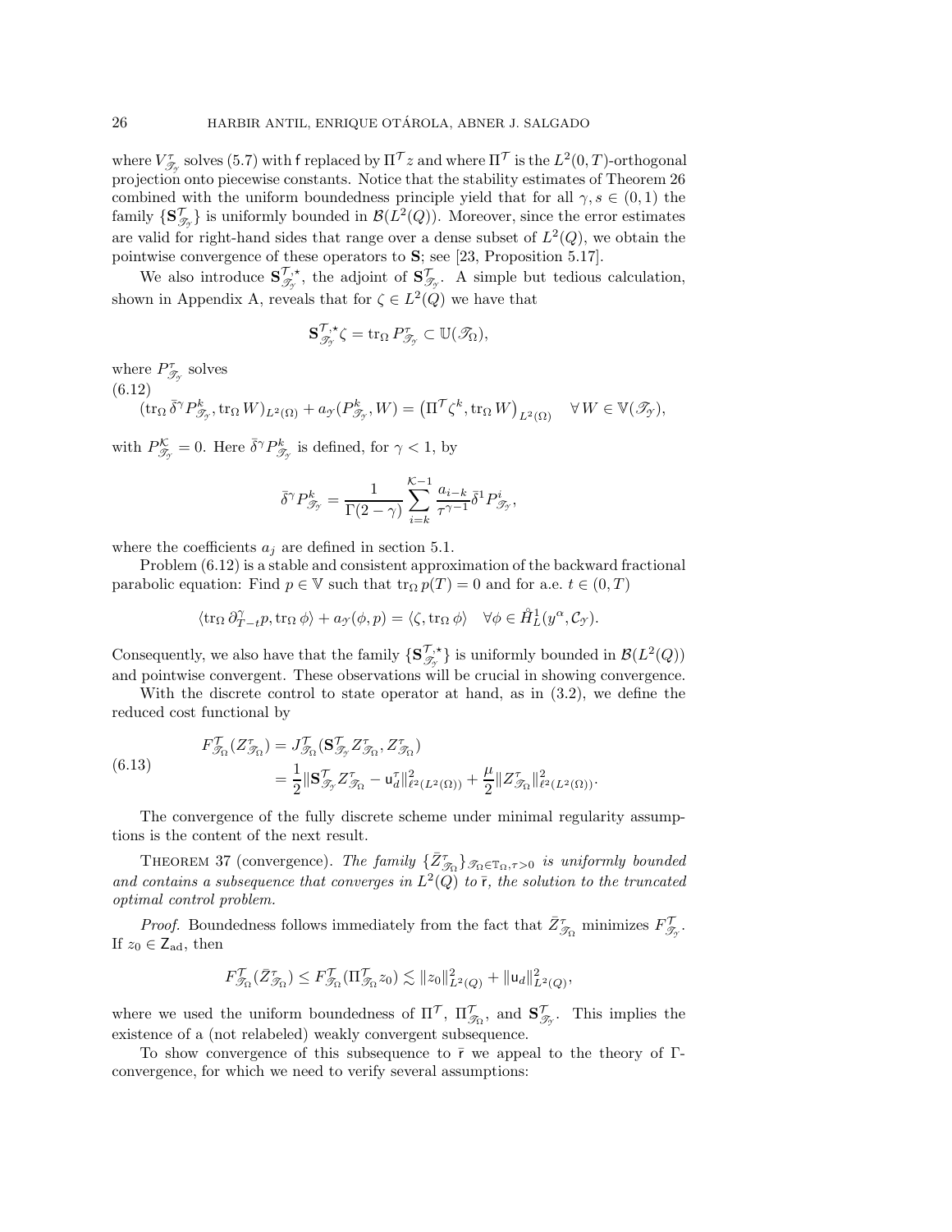where $V^{\tau}_{\mathscr{T}_{\mathcal{Y}}}$ solves (5.7) with $\mathsf{f}$ replaced by $\Pi^{\mathcal{T}} z$ and where $\Pi^{\mathcal{T}}$ is the $L^2(0,T)$-orthogonal projection onto piecewise constants. Notice that the stability estimates of Theorem 26 combined with the uniform boundedness principle yield that for all $\gamma, s \in (0,1)$ the family $\{\mathbf{S}^{\mathcal{T}}_{\mathscr{T}_{\mathcal{Y}}}\}$ is uniformly bounded in $\mathcal{B}(L^2(Q))$. Moreover, since the error estimates are valid for right-hand sides that range over a dense subset of $L^2(Q)$, we obtain the pointwise convergence of these operators to $\mathbf{S}$; see [23, Proposition 5.17].

We also introduce $\mathbf{S}^{\mathcal{T},\star}_{\mathscr{T}_{\mathcal{Y}}}$, the adjoint of $\mathbf{S}^{\mathcal{T}}_{\mathscr{T}_{\mathcal{Y}}}$. A simple but tedious calculation, shown in Appendix A, reveals that for $\zeta \in L^2(Q)$ we have that

$$
\mathbf{S}^{\mathcal{T},\star}_{\mathscr{T}_{\mathcal{Y}}} \zeta = \operatorname{tr}_{\Omega} P^{\tau}_{\mathscr{T}_{\mathcal{Y}}} \subset \mathbb{U}(\mathscr{T}_{\Omega}),
$$

where $P^{\tau}_{\mathscr{T}_{\mathcal{Y}}}$ solves

$$
(6.12) \qquad (\operatorname{tr}_{\Omega} \bar{\delta}^{\gamma} P^{k}_{\mathscr{T}_{\mathcal{Y}}}, \operatorname{tr}_{\Omega} W)_{L^2(\Omega)} + a_{\mathcal{Y}}(P^{k}_{\mathscr{T}_{\mathcal{Y}}}, W) = \left(\Pi^{\mathcal{T}} \zeta^{k}, \operatorname{tr}_{\Omega} W\right)_{L^2(\Omega)} \quad \forall W \in \mathbb{V}(\mathscr{T}_{\mathcal{Y}}),
$$

with $P^{\mathcal{K}}_{\mathscr{T}_{\mathcal{Y}}} = 0$. Here $\bar{\delta}^{\gamma} P^{k}_{\mathscr{T}_{\mathcal{Y}}}$ is defined, for $\gamma < 1$, by

$$
\bar{\delta}^{\gamma} P^{k}_{\mathscr{T}_{\mathcal{Y}}} = \frac{1}{\Gamma(2-\gamma)} \sum_{i=k}^{\mathcal{K}-1} \frac{a_{i-k}}{\tau^{\gamma-1}} \bar{\delta}^{1} P^{i}_{\mathscr{T}_{\mathcal{Y}}},
$$

where the coefficients $a_j$ are defined in section 5.1.

Problem (6.12) is a stable and consistent approximation of the backward fractional parabolic equation: Find $p \in \mathbb{V}$ such that $\operatorname{tr}_{\Omega} p(T) = 0$ and for a.e. $t \in (0,T)$

$$
\langle \operatorname{tr}_{\Omega} \partial^{\gamma}_{T-t} p, \operatorname{tr}_{\Omega} \phi \rangle + a_{\mathcal{Y}}(\phi, p) = \langle \zeta, \operatorname{tr}_{\Omega} \phi \rangle \quad \forall \phi \in \mathring{H}^1_L(y^{\alpha}, \mathcal{C}_{\mathcal{Y}}).
$$

Consequently, we also have that the family $\{\mathbf{S}^{\mathcal{T},\star}_{\mathscr{T}_{\mathcal{Y}}}\}$ is uniformly bounded in $\mathcal{B}(L^2(Q))$ and pointwise convergent. These observations will be crucial in showing convergence.

With the discrete control to state operator at hand, as in (3.2), we define the reduced cost functional by

$$
(6.13) \qquad \begin{aligned} F^{\mathcal{T}}_{\mathscr{T}_{\Omega}}(Z^{\tau}_{\mathscr{T}_{\Omega}}) &= J^{\mathcal{T}}_{\mathscr{T}_{\Omega}}(\mathbf{S}^{\mathcal{T}}_{\mathscr{T}_{\mathcal{Y}}} Z^{\tau}_{\mathscr{T}_{\Omega}}, Z^{\tau}_{\mathscr{T}_{\Omega}}) \\ &= \frac{1}{2} \|\mathbf{S}^{\mathcal{T}}_{\mathscr{T}_{\mathcal{Y}}} Z^{\tau}_{\mathscr{T}_{\Omega}} - \mathsf{u}^{\tau}_{d}\|^2_{\ell^2(L^2(\Omega))} + \frac{\mu}{2} \|Z^{\tau}_{\mathscr{T}_{\Omega}}\|^2_{\ell^2(L^2(\Omega))}. \end{aligned}
$$

The convergence of the fully discrete scheme under minimal regularity assumptions is the content of the next result.

Theorem 37 (convergence). *The family $\{\bar{Z}^{\tau}_{\mathscr{T}_{\Omega}}\}_{\mathscr{T}_{\Omega} \in \mathbb{T}_{\Omega}, \tau > 0}$ is uniformly bounded and contains a subsequence that converges in $L^2(Q)$ to $\bar{\mathsf{r}}$, the solution to the truncated optimal control problem.*

*Proof.* Boundedness follows immediately from the fact that $\bar{Z}^{\tau}_{\mathscr{T}_{\Omega}}$ minimizes $F^{\mathcal{T}}_{\mathscr{T}_{\mathcal{Y}}}$. If $z_0 \in \mathsf{Z}_{\mathrm{ad}}$, then

$$
F^{\mathcal{T}}_{\mathscr{T}_{\Omega}}(\bar{Z}^{\tau}_{\mathscr{T}_{\Omega}}) \leq F^{\mathcal{T}}_{\mathscr{T}_{\Omega}}(\Pi^{\mathcal{T}}_{\mathscr{T}_{\Omega}} z_0) \lesssim \|z_0\|^2_{L^2(Q)} + \|\mathsf{u}_d\|^2_{L^2(Q)},
$$

where we used the uniform boundedness of $\Pi^{\mathcal{T}}$, $\Pi^{\mathcal{T}}_{\mathscr{T}_{\Omega}}$, and $\mathbf{S}^{\mathcal{T}}_{\mathscr{T}_{\mathcal{Y}}}$. This implies the existence of a (not relabeled) weakly convergent subsequence.

To show convergence of this subsequence to $\bar{\mathsf{r}}$ we appeal to the theory of $\Gamma$-convergence, for which we need to verify several assumptions: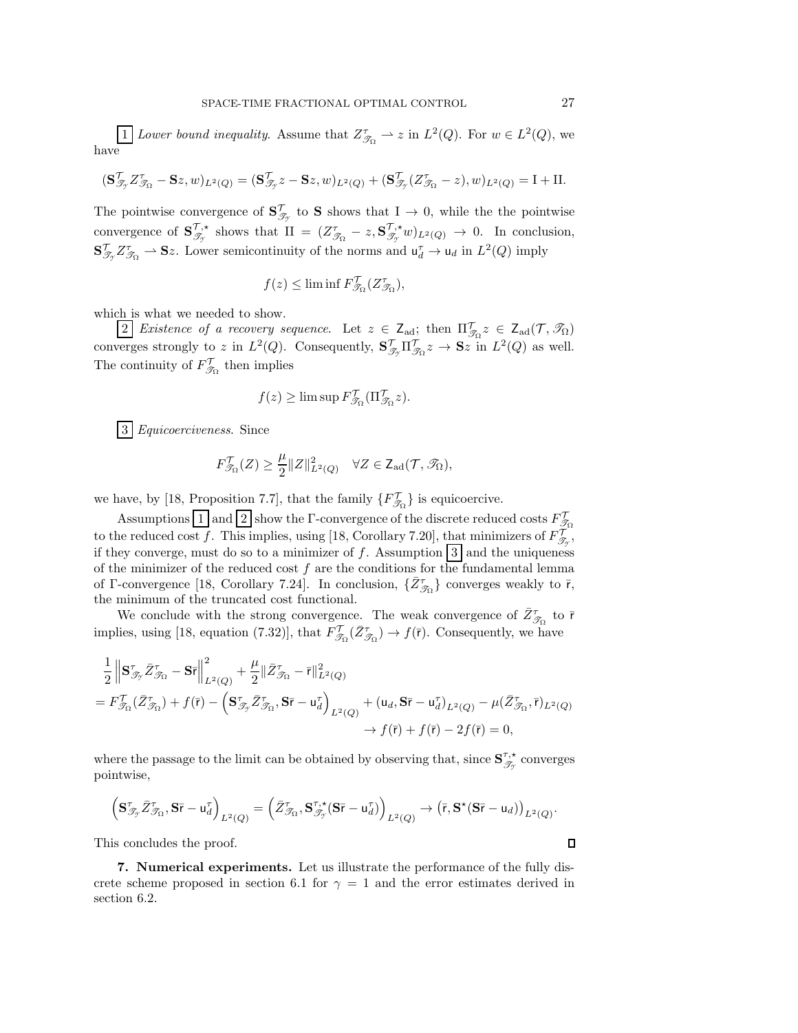$\boxed{1}$ *Lower bound inequality.* Assume that $Z^{\tau}_{\mathscr{T}_\Omega} \rightharpoonup z$ in $L^2(Q)$. For $w \in L^2(Q)$, we have

$$(\mathbf{S}^{\mathcal{T}}_{\mathscr{T}_\mathscr{Y}} Z^{\tau}_{\mathscr{T}_\Omega} - \mathbf{S}z, w)_{L^2(Q)} = (\mathbf{S}^{\mathcal{T}}_{\mathscr{T}_\mathscr{Y}} z - \mathbf{S}z, w)_{L^2(Q)} + (\mathbf{S}^{\mathcal{T}}_{\mathscr{T}_\mathscr{Y}} (Z^{\tau}_{\mathscr{T}_\Omega} - z), w)_{L^2(Q)} = \mathrm{I} + \mathrm{II}.$$

The pointwise convergence of $\mathbf{S}^{\mathcal{T}}_{\mathscr{T}_\mathscr{Y}}$ to $\mathbf{S}$ shows that $\mathrm{I} \to 0$, while the the pointwise convergence of $\mathbf{S}^{\mathcal{T},\star}_{\mathscr{T}_\mathscr{Y}}$ shows that $\mathrm{II} = (Z^{\tau}_{\mathscr{T}_\Omega} - z, \mathbf{S}^{\mathcal{T},\star}_{\mathscr{T}_\mathscr{Y}} w)_{L^2(Q)} \to 0$. In conclusion, $\mathbf{S}^{\mathcal{T}}_{\mathscr{T}_\mathscr{Y}} Z^{\tau}_{\mathscr{T}_\Omega} \rightharpoonup \mathbf{S}z$. Lower semicontinuity of the norms and $\mathsf{u}^{\tau}_d \to \mathsf{u}_d$ in $L^2(Q)$ imply

$$f(z) \leq \liminf F^{\mathcal{T}}_{\mathscr{T}_\Omega}(Z^{\tau}_{\mathscr{T}_\Omega}),$$

which is what we needed to show.

$\boxed{2}$ *Existence of a recovery sequence.* Let $z \in \mathsf{Z}_{\mathrm{ad}}$; then $\Pi^{\mathcal{T}}_{\mathscr{T}_\Omega} z \in \mathsf{Z}_{\mathrm{ad}}(\mathcal{T}, \mathscr{T}_\Omega)$ converges strongly to $z$ in $L^2(Q)$. Consequently, $\mathbf{S}^{\mathcal{T}}_{\mathscr{T}_\mathscr{Y}} \Pi^{\mathcal{T}}_{\mathscr{T}_\Omega} z \to \mathbf{S}z$ in $L^2(Q)$ as well. The continuity of $F^{\mathcal{T}}_{\mathscr{T}_\Omega}$ then implies

$$f(z) \geq \limsup F^{\mathcal{T}}_{\mathscr{T}_\Omega}(\Pi^{\mathcal{T}}_{\mathscr{T}_\Omega} z).$$

$\boxed{3}$ *Equicoerciveness.* Since

$$F^{\mathcal{T}}_{\mathscr{T}_\Omega}(Z) \geq \frac{\mu}{2} \|Z\|^2_{L^2(Q)} \quad \forall Z \in \mathsf{Z}_{\mathrm{ad}}(\mathcal{T}, \mathscr{T}_\Omega),$$

we have, by [18, Proposition 7.7], that the family $\{F^{\mathcal{T}}_{\mathscr{T}_\Omega}\}$ is equicoercive.

Assumptions $\boxed{1}$ and $\boxed{2}$ show the Γ-convergence of the discrete reduced costs $F^{\mathcal{T}}_{\mathscr{T}_\Omega}$ to the reduced cost $f$. This implies, using [18, Corollary 7.20], that minimizers of $F^{\mathcal{T}}_{\mathscr{T}_\mathscr{Y}}$, if they converge, must do so to a minimizer of $f$. Assumption $\boxed{3}$ and the uniqueness of the minimizer of the reduced cost $f$ are the conditions for the fundamental lemma of Γ-convergence [18, Corollary 7.24]. In conclusion, $\{\bar{Z}^{\tau}_{\mathscr{T}_\Omega}\}$ converges weakly to $\bar{\mathsf{r}}$, the minimum of the truncated cost functional.

We conclude with the strong convergence. The weak convergence of $\bar{Z}^{\tau}_{\mathscr{T}_\Omega}$ to $\bar{\mathsf{r}}$ implies, using [18, equation (7.32)], that $F^{\mathcal{T}}_{\mathscr{T}_\Omega}(\bar{Z}^{\tau}_{\mathscr{T}_\Omega}) \to f(\bar{\mathsf{r}})$. Consequently, we have

$$\begin{aligned}
&\frac{1}{2} \left\| \mathbf{S}^{\tau}_{\mathscr{T}_\mathscr{Y}} \bar{Z}^{\tau}_{\mathscr{T}_\Omega} - \mathbf{S}\bar{\mathsf{r}} \right\|^2_{L^2(Q)} + \frac{\mu}{2} \|\bar{Z}^{\tau}_{\mathscr{T}_\Omega} - \bar{\mathsf{r}}\|^2_{L^2(Q)} \\
&= F^{\mathcal{T}}_{\mathscr{T}_\Omega}(\bar{Z}^{\tau}_{\mathscr{T}_\Omega}) + f(\bar{\mathsf{r}}) - \left( \mathbf{S}^{\tau}_{\mathscr{T}_\mathscr{Y}} \bar{Z}^{\tau}_{\mathscr{T}_\Omega}, \mathbf{S}\bar{\mathsf{r}} - \mathsf{u}^{\tau}_d \right)_{L^2(Q)} + (\mathsf{u}_d, \mathbf{S}\bar{\mathsf{r}} - \mathsf{u}^{\tau}_d)_{L^2(Q)} - \mu (\bar{Z}^{\tau}_{\mathscr{T}_\Omega}, \bar{\mathsf{r}})_{L^2(Q)} \\
&\qquad \to f(\bar{\mathsf{r}}) + f(\bar{\mathsf{r}}) - 2f(\bar{\mathsf{r}}) = 0,
\end{aligned}$$

where the passage to the limit can be obtained by observing that, since $\mathbf{S}^{\tau,\star}_{\mathscr{T}_\mathscr{Y}}$ converges pointwise,

$$\left( \mathbf{S}^{\tau}_{\mathscr{T}_\mathscr{Y}} \bar{Z}^{\tau}_{\mathscr{T}_\Omega}, \mathbf{S}\bar{\mathsf{r}} - \mathsf{u}^{\tau}_d \right)_{L^2(Q)} = \left( \bar{Z}^{\tau}_{\mathscr{T}_\Omega}, \mathbf{S}^{\tau,\star}_{\mathscr{T}_\mathscr{Y}} (\mathbf{S}\bar{\mathsf{r}} - \mathsf{u}^{\tau}_d) \right)_{L^2(Q)} \to \left( \bar{\mathsf{r}}, \mathbf{S}^{\star}(\mathbf{S}\bar{\mathsf{r}} - \mathsf{u}_d) \right)_{L^2(Q)}.$$

This concludes the proof. ∎

## 7. Numerical experiments.

Let us illustrate the performance of the fully discrete scheme proposed in section 6.1 for $\gamma = 1$ and the error estimates derived in section 6.2.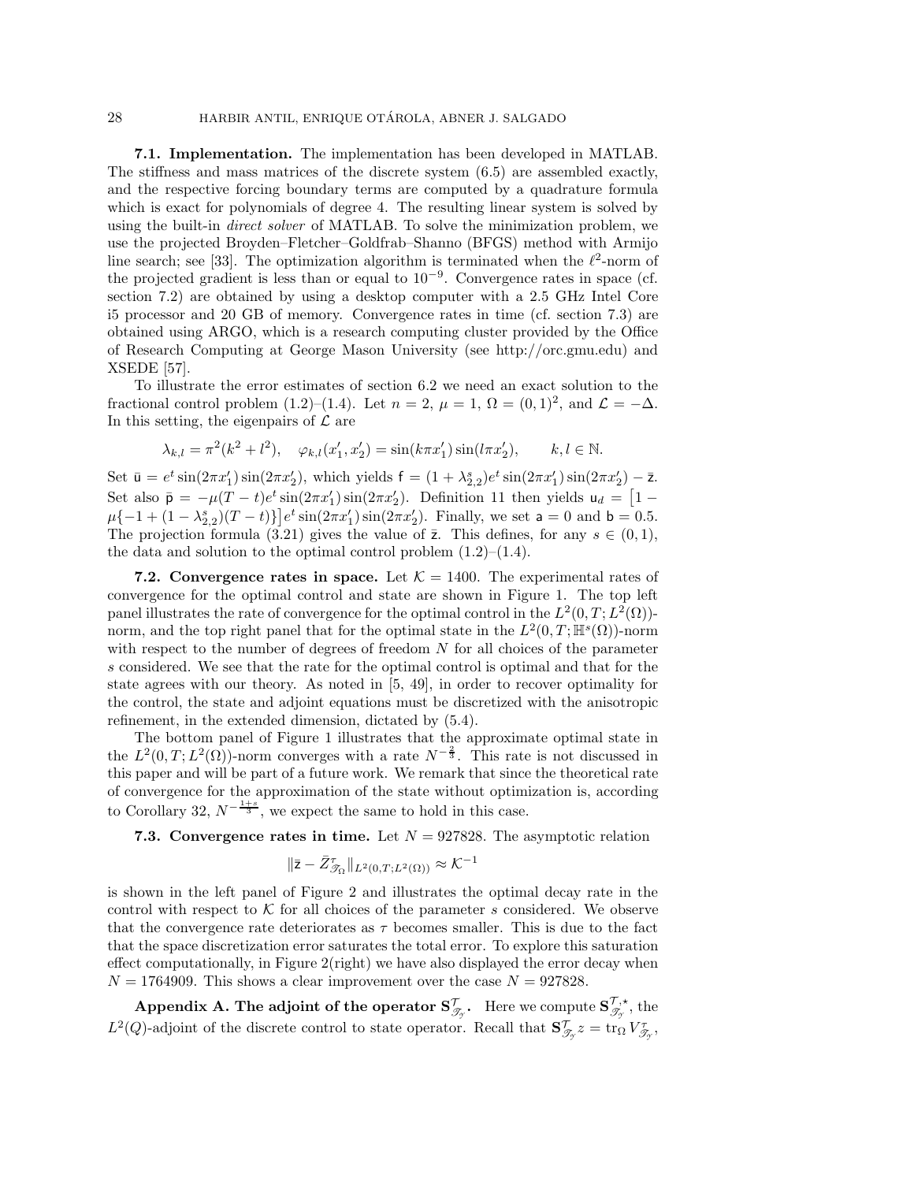**7.1. Implementation.** The implementation has been developed in MATLAB. The stiffness and mass matrices of the discrete system (6.5) are assembled exactly, and the respective forcing boundary terms are computed by a quadrature formula which is exact for polynomials of degree 4. The resulting linear system is solved by using the built-in *direct solver* of MATLAB. To solve the minimization problem, we use the projected Broyden–Fletcher–Goldfrab–Shanno (BFGS) method with Armijo line search; see [33]. The optimization algorithm is terminated when the $\ell^2$-norm of the projected gradient is less than or equal to $10^{-9}$. Convergence rates in space (cf. section 7.2) are obtained by using a desktop computer with a 2.5 GHz Intel Core i5 processor and 20 GB of memory. Convergence rates in time (cf. section 7.3) are obtained using ARGO, which is a research computing cluster provided by the Office of Research Computing at George Mason University (see http://orc.gmu.edu) and XSEDE [57].

To illustrate the error estimates of section 6.2 we need an exact solution to the fractional control problem (1.2)–(1.4). Let $n = 2$, $\mu = 1$, $\Omega = (0,1)^2$, and $\mathcal{L} = -\Delta$. In this setting, the eigenpairs of $\mathcal{L}$ are

$$\lambda_{k,l} = \pi^2(k^2 + l^2), \quad \varphi_{k,l}(x_1', x_2') = \sin(k\pi x_1')\sin(l\pi x_2'), \qquad k, l \in \mathbb{N}.$$

Set $\bar{\mathsf{u}} = e^t \sin(2\pi x_1')\sin(2\pi x_2')$, which yields $\mathsf{f} = (1 + \lambda_{2,2}^s)e^t \sin(2\pi x_1')\sin(2\pi x_2') - \bar{\mathsf{z}}$. Set also $\bar{\mathsf{p}} = -\mu(T-t)e^t \sin(2\pi x_1')\sin(2\pi x_2')$. Definition 11 then yields $\mathsf{u}_d = \big[1 - \mu\{-1 + (1-\lambda_{2,2}^s)(T-t)\}\big]e^t \sin(2\pi x_1')\sin(2\pi x_2')$. Finally, we set $\mathsf{a} = 0$ and $\mathsf{b} = 0.5$. The projection formula (3.21) gives the value of $\bar{\mathsf{z}}$. This defines, for any $s \in (0,1)$, the data and solution to the optimal control problem (1.2)–(1.4).

**7.2. Convergence rates in space.** Let $\mathcal{K} = 1400$. The experimental rates of convergence for the optimal control and state are shown in Figure 1. The top left panel illustrates the rate of convergence for the optimal control in the $L^2(0,T;L^2(\Omega))$-norm, and the top right panel that for the optimal state in the $L^2(0,T;\mathbb{H}^s(\Omega))$-norm with respect to the number of degrees of freedom $N$ for all choices of the parameter $s$ considered. We see that the rate for the optimal control is optimal and that for the state agrees with our theory. As noted in [5, 49], in order to recover optimality for the control, the state and adjoint equations must be discretized with the anisotropic refinement, in the extended dimension, dictated by (5.4).

The bottom panel of Figure 1 illustrates that the approximate optimal state in the $L^2(0,T;L^2(\Omega))$-norm converges with a rate $N^{-\frac{2}{3}}$. This rate is not discussed in this paper and will be part of a future work. We remark that since the theoretical rate of convergence for the approximation of the state without optimization is, according to Corollary 32, $N^{-\frac{1+s}{3}}$, we expect the same to hold in this case.

**7.3. Convergence rates in time.** Let $N = 927828$. The asymptotic relation

$$\|\bar{\mathsf{z}} - \bar{Z}^{\tau}_{\mathscr{T}_\Omega}\|_{L^2(0,T;L^2(\Omega))} \approx \mathcal{K}^{-1}$$

is shown in the left panel of Figure 2 and illustrates the optimal decay rate in the control with respect to $\mathcal{K}$ for all choices of the parameter $s$ considered. We observe that the convergence rate deteriorates as $\tau$ becomes smaller. This is due to the fact that the space discretization error saturates the total error. To explore this saturation effect computationally, in Figure 2(right) we have also displayed the error decay when $N = 1764909$. This shows a clear improvement over the case $N = 927828$.

**Appendix A. The adjoint of the operator $\mathbf{S}^{\mathcal{T}}_{\mathscr{T}_\mathcal{Y}}$.** Here we compute $\mathbf{S}^{\mathcal{T},\star}_{\mathscr{T}_\mathcal{Y}}$, the $L^2(Q)$-adjoint of the discrete control to state operator. Recall that $\mathbf{S}^{\mathcal{T}}_{\mathscr{T}_\mathcal{Y}} z = \operatorname{tr}_\Omega V^{\tau}_{\mathscr{T}_\mathcal{Y}}$,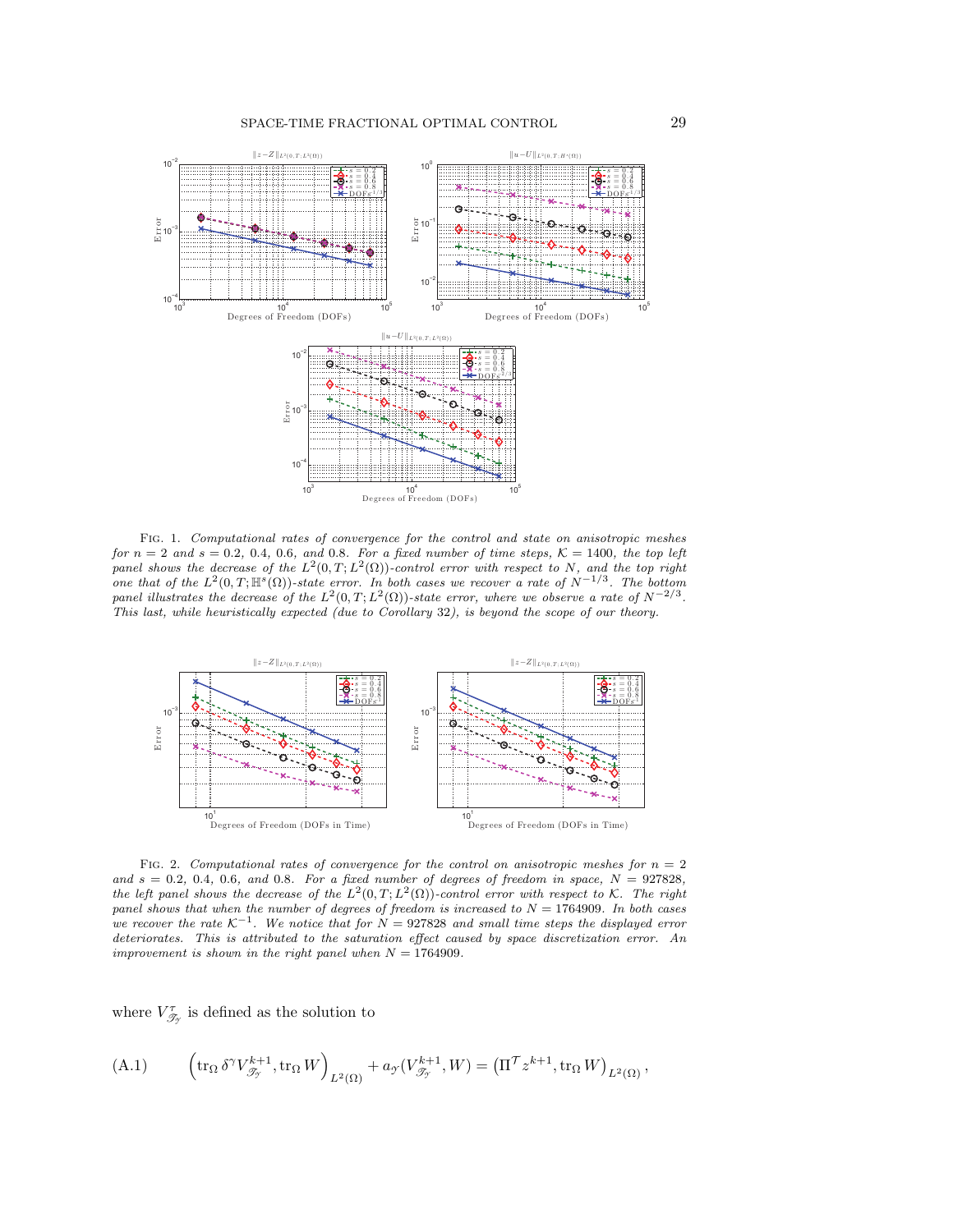Fig. 1. *Computational rates of convergence for the control and state on anisotropic meshes for $n = 2$ and $s = 0.2$, $0.4$, $0.6$, and $0.8$. For a fixed number of time steps, $\mathcal{K} = 1400$, the top left panel shows the decrease of the $L^2(0,T;L^2(\Omega))$-control error with respect to $N$, and the top right one that of the $L^2(0,T;\mathbb{H}^s(\Omega))$-state error. In both cases we recover a rate of $N^{-1/3}$. The bottom panel illustrates the decrease of the $L^2(0,T;L^2(\Omega))$-state error, where we observe a rate of $N^{-2/3}$. This last, while heuristically expected (due to Corollary 32), is beyond the scope of our theory.*

Fig. 2. *Computational rates of convergence for the control on anisotropic meshes for $n = 2$ and $s = 0.2$, $0.4$, $0.6$, and $0.8$. For a fixed number of degrees of freedom in space, $N = 927828$, the left panel shows the decrease of the $L^2(0,T;L^2(\Omega))$-control error with respect to $\mathcal{K}$. The right panel shows that when the number of degrees of freedom is increased to $N = 1764909$. In both cases we recover the rate $\mathcal{K}^{-1}$. We notice that for $N = 927828$ and small time steps the displayed error deteriorates. This is attributed to the saturation effect caused by space discretization error. An improvement is shown in the right panel when $N = 1764909$.*

where $V^{\tau}_{\mathscr{T}_{\mathcal{Y}}}$ is defined as the solution to

$$
\left(\operatorname{tr}_{\Omega} \delta^{\gamma} V^{k+1}_{\mathscr{T}_{\mathcal{Y}}}, \operatorname{tr}_{\Omega} W\right)_{L^2(\Omega)} + a_{\mathcal{Y}}(V^{k+1}_{\mathscr{T}_{\mathcal{Y}}}, W) = \left(\Pi^{\mathcal{T}} z^{k+1}, \operatorname{tr}_{\Omega} W\right)_{L^2(\Omega)}, \tag{A.1}
$$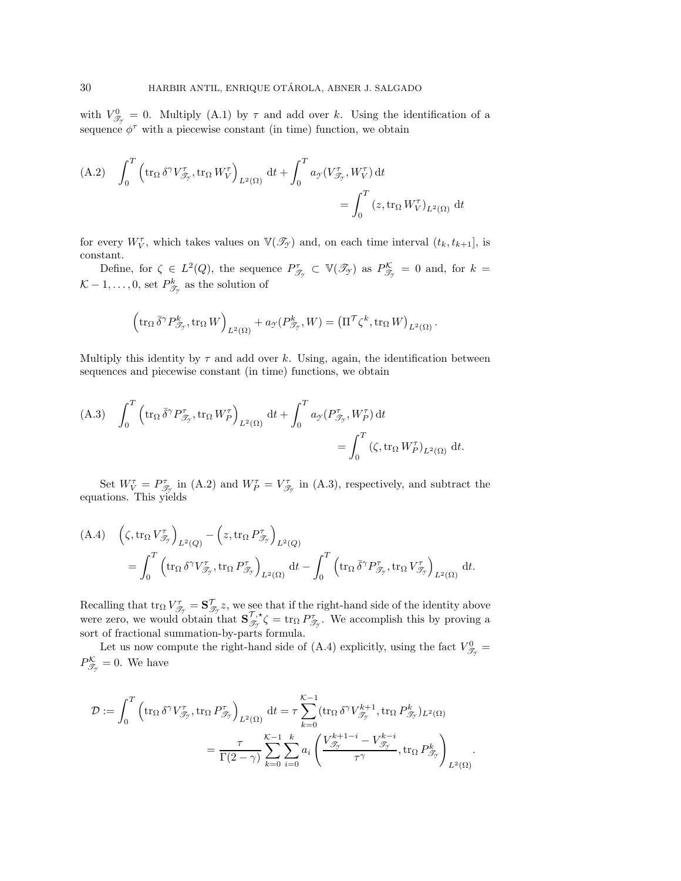with $V^0_{\mathscr{T}_\mathscr{Y}} = 0$. Multiply (A.1) by $\tau$ and add over $k$. Using the identification of a sequence $\phi^\tau$ with a piecewise constant (in time) function, we obtain

$$
\text{(A.2)} \quad \int_0^T \left( \operatorname{tr}_\Omega \delta^\gamma V^\tau_{\mathscr{T}_\mathscr{Y}}, \operatorname{tr}_\Omega W^\tau_V \right)_{L^2(\Omega)} \, \mathrm{d}t + \int_0^T a_\mathscr{Y}(V^\tau_{\mathscr{T}_\mathscr{Y}}, W^\tau_V) \, \mathrm{d}t = \int_0^T \left( z, \operatorname{tr}_\Omega W^\tau_V \right)_{L^2(\Omega)} \, \mathrm{d}t
$$

for every $W^\tau_V$, which takes values on $\mathbb{V}(\mathscr{T}_\mathscr{Y})$ and, on each time interval $(t_k, t_{k+1}]$, is constant.

Define, for $\zeta \in L^2(Q)$, the sequence $P^\tau_{\mathscr{T}_\mathscr{Y}} \subset \mathbb{V}(\mathscr{T}_\mathscr{Y})$ as $P^\mathcal{K}_{\mathscr{T}_\mathscr{Y}} = 0$ and, for $k = \mathcal{K}-1, \dots, 0$, set $P^k_{\mathscr{T}_\mathscr{Y}}$ as the solution of

$$
\left( \operatorname{tr}_\Omega \bar{\delta}^\gamma P^k_{\mathscr{T}_\mathscr{Y}}, \operatorname{tr}_\Omega W \right)_{L^2(\Omega)} + a_\mathscr{Y}(P^k_{\mathscr{T}_\mathscr{Y}}, W) = \left( \Pi^\mathcal{T} \zeta^k, \operatorname{tr}_\Omega W \right)_{L^2(\Omega)}.
$$

Multiply this identity by $\tau$ and add over $k$. Using, again, the identification between sequences and piecewise constant (in time) functions, we obtain

$$
\text{(A.3)} \quad \int_0^T \left( \operatorname{tr}_\Omega \bar{\delta}^\gamma P^\tau_{\mathscr{T}_\mathscr{Y}}, \operatorname{tr}_\Omega W^\tau_P \right)_{L^2(\Omega)} \, \mathrm{d}t + \int_0^T a_\mathscr{Y}(P^\tau_{\mathscr{T}_\mathscr{Y}}, W^\tau_P) \, \mathrm{d}t = \int_0^T \left( \zeta, \operatorname{tr}_\Omega W^\tau_P \right)_{L^2(\Omega)} \, \mathrm{d}t.
$$

Set $W^\tau_V = P^\tau_{\mathscr{T}_\mathscr{Y}}$ in (A.2) and $W^\tau_P = V^\tau_{\mathscr{T}_\mathscr{Y}}$ in (A.3), respectively, and subtract the equations. This yields

$$
\text{(A.4)} \quad \left( \zeta, \operatorname{tr}_\Omega V^\tau_{\mathscr{T}_\mathscr{Y}} \right)_{L^2(Q)} - \left( z, \operatorname{tr}_\Omega P^\tau_{\mathscr{T}_\mathscr{Y}} \right)_{L^2(Q)} = \int_0^T \left( \operatorname{tr}_\Omega \delta^\gamma V^\tau_{\mathscr{T}_\mathscr{Y}}, \operatorname{tr}_\Omega P^\tau_{\mathscr{T}_\mathscr{Y}} \right)_{L^2(\Omega)} \, \mathrm{d}t - \int_0^T \left( \operatorname{tr}_\Omega \bar{\delta}^\gamma P^\tau_{\mathscr{T}_\mathscr{Y}}, \operatorname{tr}_\Omega V^\tau_{\mathscr{T}_\mathscr{Y}} \right)_{L^2(\Omega)} \, \mathrm{d}t.
$$

Recalling that $\operatorname{tr}_\Omega V^\tau_{\mathscr{T}_\mathscr{Y}} = \mathbf{S}^\mathcal{T}_{\mathscr{T}_\mathscr{Y}} z$, we see that if the right-hand side of the identity above were zero, we would obtain that $\mathbf{S}^{\mathcal{T},\star}_{\mathscr{T}_\mathscr{Y}} \zeta = \operatorname{tr}_\Omega P^\tau_{\mathscr{T}_\mathscr{Y}}$. We accomplish this by proving a sort of fractional summation-by-parts formula.

Let us now compute the right-hand side of (A.4) explicitly, using the fact $V^0_{\mathscr{T}_\mathscr{Y}} = P^\mathcal{K}_{\mathscr{T}_\mathscr{Y}} = 0$. We have

$$
\mathcal{D} := \int_0^T \left( \operatorname{tr}_\Omega \delta^\gamma V^\tau_{\mathscr{T}_\mathscr{Y}}, \operatorname{tr}_\Omega P^\tau_{\mathscr{T}_\mathscr{Y}} \right)_{L^2(\Omega)} \, \mathrm{d}t = \tau \sum_{k=0}^{\mathcal{K}-1} (\operatorname{tr}_\Omega \delta^\gamma V^{k+1}_{\mathscr{T}_\mathscr{Y}}, \operatorname{tr}_\Omega P^k_{\mathscr{T}_\mathscr{Y}})_{L^2(\Omega)}
$$
$$
= \frac{\tau}{\Gamma(2-\gamma)} \sum_{k=0}^{\mathcal{K}-1} \sum_{i=0}^{k} a_i \left( \frac{V^{k+1-i}_{\mathscr{T}_\mathscr{Y}} - V^{k-i}_{\mathscr{T}_\mathscr{Y}}}{\tau^\gamma}, \operatorname{tr}_\Omega P^k_{\mathscr{T}_\mathscr{Y}} \right)_{L^2(\Omega)}.
$$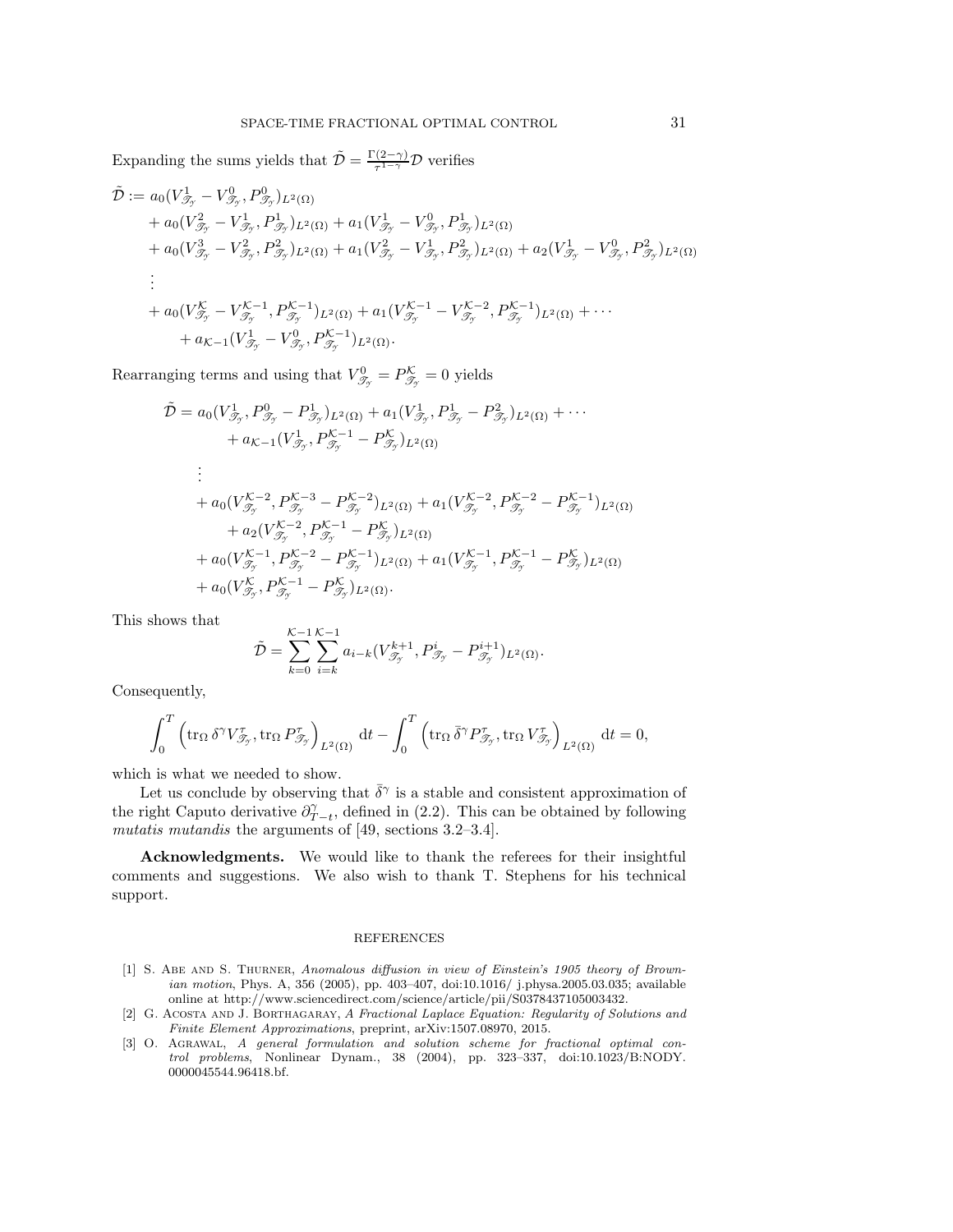Expanding the sums yields that $\tilde{\mathcal{D}} = \frac{\Gamma(2-\gamma)}{\tau^{1-\gamma}}\mathcal{D}$ verifies

$$
\begin{aligned}
\tilde{\mathcal{D}} := {} & a_0(V^1_{\mathscr{T}_\mathscr{Y}} - V^0_{\mathscr{T}_\mathscr{Y}}, P^0_{\mathscr{T}_\mathscr{Y}})_{L^2(\Omega)} \\
& + a_0(V^2_{\mathscr{T}_\mathscr{Y}} - V^1_{\mathscr{T}_\mathscr{Y}}, P^1_{\mathscr{T}_\mathscr{Y}})_{L^2(\Omega)} + a_1(V^1_{\mathscr{T}_\mathscr{Y}} - V^0_{\mathscr{T}_\mathscr{Y}}, P^1_{\mathscr{T}_\mathscr{Y}})_{L^2(\Omega)} \\
& + a_0(V^3_{\mathscr{T}_\mathscr{Y}} - V^2_{\mathscr{T}_\mathscr{Y}}, P^2_{\mathscr{T}_\mathscr{Y}})_{L^2(\Omega)} + a_1(V^2_{\mathscr{T}_\mathscr{Y}} - V^1_{\mathscr{T}_\mathscr{Y}}, P^2_{\mathscr{T}_\mathscr{Y}})_{L^2(\Omega)} + a_2(V^1_{\mathscr{T}_\mathscr{Y}} - V^0_{\mathscr{T}_\mathscr{Y}}, P^2_{\mathscr{T}_\mathscr{Y}})_{L^2(\Omega)} \\
& \vdots \\
& + a_0(V^{\mathcal{K}}_{\mathscr{T}_\mathscr{Y}} - V^{\mathcal{K}-1}_{\mathscr{T}_\mathscr{Y}}, P^{\mathcal{K}-1}_{\mathscr{T}_\mathscr{Y}})_{L^2(\Omega)} + a_1(V^{\mathcal{K}-1}_{\mathscr{T}_\mathscr{Y}} - V^{\mathcal{K}-2}_{\mathscr{T}_\mathscr{Y}}, P^{\mathcal{K}-1}_{\mathscr{T}_\mathscr{Y}})_{L^2(\Omega)} + \cdots \\
& \quad + a_{\mathcal{K}-1}(V^1_{\mathscr{T}_\mathscr{Y}} - V^0_{\mathscr{T}_\mathscr{Y}}, P^{\mathcal{K}-1}_{\mathscr{T}_\mathscr{Y}})_{L^2(\Omega)}.
\end{aligned}
$$

Rearranging terms and using that $V^0_{\mathscr{T}_\mathscr{Y}} = P^{\mathcal{K}}_{\mathscr{T}_\mathscr{Y}} = 0$ yields

$$
\begin{aligned}
\tilde{\mathcal{D}} = {} & a_0(V^1_{\mathscr{T}_\mathscr{Y}}, P^0_{\mathscr{T}_\mathscr{Y}} - P^1_{\mathscr{T}_\mathscr{Y}})_{L^2(\Omega)} + a_1(V^1_{\mathscr{T}_\mathscr{Y}}, P^1_{\mathscr{T}_\mathscr{Y}} - P^2_{\mathscr{T}_\mathscr{Y}})_{L^2(\Omega)} + \cdots \\
& \quad + a_{\mathcal{K}-1}(V^1_{\mathscr{T}_\mathscr{Y}}, P^{\mathcal{K}-1}_{\mathscr{T}_\mathscr{Y}} - P^{\mathcal{K}}_{\mathscr{T}_\mathscr{Y}})_{L^2(\Omega)} \\
& \vdots \\
& + a_0(V^{\mathcal{K}-2}_{\mathscr{T}_\mathscr{Y}}, P^{\mathcal{K}-3}_{\mathscr{T}_\mathscr{Y}} - P^{\mathcal{K}-2}_{\mathscr{T}_\mathscr{Y}})_{L^2(\Omega)} + a_1(V^{\mathcal{K}-2}_{\mathscr{T}_\mathscr{Y}}, P^{\mathcal{K}-2}_{\mathscr{T}_\mathscr{Y}} - P^{\mathcal{K}-1}_{\mathscr{T}_\mathscr{Y}})_{L^2(\Omega)} \\
& \quad + a_2(V^{\mathcal{K}-2}_{\mathscr{T}_\mathscr{Y}}, P^{\mathcal{K}-1}_{\mathscr{T}_\mathscr{Y}} - P^{\mathcal{K}}_{\mathscr{T}_\mathscr{Y}})_{L^2(\Omega)} \\
& + a_0(V^{\mathcal{K}-1}_{\mathscr{T}_\mathscr{Y}}, P^{\mathcal{K}-2}_{\mathscr{T}_\mathscr{Y}} - P^{\mathcal{K}-1}_{\mathscr{T}_\mathscr{Y}})_{L^2(\Omega)} + a_1(V^{\mathcal{K}-1}_{\mathscr{T}_\mathscr{Y}}, P^{\mathcal{K}-1}_{\mathscr{T}_\mathscr{Y}} - P^{\mathcal{K}}_{\mathscr{T}_\mathscr{Y}})_{L^2(\Omega)} \\
& + a_0(V^{\mathcal{K}}_{\mathscr{T}_\mathscr{Y}}, P^{\mathcal{K}-1}_{\mathscr{T}_\mathscr{Y}} - P^{\mathcal{K}}_{\mathscr{T}_\mathscr{Y}})_{L^2(\Omega)}.
\end{aligned}
$$

This shows that

$$
\tilde{\mathcal{D}} = \sum_{k=0}^{\mathcal{K}-1} \sum_{i=k}^{\mathcal{K}-1} a_{i-k}(V^{k+1}_{\mathscr{T}_\mathscr{Y}}, P^i_{\mathscr{T}_\mathscr{Y}} - P^{i+1}_{\mathscr{T}_\mathscr{Y}})_{L^2(\Omega)}.
$$

Consequently,

$$
\int_0^T \left( \operatorname{tr}_\Omega \delta^\gamma V^\tau_{\mathscr{T}_\mathscr{Y}}, \operatorname{tr}_\Omega P^\tau_{\mathscr{T}_\mathscr{Y}} \right)_{L^2(\Omega)} \, \mathrm{d}t - \int_0^T \left( \operatorname{tr}_\Omega \bar{\delta}^\gamma P^\tau_{\mathscr{T}_\mathscr{Y}}, \operatorname{tr}_\Omega V^\tau_{\mathscr{T}_\mathscr{Y}} \right)_{L^2(\Omega)} \, \mathrm{d}t = 0,
$$

which is what we needed to show.

Let us conclude by observing that $\bar{\delta}^\gamma$ is a stable and consistent approximation of the right Caputo derivative $\partial^\gamma_{T-t}$, defined in (2.2). This can be obtained by following *mutatis mutandis* the arguments of [49, sections 3.2–3.4].

**Acknowledgments.** We would like to thank the referees for their insightful comments and suggestions. We also wish to thank T. Stephens for his technical support.

## REFERENCES

[1] S. Abe and S. Thurner, *Anomalous diffusion in view of Einstein's 1905 theory of Brownian motion*, Phys. A, 356 (2005), pp. 403–407, doi:10.1016/ j.physa.2005.03.035; available online at http://www.sciencedirect.com/science/article/pii/S0378437105003432.

[2] G. Acosta and J. Borthagaray, *A Fractional Laplace Equation: Regularity of Solutions and Finite Element Approximations*, preprint, arXiv:1507.08970, 2015.

[3] O. Agrawal, *A general formulation and solution scheme for fractional optimal control problems*, Nonlinear Dynam., 38 (2004), pp. 323–337, doi:10.1023/B:NODY.0000045544.96418.bf.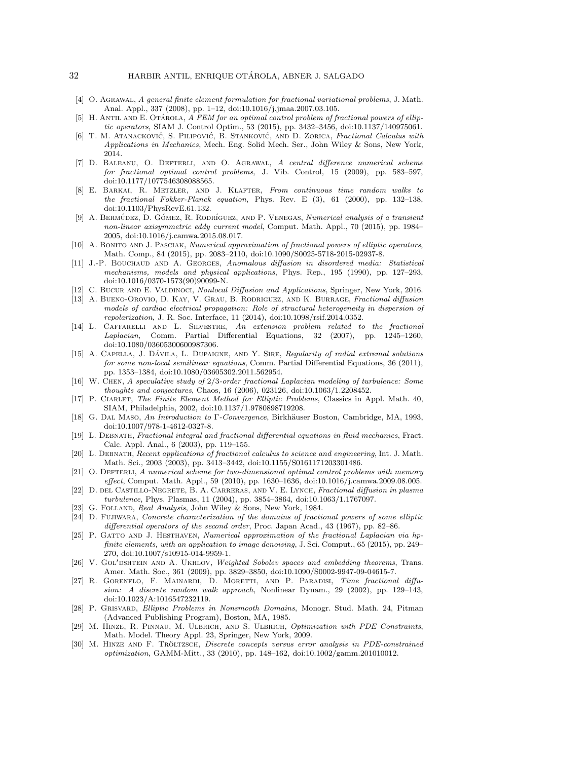[4] O. Agrawal, *A general finite element formulation for fractional variational problems*, J. Math. Anal. Appl., 337 (2008), pp. 1–12, doi:10.1016/j.jmaa.2007.03.105.

[5] H. Antil and E. Otárola, *A FEM for an optimal control problem of fractional powers of elliptic operators*, SIAM J. Control Optim., 53 (2015), pp. 3432–3456, doi:10.1137/140975061.

[6] T. M. Atanacković, S. Pilipović, B. Stanković, and D. Zorica, *Fractional Calculus with Applications in Mechanics*, Mech. Eng. Solid Mech. Ser., John Wiley & Sons, New York, 2014.

[7] D. Baleanu, O. Defterli, and O. Agrawal, *A central difference numerical scheme for fractional optimal control problems*, J. Vib. Control, 15 (2009), pp. 583–597, doi:10.1177/1077546308088565.

[8] E. Barkai, R. Metzler, and J. Klafter, *From continuous time random walks to the fractional Fokker-Planck equation*, Phys. Rev. E (3), 61 (2000), pp. 132–138, doi:10.1103/PhysRevE.61.132.

[9] A. Bermúdez, D. Gómez, R. Rodríguez, and P. Venegas, *Numerical analysis of a transient non-linear axisymmetric eddy current model*, Comput. Math. Appl., 70 (2015), pp. 1984–2005, doi:10.1016/j.camwa.2015.08.017.

[10] A. Bonito and J. Pasciak, *Numerical approximation of fractional powers of elliptic operators*, Math. Comp., 84 (2015), pp. 2083–2110, doi:10.1090/S0025-5718-2015-02937-8.

[11] J.-P. Bouchaud and A. Georges, *Anomalous diffusion in disordered media: Statistical mechanisms, models and physical applications*, Phys. Rep., 195 (1990), pp. 127–293, doi:10.1016/0370-1573(90)90099-N.

[12] C. Bucur and E. Valdinoci, *Nonlocal Diffusion and Applications*, Springer, New York, 2016.

[13] A. Bueno-Orovio, D. Kay, V. Grau, B. Rodriguez, and K. Burrage, *Fractional diffusion models of cardiac electrical propagation: Role of structural heterogeneity in dispersion of repolarization*, J. R. Soc. Interface, 11 (2014), doi:10.1098/rsif.2014.0352.

[14] L. Caffarelli and L. Silvestre, *An extension problem related to the fractional Laplacian*, Comm. Partial Differential Equations, 32 (2007), pp. 1245–1260, doi:10.1080/03605300600987306.

[15] A. Capella, J. Dávila, L. Dupaigne, and Y. Sire, *Regularity of radial extremal solutions for some non-local semilinear equations*, Comm. Partial Differential Equations, 36 (2011), pp. 1353–1384, doi:10.1080/03605302.2011.562954.

[16] W. Chen, *A speculative study of 2/3-order fractional Laplacian modeling of turbulence: Some thoughts and conjectures*, Chaos, 16 (2006), 023126, doi:10.1063/1.2208452.

[17] P. Ciarlet, *The Finite Element Method for Elliptic Problems*, Classics in Appl. Math. 40, SIAM, Philadelphia, 2002, doi:10.1137/1.9780898719208.

[18] G. Dal Maso, *An Introduction to Γ-Convergence*, Birkhäuser Boston, Cambridge, MA, 1993, doi:10.1007/978-1-4612-0327-8.

[19] L. Debnath, *Fractional integral and fractional differential equations in fluid mechanics*, Fract. Calc. Appl. Anal., 6 (2003), pp. 119–155.

[20] L. Debnath, *Recent applications of fractional calculus to science and engineering*, Int. J. Math. Math. Sci., 2003 (2003), pp. 3413–3442, doi:10.1155/S0161171203301486.

[21] O. Defterli, *A numerical scheme for two-dimensional optimal control problems with memory effect*, Comput. Math. Appl., 59 (2010), pp. 1630–1636, doi:10.1016/j.camwa.2009.08.005.

[22] D. del Castillo-Negrete, B. A. Carreras, and V. E. Lynch, *Fractional diffusion in plasma turbulence*, Phys. Plasmas, 11 (2004), pp. 3854–3864, doi:10.1063/1.1767097.

[23] G. Folland, *Real Analysis*, John Wiley & Sons, New York, 1984.

[24] D. Fujiwara, *Concrete characterization of the domains of fractional powers of some elliptic differential operators of the second order*, Proc. Japan Acad., 43 (1967), pp. 82–86.

[25] P. Gatto and J. Hesthaven, *Numerical approximation of the fractional Laplacian via hp-finite elements, with an application to image denoising*, J. Sci. Comput., 65 (2015), pp. 249–270, doi:10.1007/s10915-014-9959-1.

[26] V. Gol′dshtein and A. Ukhlov, *Weighted Sobolev spaces and embedding theorems*, Trans. Amer. Math. Soc., 361 (2009), pp. 3829–3850, doi:10.1090/S0002-9947-09-04615-7.

[27] R. Gorenflo, F. Mainardi, D. Moretti, and P. Paradisi, *Time fractional diffusion: A discrete random walk approach*, Nonlinear Dynam., 29 (2002), pp. 129–143, doi:10.1023/A:1016547232119.

[28] P. Grisvard, *Elliptic Problems in Nonsmooth Domains*, Monogr. Stud. Math. 24, Pitman (Advanced Publishing Program), Boston, MA, 1985.

[29] M. Hinze, R. Pinnau, M. Ulbrich, and S. Ulbrich, *Optimization with PDE Constraints*, Math. Model. Theory Appl. 23, Springer, New York, 2009.

[30] M. Hinze and F. Tröltzsch, *Discrete concepts versus error analysis in PDE-constrained optimization*, GAMM-Mitt., 33 (2010), pp. 148–162, doi:10.1002/gamm.201010012.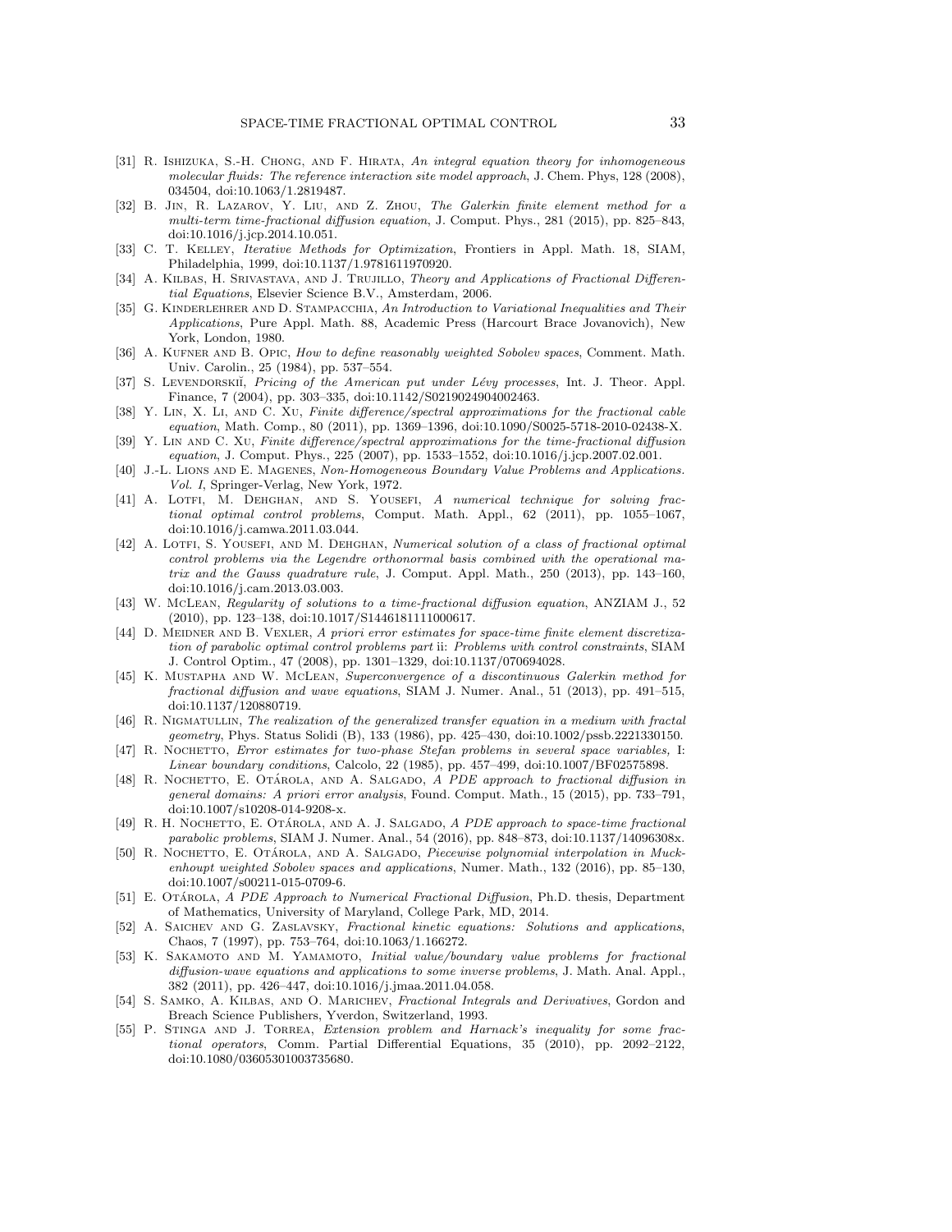[31] R. Ishizuka, S.-H. Chong, and F. Hirata, *An integral equation theory for inhomogeneous molecular fluids: The reference interaction site model approach*, J. Chem. Phys, 128 (2008), 034504, doi:10.1063/1.2819487.

[32] B. Jin, R. Lazarov, Y. Liu, and Z. Zhou, *The Galerkin finite element method for a multi-term time-fractional diffusion equation*, J. Comput. Phys., 281 (2015), pp. 825–843, doi:10.1016/j.jcp.2014.10.051.

[33] C. T. Kelley, *Iterative Methods for Optimization*, Frontiers in Appl. Math. 18, SIAM, Philadelphia, 1999, doi:10.1137/1.9781611970920.

[34] A. Kilbas, H. Srivastava, and J. Trujillo, *Theory and Applications of Fractional Differential Equations*, Elsevier Science B.V., Amsterdam, 2006.

[35] G. Kinderlehrer and D. Stampacchia, *An Introduction to Variational Inequalities and Their Applications*, Pure Appl. Math. 88, Academic Press (Harcourt Brace Jovanovich), New York, London, 1980.

[36] A. Kufner and B. Opic, *How to define reasonably weighted Sobolev spaces*, Comment. Math. Univ. Carolin., 25 (1984), pp. 537–554.

[37] S. Levendorskiĭ, *Pricing of the American put under Lévy processes*, Int. J. Theor. Appl. Finance, 7 (2004), pp. 303–335, doi:10.1142/S0219024904002463.

[38] Y. Lin, X. Li, and C. Xu, *Finite difference/spectral approximations for the fractional cable equation*, Math. Comp., 80 (2011), pp. 1369–1396, doi:10.1090/S0025-5718-2010-02438-X.

[39] Y. Lin and C. Xu, *Finite difference/spectral approximations for the time-fractional diffusion equation*, J. Comput. Phys., 225 (2007), pp. 1533–1552, doi:10.1016/j.jcp.2007.02.001.

[40] J.-L. Lions and E. Magenes, *Non-Homogeneous Boundary Value Problems and Applications. Vol. I*, Springer-Verlag, New York, 1972.

[41] A. Lotfi, M. Dehghan, and S. Yousefi, *A numerical technique for solving fractional optimal control problems*, Comput. Math. Appl., 62 (2011), pp. 1055–1067, doi:10.1016/j.camwa.2011.03.044.

[42] A. Lotfi, S. Yousefi, and M. Dehghan, *Numerical solution of a class of fractional optimal control problems via the Legendre orthonormal basis combined with the operational matrix and the Gauss quadrature rule*, J. Comput. Appl. Math., 250 (2013), pp. 143–160, doi:10.1016/j.cam.2013.03.003.

[43] W. McLean, *Regularity of solutions to a time-fractional diffusion equation*, ANZIAM J., 52 (2010), pp. 123–138, doi:10.1017/S1446181111000617.

[44] D. Meidner and B. Vexler, *A priori error estimates for space-time finite element discretization of parabolic optimal control problems part* ii*: Problems with control constraints*, SIAM J. Control Optim., 47 (2008), pp. 1301–1329, doi:10.1137/070694028.

[45] K. Mustapha and W. McLean, *Superconvergence of a discontinuous Galerkin method for fractional diffusion and wave equations*, SIAM J. Numer. Anal., 51 (2013), pp. 491–515, doi:10.1137/120880719.

[46] R. Nigmatullin, *The realization of the generalized transfer equation in a medium with fractal geometry*, Phys. Status Solidi (B), 133 (1986), pp. 425–430, doi:10.1002/pssb.2221330150.

[47] R. Nochetto, *Error estimates for two-phase Stefan problems in several space variables,* I*: Linear boundary conditions*, Calcolo, 22 (1985), pp. 457–499, doi:10.1007/BF02575898.

[48] R. Nochetto, E. Otárola, and A. Salgado, *A PDE approach to fractional diffusion in general domains: A priori error analysis*, Found. Comput. Math., 15 (2015), pp. 733–791, doi:10.1007/s10208-014-9208-x.

[49] R. H. Nochetto, E. Otárola, and A. J. Salgado, *A PDE approach to space-time fractional parabolic problems*, SIAM J. Numer. Anal., 54 (2016), pp. 848–873, doi:10.1137/14096308x.

[50] R. Nochetto, E. Otárola, and A. Salgado, *Piecewise polynomial interpolation in Muckenhoupt weighted Sobolev spaces and applications*, Numer. Math., 132 (2016), pp. 85–130, doi:10.1007/s00211-015-0709-6.

[51] E. Otárola, *A PDE Approach to Numerical Fractional Diffusion*, Ph.D. thesis, Department of Mathematics, University of Maryland, College Park, MD, 2014.

[52] A. Saichev and G. Zaslavsky, *Fractional kinetic equations: Solutions and applications*, Chaos, 7 (1997), pp. 753–764, doi:10.1063/1.166272.

[53] K. Sakamoto and M. Yamamoto, *Initial value/boundary value problems for fractional diffusion-wave equations and applications to some inverse problems*, J. Math. Anal. Appl., 382 (2011), pp. 426–447, doi:10.1016/j.jmaa.2011.04.058.

[54] S. Samko, A. Kilbas, and O. Marichev, *Fractional Integrals and Derivatives*, Gordon and Breach Science Publishers, Yverdon, Switzerland, 1993.

[55] P. Stinga and J. Torrea, *Extension problem and Harnack's inequality for some fractional operators*, Comm. Partial Differential Equations, 35 (2010), pp. 2092–2122, doi:10.1080/03605301003735680.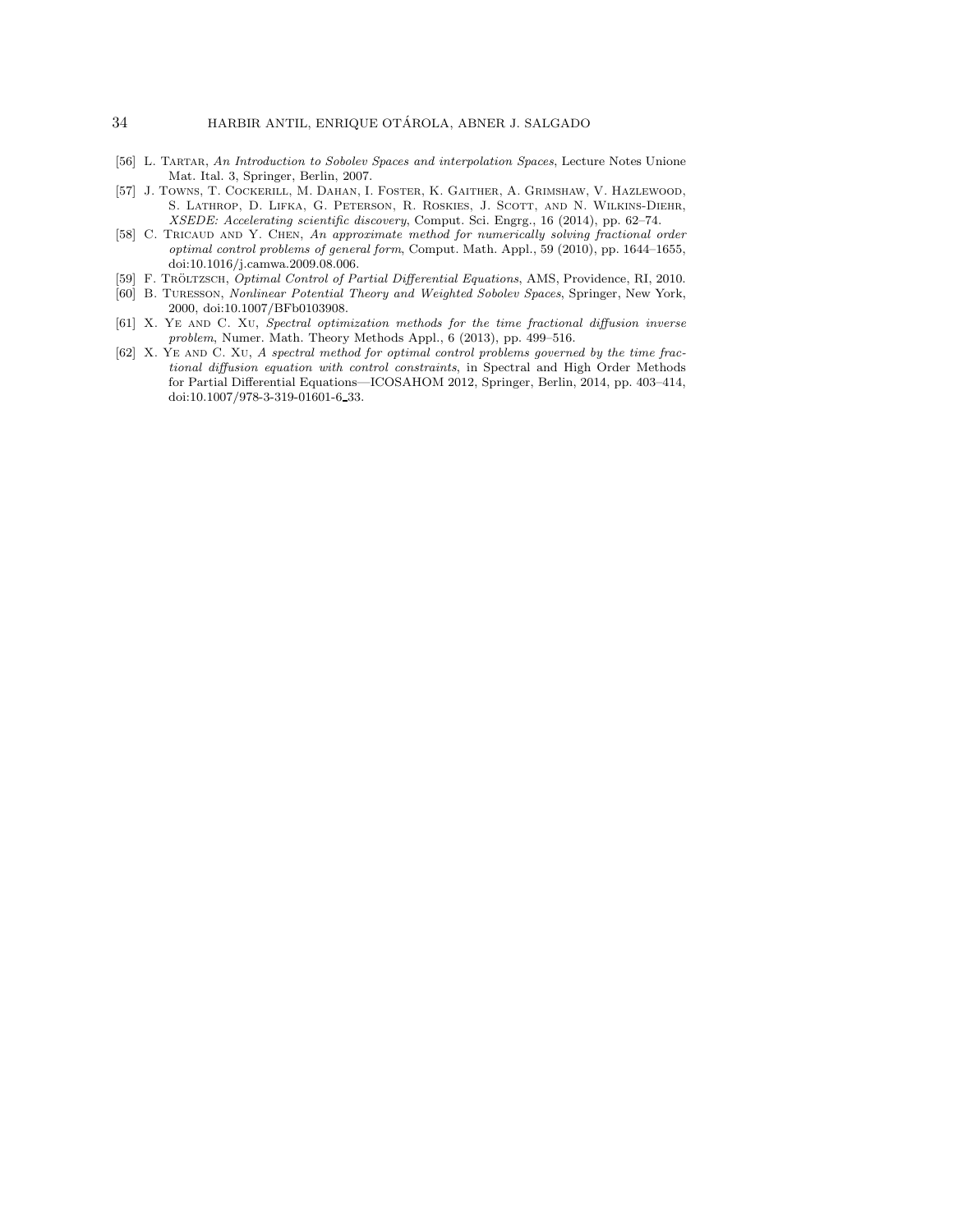[56] L. Tartar, *An Introduction to Sobolev Spaces and interpolation Spaces*, Lecture Notes Unione Mat. Ital. 3, Springer, Berlin, 2007.

[57] J. Towns, T. Cockerill, M. Dahan, I. Foster, K. Gaither, A. Grimshaw, V. Hazlewood, S. Lathrop, D. Lifka, G. Peterson, R. Roskies, J. Scott, and N. Wilkins-Diehr, *XSEDE: Accelerating scientific discovery*, Comput. Sci. Engrg., 16 (2014), pp. 62–74.

[58] C. Tricaud and Y. Chen, *An approximate method for numerically solving fractional order optimal control problems of general form*, Comput. Math. Appl., 59 (2010), pp. 1644–1655, doi:10.1016/j.camwa.2009.08.006.

[59] F. Tröltzsch, *Optimal Control of Partial Differential Equations*, AMS, Providence, RI, 2010.

[60] B. Turesson, *Nonlinear Potential Theory and Weighted Sobolev Spaces*, Springer, New York, 2000, doi:10.1007/BFb0103908.

[61] X. Ye and C. Xu, *Spectral optimization methods for the time fractional diffusion inverse problem*, Numer. Math. Theory Methods Appl., 6 (2013), pp. 499–516.

[62] X. Ye and C. Xu, *A spectral method for optimal control problems governed by the time fractional diffusion equation with control constraints*, in Spectral and High Order Methods for Partial Differential Equations—ICOSAHOM 2012, Springer, Berlin, 2014, pp. 403–414, doi:10.1007/978-3-319-01601-6_33.